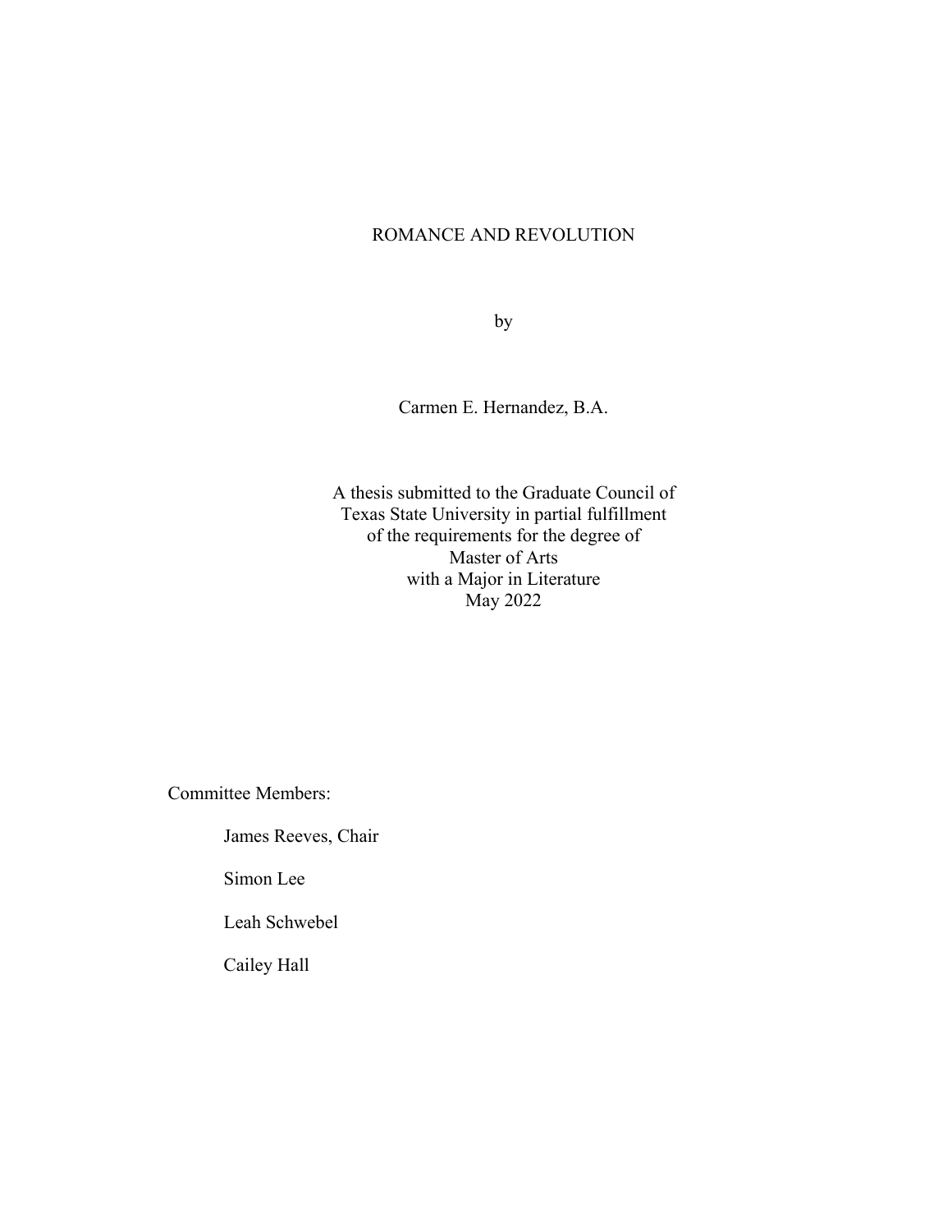# ROMANCE AND REVOLUTION

by

Carmen E. Hernandez, B.A.

A thesis submitted to the Graduate Council of
Texas State University in partial fulfillment
of the requirements for the degree of
Master of Arts
with a Major in Literature
May 2022

Committee Members:

James Reeves, Chair

Simon Lee

Leah Schwebel

Cailey Hall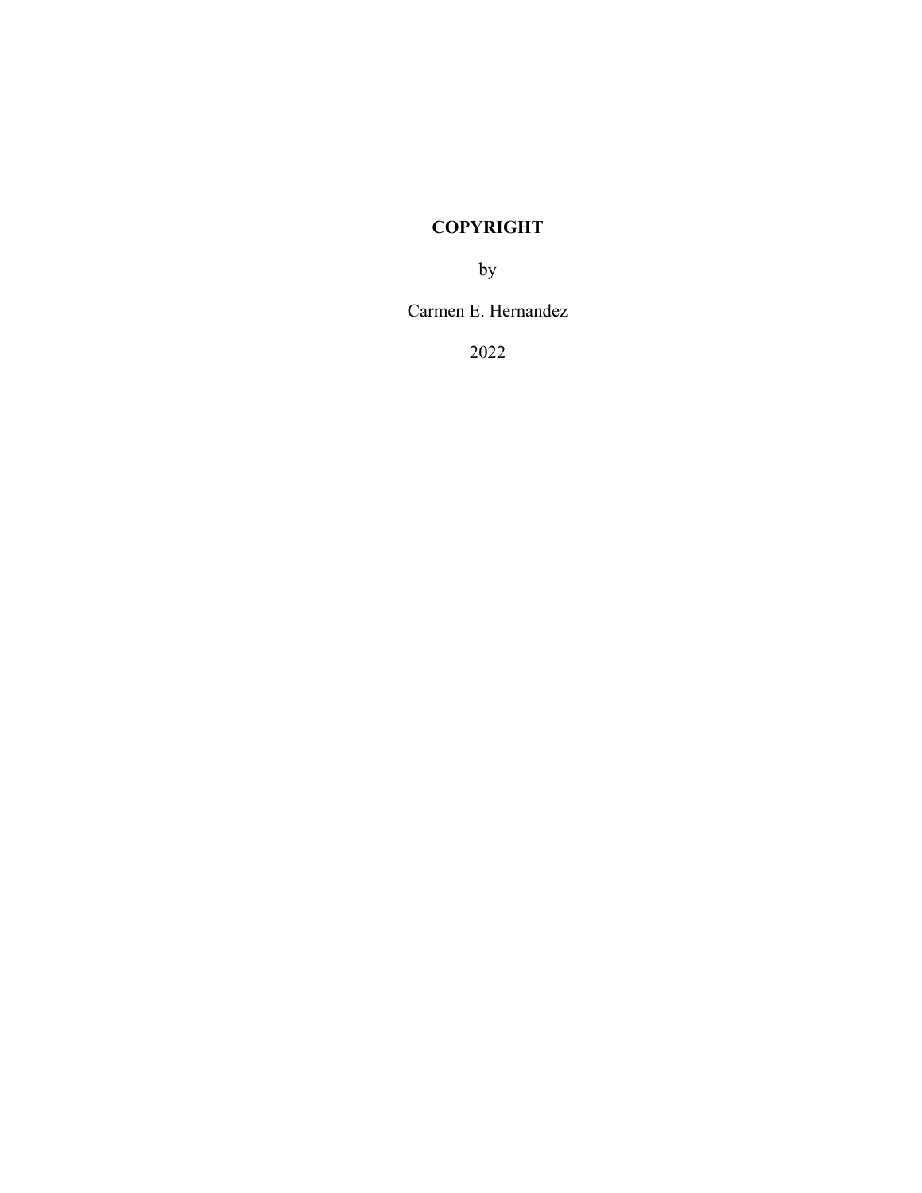**COPYRIGHT**

by

Carmen E. Hernandez

2022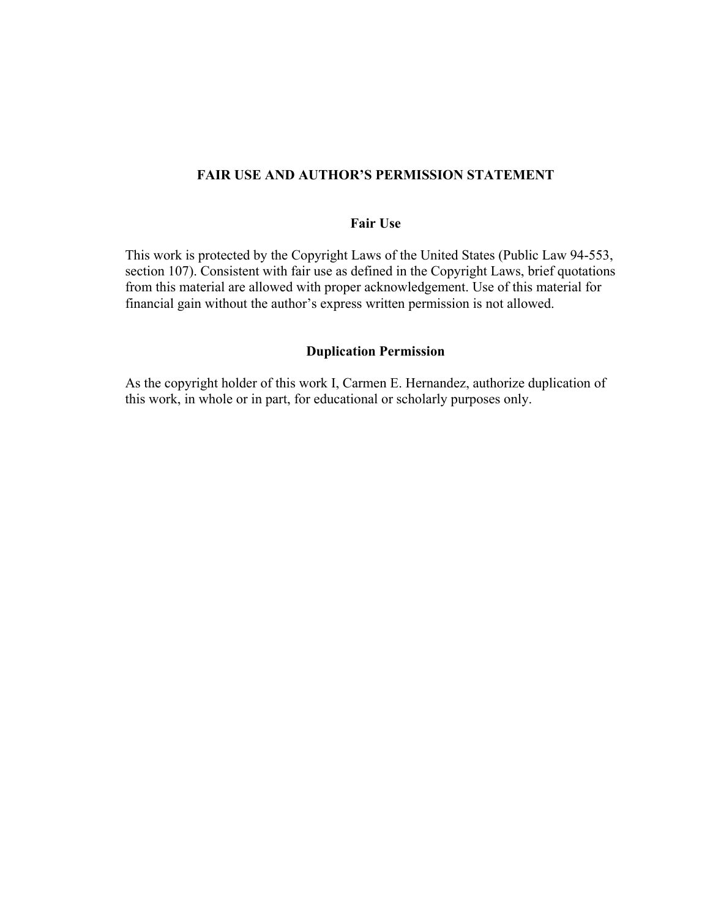# FAIR USE AND AUTHOR'S PERMISSION STATEMENT

## Fair Use

This work is protected by the Copyright Laws of the United States (Public Law 94-553, section 107). Consistent with fair use as defined in the Copyright Laws, brief quotations from this material are allowed with proper acknowledgement. Use of this material for financial gain without the author's express written permission is not allowed.

## Duplication Permission

As the copyright holder of this work I, Carmen E. Hernandez, authorize duplication of this work, in whole or in part, for educational or scholarly purposes only.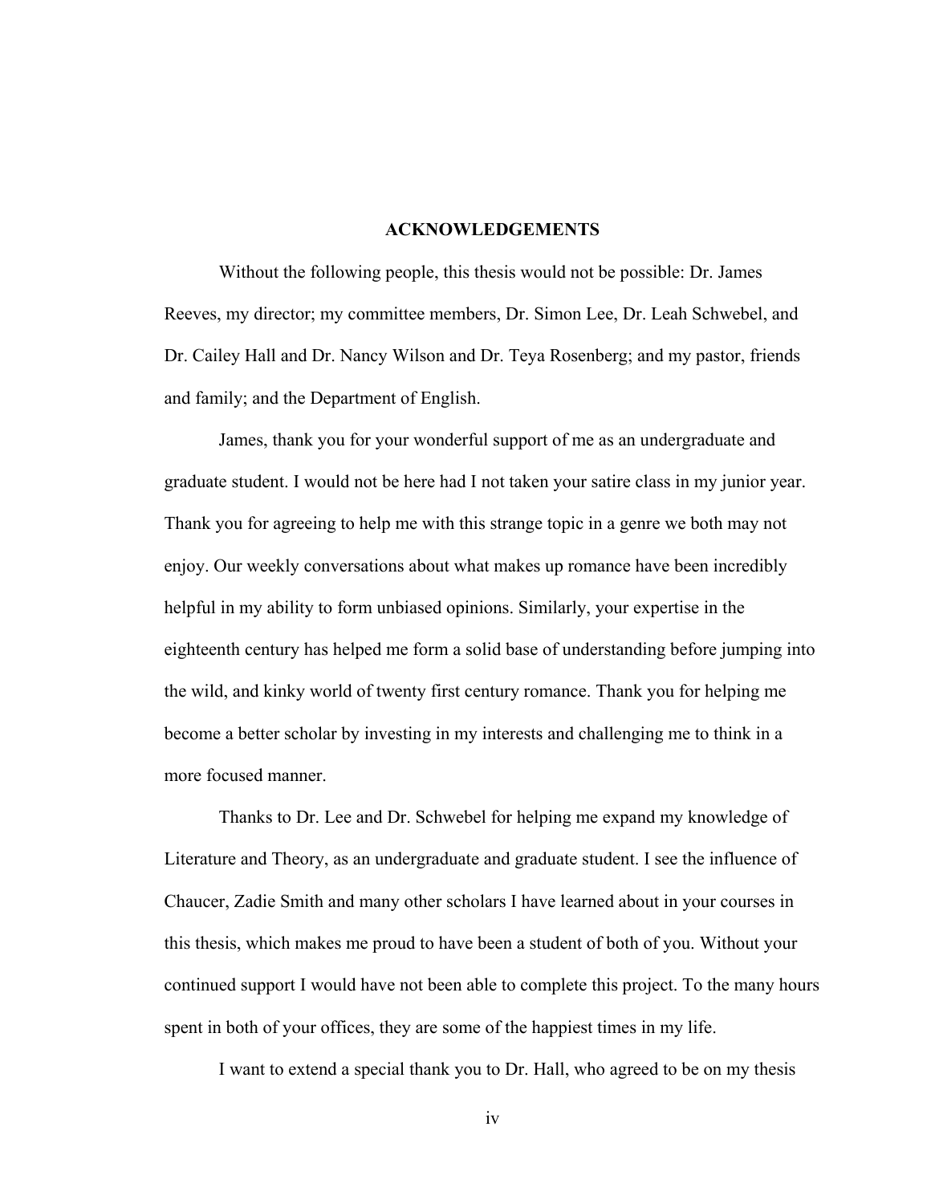## ACKNOWLEDGEMENTS

Without the following people, this thesis would not be possible: Dr. James Reeves, my director; my committee members, Dr. Simon Lee, Dr. Leah Schwebel, and Dr. Cailey Hall and Dr. Nancy Wilson and Dr. Teya Rosenberg; and my pastor, friends and family; and the Department of English.

James, thank you for your wonderful support of me as an undergraduate and graduate student. I would not be here had I not taken your satire class in my junior year. Thank you for agreeing to help me with this strange topic in a genre we both may not enjoy. Our weekly conversations about what makes up romance have been incredibly helpful in my ability to form unbiased opinions. Similarly, your expertise in the eighteenth century has helped me form a solid base of understanding before jumping into the wild, and kinky world of twenty first century romance. Thank you for helping me become a better scholar by investing in my interests and challenging me to think in a more focused manner.

Thanks to Dr. Lee and Dr. Schwebel for helping me expand my knowledge of Literature and Theory, as an undergraduate and graduate student. I see the influence of Chaucer, Zadie Smith and many other scholars I have learned about in your courses in this thesis, which makes me proud to have been a student of both of you. Without your continued support I would have not been able to complete this project. To the many hours spent in both of your offices, they are some of the happiest times in my life.

I want to extend a special thank you to Dr. Hall, who agreed to be on my thesis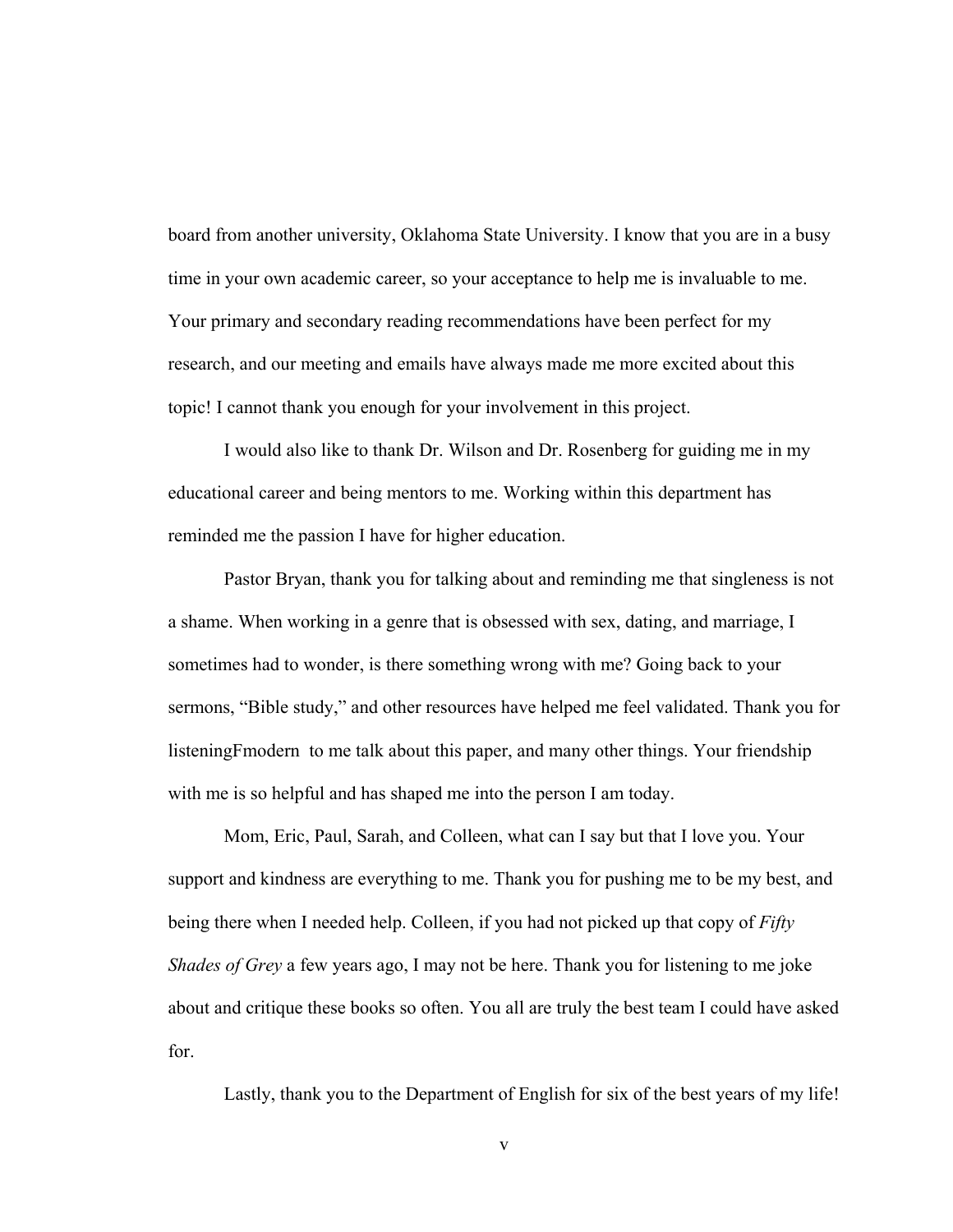board from another university, Oklahoma State University. I know that you are in a busy time in your own academic career, so your acceptance to help me is invaluable to me. Your primary and secondary reading recommendations have been perfect for my research, and our meeting and emails have always made me more excited about this topic! I cannot thank you enough for your involvement in this project.

I would also like to thank Dr. Wilson and Dr. Rosenberg for guiding me in my educational career and being mentors to me. Working within this department has reminded me the passion I have for higher education.

Pastor Bryan, thank you for talking about and reminding me that singleness is not a shame. When working in a genre that is obsessed with sex, dating, and marriage, I sometimes had to wonder, is there something wrong with me? Going back to your sermons, "Bible study," and other resources have helped me feel validated. Thank you for listeningFmodern  to me talk about this paper, and many other things. Your friendship with me is so helpful and has shaped me into the person I am today.

Mom, Eric, Paul, Sarah, and Colleen, what can I say but that I love you. Your support and kindness are everything to me. Thank you for pushing me to be my best, and being there when I needed help. Colleen, if you had not picked up that copy of *Fifty Shades of Grey* a few years ago, I may not be here. Thank you for listening to me joke about and critique these books so often. You all are truly the best team I could have asked for.

Lastly, thank you to the Department of English for six of the best years of my life!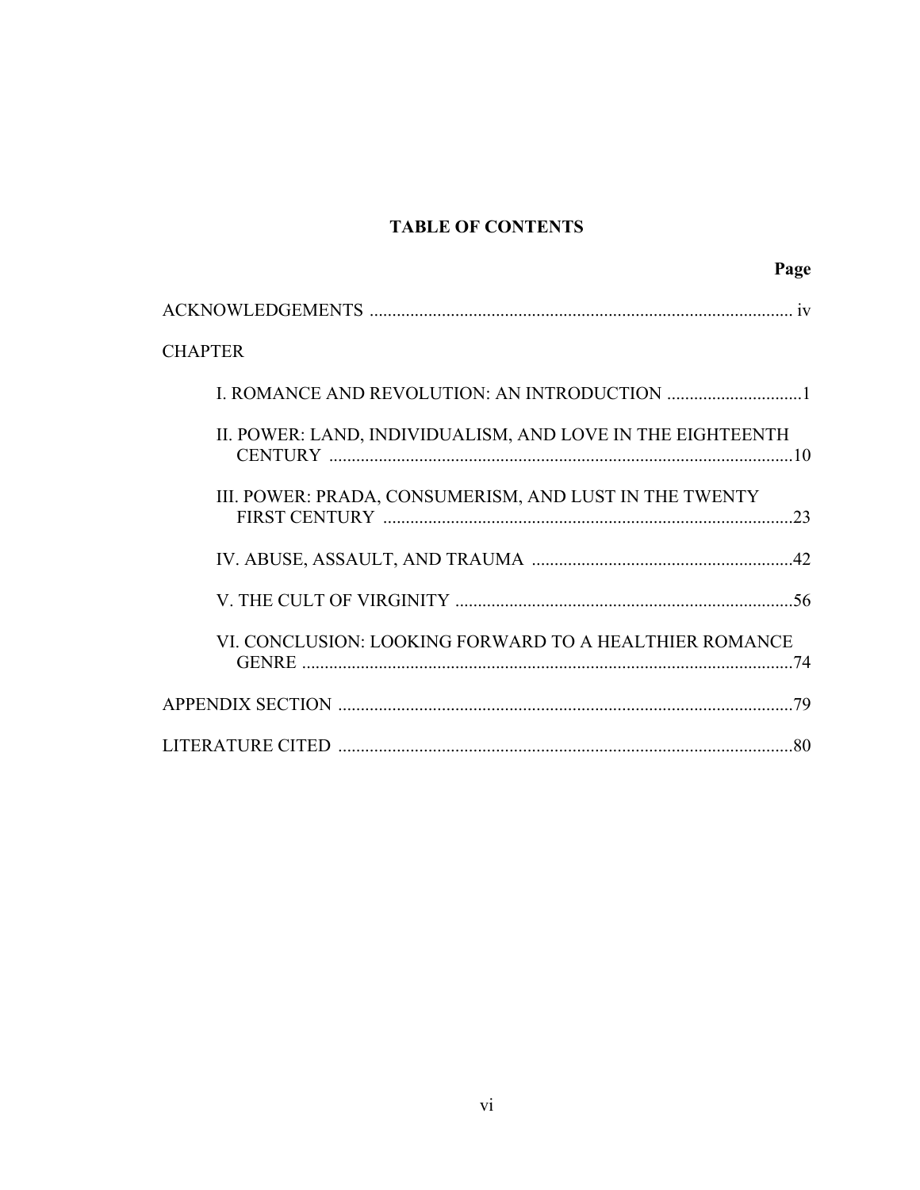## TABLE OF CONTENTS

| | Page |
|---|---|
| ACKNOWLEDGEMENTS | iv |
| CHAPTER | |
| I. ROMANCE AND REVOLUTION: AN INTRODUCTION | 1 |
| II. POWER: LAND, INDIVIDUALISM, AND LOVE IN THE EIGHTEENTH CENTURY | 10 |
| III. POWER: PRADA, CONSUMERISM, AND LUST IN THE TWENTY FIRST CENTURY | 23 |
| IV. ABUSE, ASSAULT, AND TRAUMA | 42 |
| V. THE CULT OF VIRGINITY | 56 |
| VI. CONCLUSION: LOOKING FORWARD TO A HEALTHIER ROMANCE GENRE | 74 |
| APPENDIX SECTION | 79 |
| LITERATURE CITED | 80 |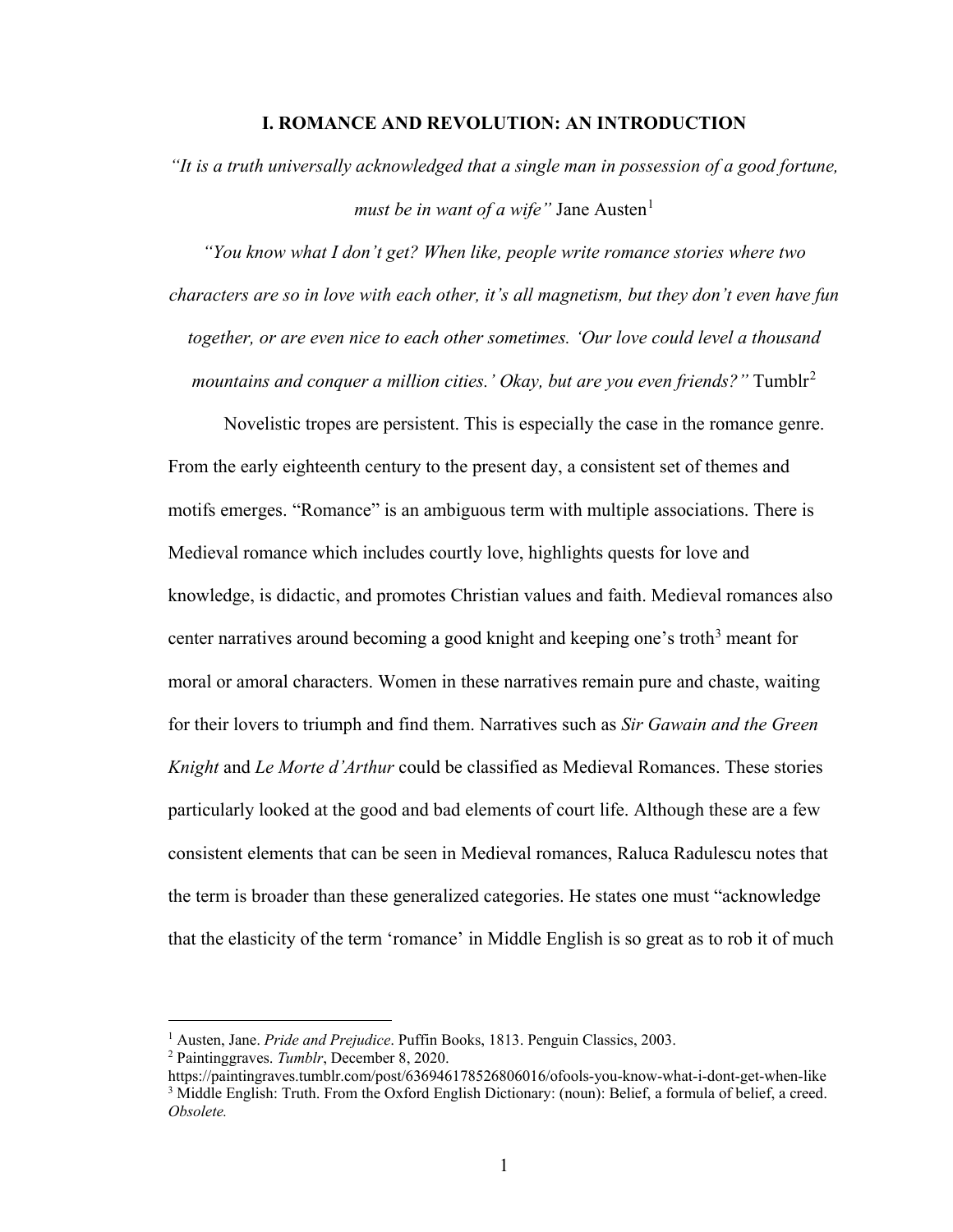## I. ROMANCE AND REVOLUTION: AN INTRODUCTION

*"It is a truth universally acknowledged that a single man in possession of a good fortune, must be in want of a wife"* Jane Austen[1]

*"You know what I don't get? When like, people write romance stories where two characters are so in love with each other, it's all magnetism, but they don't even have fun together, or are even nice to each other sometimes. 'Our love could level a thousand mountains and conquer a million cities.' Okay, but are you even friends?"* Tumblr[2]

Novelistic tropes are persistent. This is especially the case in the romance genre. From the early eighteenth century to the present day, a consistent set of themes and motifs emerges. "Romance" is an ambiguous term with multiple associations. There is Medieval romance which includes courtly love, highlights quests for love and knowledge, is didactic, and promotes Christian values and faith. Medieval romances also center narratives around becoming a good knight and keeping one's troth[3] meant for moral or amoral characters. Women in these narratives remain pure and chaste, waiting for their lovers to triumph and find them. Narratives such as *Sir Gawain and the Green Knight* and *Le Morte d'Arthur* could be classified as Medieval Romances. These stories particularly looked at the good and bad elements of court life. Although these are a few consistent elements that can be seen in Medieval romances, Raluca Radulescu notes that the term is broader than these generalized categories. He states one must "acknowledge that the elasticity of the term 'romance' in Middle English is so great as to rob it of much

---

[1] Austen, Jane. *Pride and Prejudice*. Puffin Books, 1813. Penguin Classics, 2003.

[2] Paintinggraves. *Tumblr*, December 8, 2020. https://paintingraves.tumblr.com/post/636946178526806016/ofools-you-know-what-i-dont-get-when-like

[3] Middle English: Truth. From the Oxford English Dictionary: (noun): Belief, a formula of belief, a creed. *Obsolete.*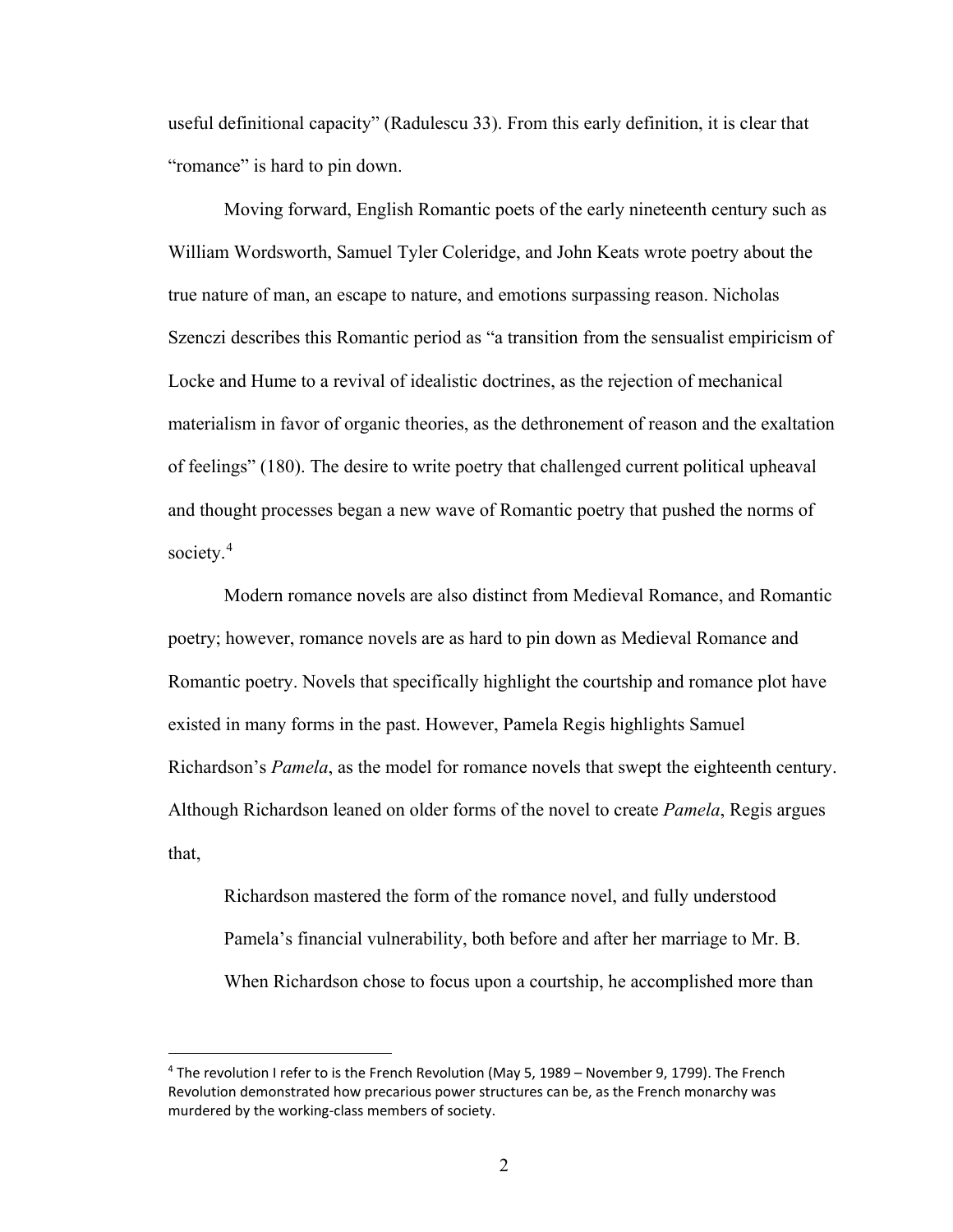useful definitional capacity" (Radulescu 33). From this early definition, it is clear that "romance" is hard to pin down.

Moving forward, English Romantic poets of the early nineteenth century such as William Wordsworth, Samuel Tyler Coleridge, and John Keats wrote poetry about the true nature of man, an escape to nature, and emotions surpassing reason. Nicholas Szenczi describes this Romantic period as "a transition from the sensualist empiricism of Locke and Hume to a revival of idealistic doctrines, as the rejection of mechanical materialism in favor of organic theories, as the dethronement of reason and the exaltation of feelings" (180). The desire to write poetry that challenged current political upheaval and thought processes began a new wave of Romantic poetry that pushed the norms of society.[4]

Modern romance novels are also distinct from Medieval Romance, and Romantic poetry; however, romance novels are as hard to pin down as Medieval Romance and Romantic poetry. Novels that specifically highlight the courtship and romance plot have existed in many forms in the past. However, Pamela Regis highlights Samuel Richardson's *Pamela*, as the model for romance novels that swept the eighteenth century. Although Richardson leaned on older forms of the novel to create *Pamela*, Regis argues that,

> Richardson mastered the form of the romance novel, and fully understood Pamela's financial vulnerability, both before and after her marriage to Mr. B. When Richardson chose to focus upon a courtship, he accomplished more than

---

[4] The revolution I refer to is the French Revolution (May 5, 1989 – November 9, 1799). The French Revolution demonstrated how precarious power structures can be, as the French monarchy was murdered by the working-class members of society.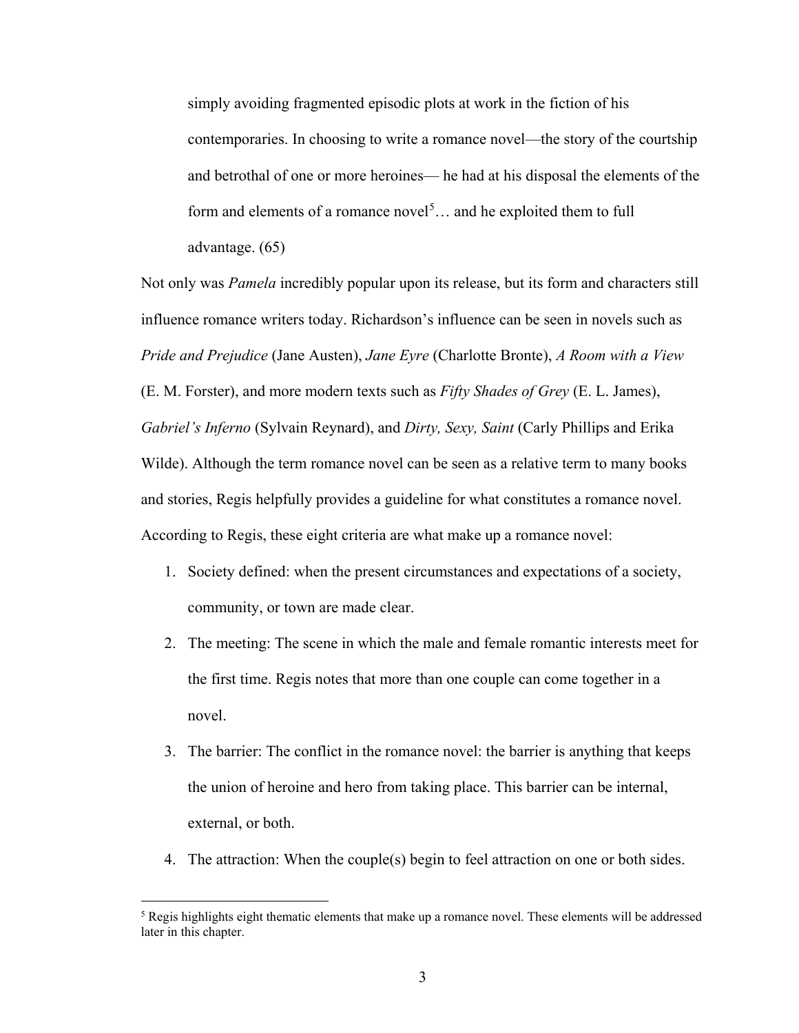> simply avoiding fragmented episodic plots at work in the fiction of his contemporaries. In choosing to write a romance novel—the story of the courtship and betrothal of one or more heroines— he had at his disposal the elements of the form and elements of a romance novel[5]… and he exploited them to full advantage. (65)

Not only was *Pamela* incredibly popular upon its release, but its form and characters still influence romance writers today. Richardson's influence can be seen in novels such as *Pride and Prejudice* (Jane Austen), *Jane Eyre* (Charlotte Bronte), *A Room with a View* (E. M. Forster), and more modern texts such as *Fifty Shades of Grey* (E. L. James), *Gabriel's Inferno* (Sylvain Reynard), and *Dirty, Sexy, Saint* (Carly Phillips and Erika Wilde). Although the term romance novel can be seen as a relative term to many books and stories, Regis helpfully provides a guideline for what constitutes a romance novel. According to Regis, these eight criteria are what make up a romance novel:

1. Society defined: when the present circumstances and expectations of a society, community, or town are made clear.
2. The meeting: The scene in which the male and female romantic interests meet for the first time. Regis notes that more than one couple can come together in a novel.
3. The barrier: The conflict in the romance novel: the barrier is anything that keeps the union of heroine and hero from taking place. This barrier can be internal, external, or both.
4. The attraction: When the couple(s) begin to feel attraction on one or both sides.

[5] Regis highlights eight thematic elements that make up a romance novel. These elements will be addressed later in this chapter.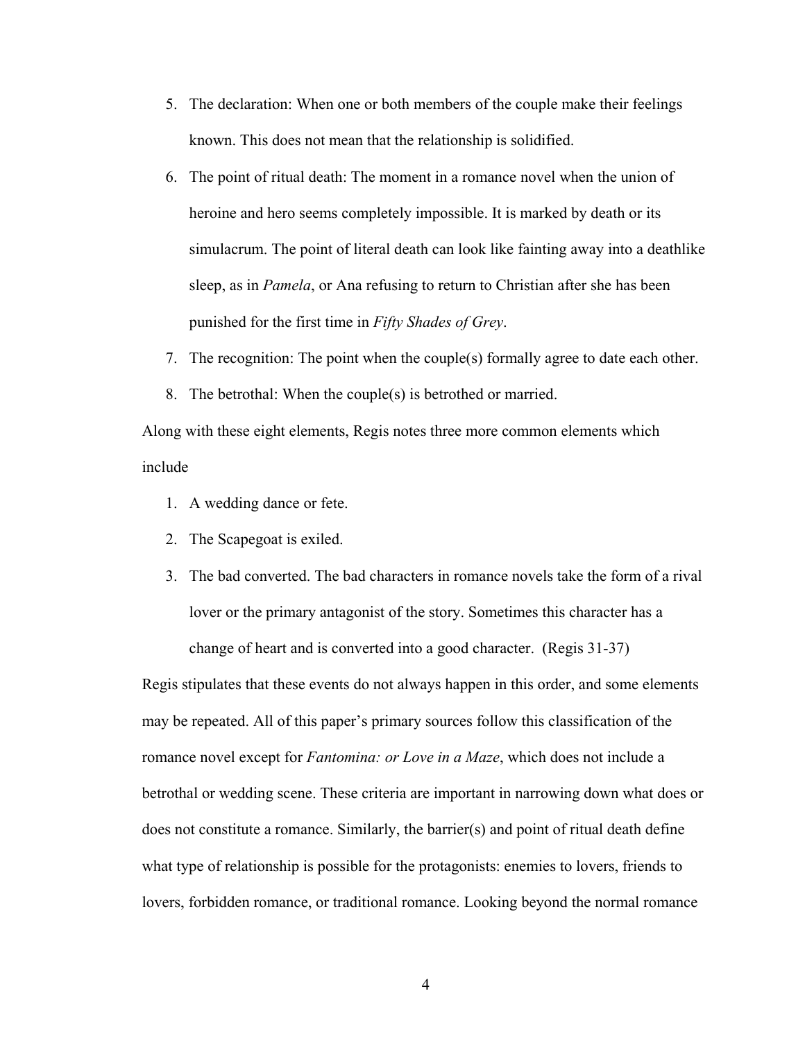5. The declaration: When one or both members of the couple make their feelings known. This does not mean that the relationship is solidified.
6. The point of ritual death: The moment in a romance novel when the union of heroine and hero seems completely impossible. It is marked by death or its simulacrum. The point of literal death can look like fainting away into a deathlike sleep, as in *Pamela*, or Ana refusing to return to Christian after she has been punished for the first time in *Fifty Shades of Grey*.
7. The recognition: The point when the couple(s) formally agree to date each other.
8. The betrothal: When the couple(s) is betrothed or married.

Along with these eight elements, Regis notes three more common elements which include

1. A wedding dance or fete.
2. The Scapegoat is exiled.
3. The bad converted. The bad characters in romance novels take the form of a rival lover or the primary antagonist of the story. Sometimes this character has a change of heart and is converted into a good character. (Regis 31-37)

Regis stipulates that these events do not always happen in this order, and some elements may be repeated. All of this paper's primary sources follow this classification of the romance novel except for *Fantomina: or Love in a Maze*, which does not include a betrothal or wedding scene. These criteria are important in narrowing down what does or does not constitute a romance. Similarly, the barrier(s) and point of ritual death define what type of relationship is possible for the protagonists: enemies to lovers, friends to lovers, forbidden romance, or traditional romance. Looking beyond the normal romance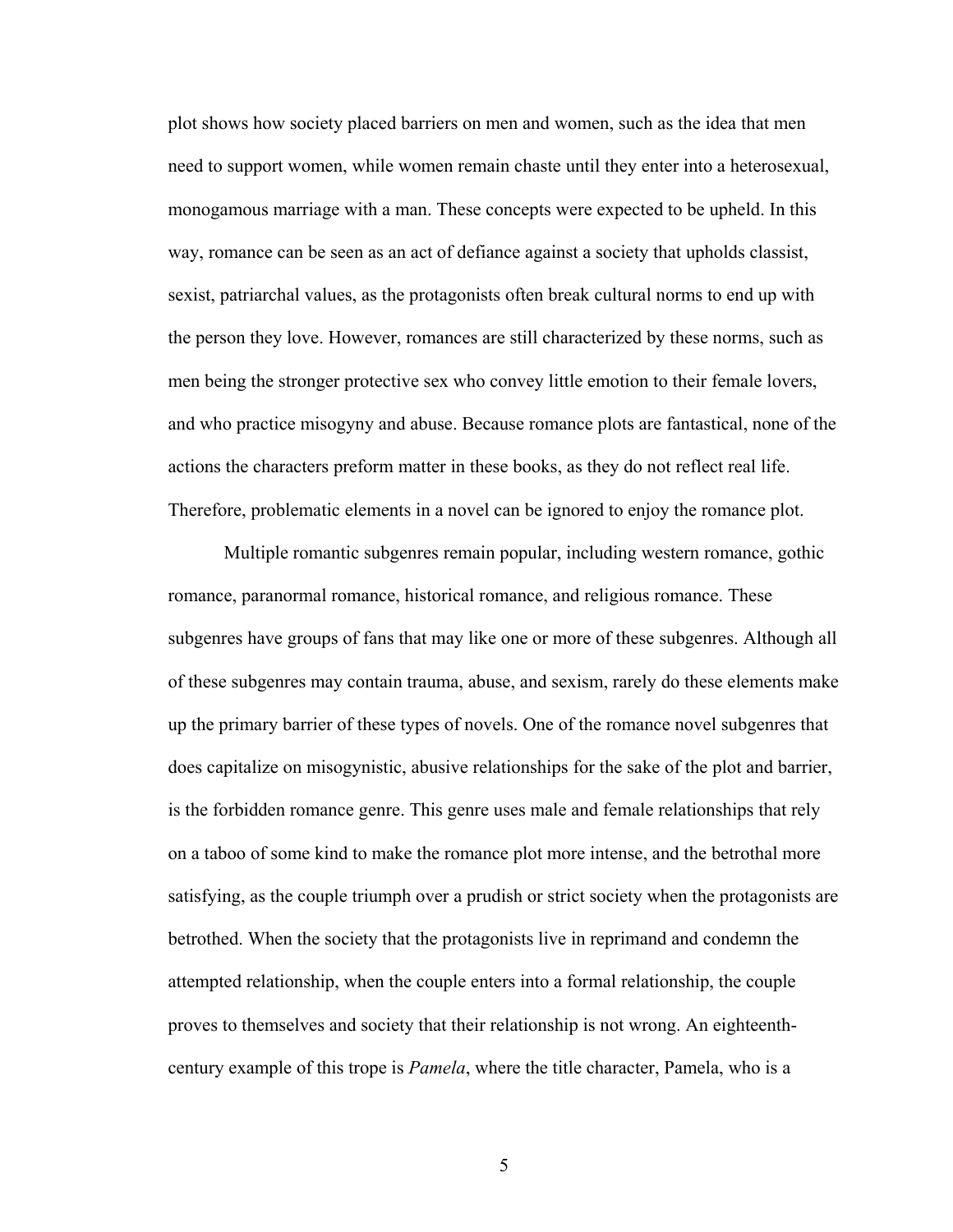plot shows how society placed barriers on men and women, such as the idea that men need to support women, while women remain chaste until they enter into a heterosexual, monogamous marriage with a man. These concepts were expected to be upheld. In this way, romance can be seen as an act of defiance against a society that upholds classist, sexist, patriarchal values, as the protagonists often break cultural norms to end up with the person they love. However, romances are still characterized by these norms, such as men being the stronger protective sex who convey little emotion to their female lovers, and who practice misogyny and abuse. Because romance plots are fantastical, none of the actions the characters preform matter in these books, as they do not reflect real life. Therefore, problematic elements in a novel can be ignored to enjoy the romance plot.

Multiple romantic subgenres remain popular, including western romance, gothic romance, paranormal romance, historical romance, and religious romance. These subgenres have groups of fans that may like one or more of these subgenres. Although all of these subgenres may contain trauma, abuse, and sexism, rarely do these elements make up the primary barrier of these types of novels. One of the romance novel subgenres that does capitalize on misogynistic, abusive relationships for the sake of the plot and barrier, is the forbidden romance genre. This genre uses male and female relationships that rely on a taboo of some kind to make the romance plot more intense, and the betrothal more satisfying, as the couple triumph over a prudish or strict society when the protagonists are betrothed. When the society that the protagonists live in reprimand and condemn the attempted relationship, when the couple enters into a formal relationship, the couple proves to themselves and society that their relationship is not wrong. An eighteenth-century example of this trope is *Pamela*, where the title character, Pamela, who is a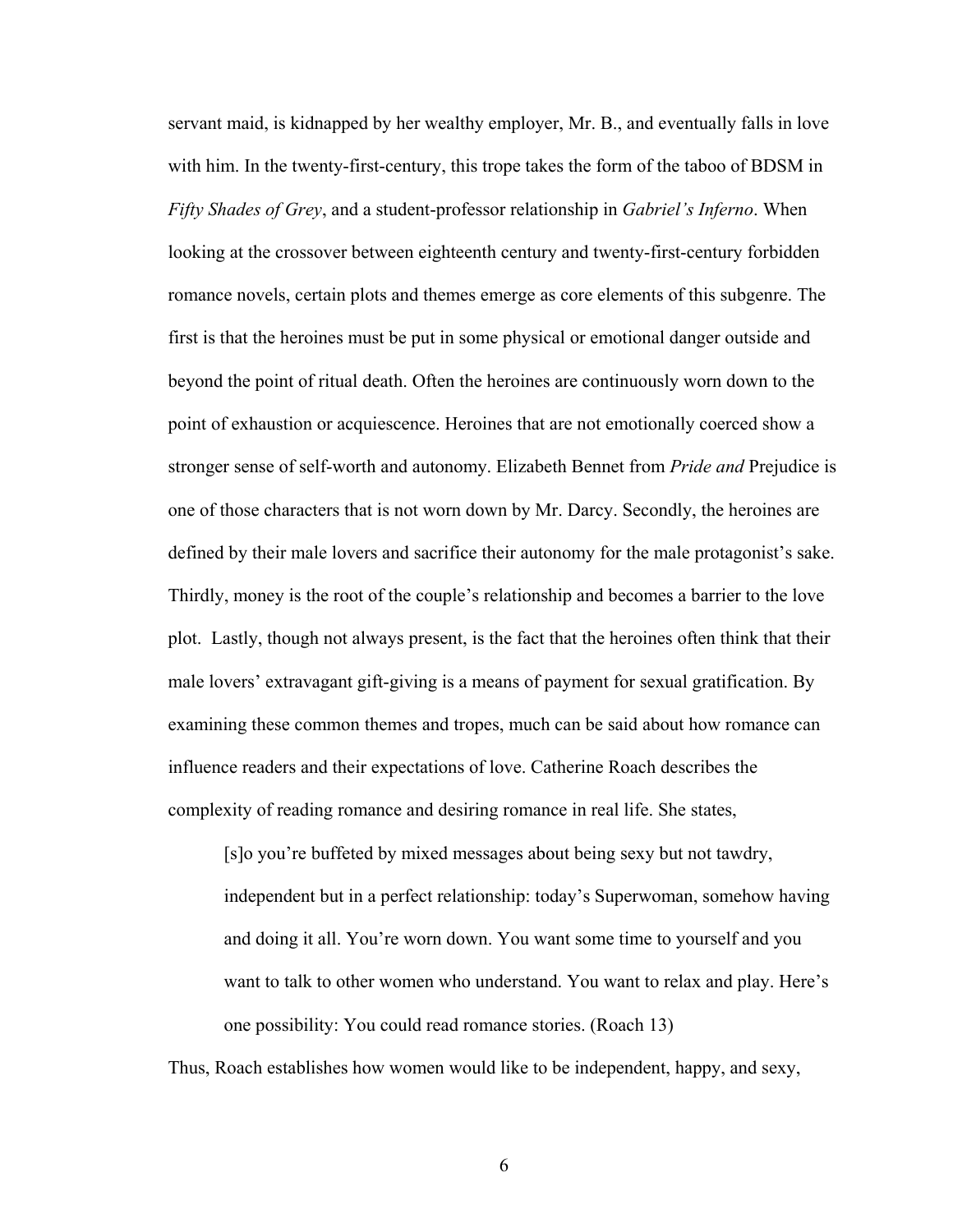servant maid, is kidnapped by her wealthy employer, Mr. B., and eventually falls in love with him. In the twenty-first-century, this trope takes the form of the taboo of BDSM in *Fifty Shades of Grey*, and a student-professor relationship in *Gabriel's Inferno*. When looking at the crossover between eighteenth century and twenty-first-century forbidden romance novels, certain plots and themes emerge as core elements of this subgenre. The first is that the heroines must be put in some physical or emotional danger outside and beyond the point of ritual death. Often the heroines are continuously worn down to the point of exhaustion or acquiescence. Heroines that are not emotionally coerced show a stronger sense of self-worth and autonomy. Elizabeth Bennet from *Pride and* Prejudice is one of those characters that is not worn down by Mr. Darcy. Secondly, the heroines are defined by their male lovers and sacrifice their autonomy for the male protagonist's sake. Thirdly, money is the root of the couple's relationship and becomes a barrier to the love plot. Lastly, though not always present, is the fact that the heroines often think that their male lovers' extravagant gift-giving is a means of payment for sexual gratification. By examining these common themes and tropes, much can be said about how romance can influence readers and their expectations of love. Catherine Roach describes the complexity of reading romance and desiring romance in real life. She states,

> [s]o you're buffeted by mixed messages about being sexy but not tawdry, independent but in a perfect relationship: today's Superwoman, somehow having and doing it all. You're worn down. You want some time to yourself and you want to talk to other women who understand. You want to relax and play. Here's one possibility: You could read romance stories. (Roach 13)

Thus, Roach establishes how women would like to be independent, happy, and sexy,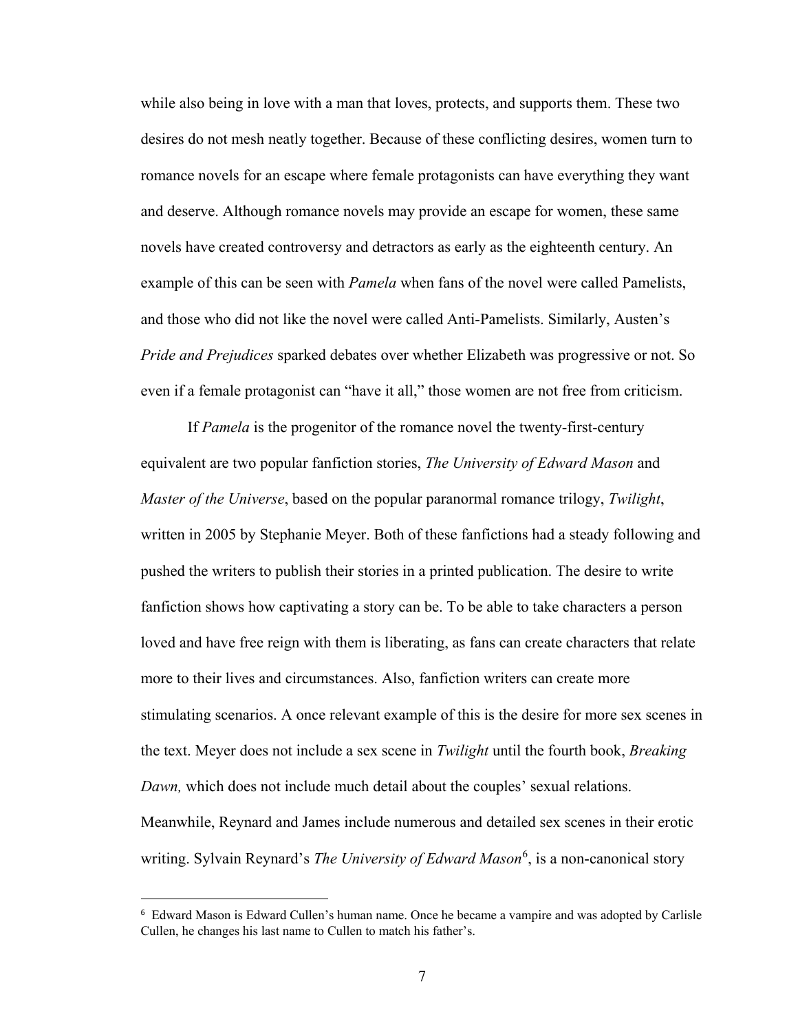while also being in love with a man that loves, protects, and supports them. These two desires do not mesh neatly together. Because of these conflicting desires, women turn to romance novels for an escape where female protagonists can have everything they want and deserve. Although romance novels may provide an escape for women, these same novels have created controversy and detractors as early as the eighteenth century. An example of this can be seen with *Pamela* when fans of the novel were called Pamelists, and those who did not like the novel were called Anti-Pamelists. Similarly, Austen's *Pride and Prejudices* sparked debates over whether Elizabeth was progressive or not. So even if a female protagonist can "have it all," those women are not free from criticism.

If *Pamela* is the progenitor of the romance novel the twenty-first-century equivalent are two popular fanfiction stories, *The University of Edward Mason* and *Master of the Universe*, based on the popular paranormal romance trilogy, *Twilight*, written in 2005 by Stephanie Meyer. Both of these fanfictions had a steady following and pushed the writers to publish their stories in a printed publication. The desire to write fanfiction shows how captivating a story can be. To be able to take characters a person loved and have free reign with them is liberating, as fans can create characters that relate more to their lives and circumstances. Also, fanfiction writers can create more stimulating scenarios. A once relevant example of this is the desire for more sex scenes in the text. Meyer does not include a sex scene in *Twilight* until the fourth book, *Breaking Dawn,* which does not include much detail about the couples' sexual relations. Meanwhile, Reynard and James include numerous and detailed sex scenes in their erotic writing. Sylvain Reynard's *The University of Edward Mason*[6], is a non-canonical story

[6] Edward Mason is Edward Cullen's human name. Once he became a vampire and was adopted by Carlisle Cullen, he changes his last name to Cullen to match his father's.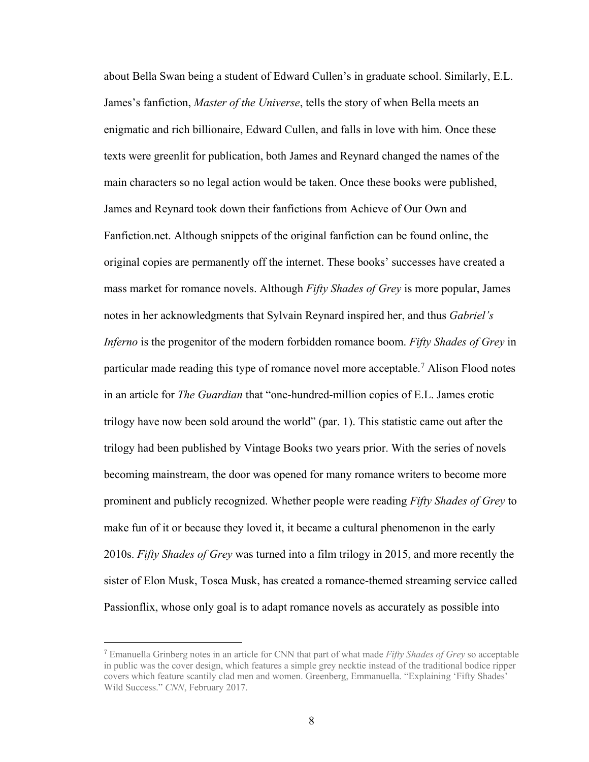about Bella Swan being a student of Edward Cullen's in graduate school. Similarly, E.L. James's fanfiction, *Master of the Universe*, tells the story of when Bella meets an enigmatic and rich billionaire, Edward Cullen, and falls in love with him. Once these texts were greenlit for publication, both James and Reynard changed the names of the main characters so no legal action would be taken. Once these books were published, James and Reynard took down their fanfictions from Achieve of Our Own and Fanfiction.net. Although snippets of the original fanfiction can be found online, the original copies are permanently off the internet. These books' successes have created a mass market for romance novels. Although *Fifty Shades of Grey* is more popular, James notes in her acknowledgments that Sylvain Reynard inspired her, and thus *Gabriel's Inferno* is the progenitor of the modern forbidden romance boom. *Fifty Shades of Grey* in particular made reading this type of romance novel more acceptable.[7] Alison Flood notes in an article for *The Guardian* that "one-hundred-million copies of E.L. James erotic trilogy have now been sold around the world" (par. 1). This statistic came out after the trilogy had been published by Vintage Books two years prior. With the series of novels becoming mainstream, the door was opened for many romance writers to become more prominent and publicly recognized. Whether people were reading *Fifty Shades of Grey* to make fun of it or because they loved it, it became a cultural phenomenon in the early 2010s. *Fifty Shades of Grey* was turned into a film trilogy in 2015, and more recently the sister of Elon Musk, Tosca Musk, has created a romance-themed streaming service called Passionflix, whose only goal is to adapt romance novels as accurately as possible into

---

[7] Emanuella Grinberg notes in an article for CNN that part of what made *Fifty Shades of Grey* so acceptable in public was the cover design, which features a simple grey necktie instead of the traditional bodice ripper covers which feature scantily clad men and women. Greenberg, Emmanuella. "Explaining 'Fifty Shades' Wild Success." *CNN*, February 2017.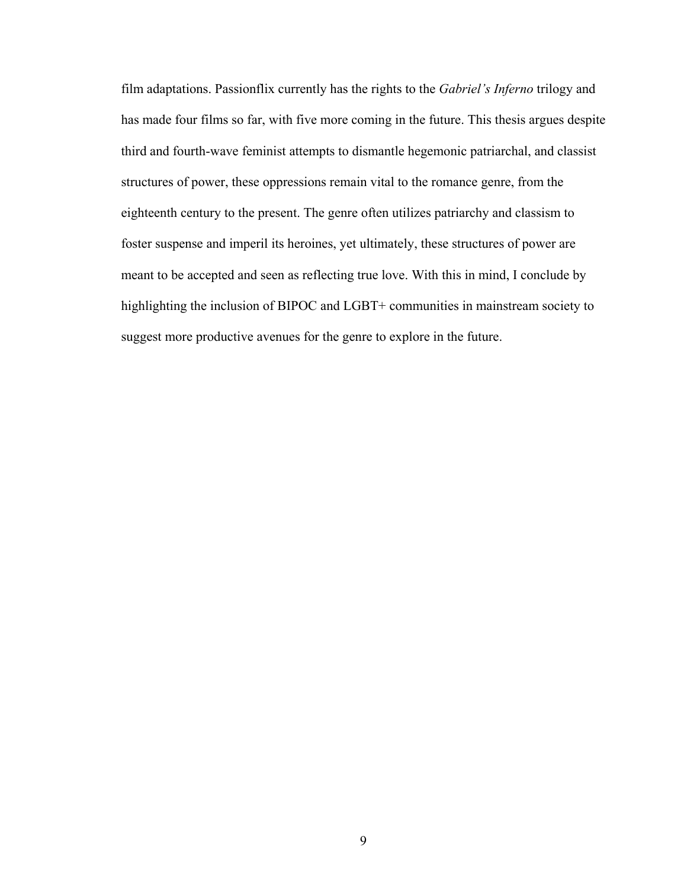film adaptations. Passionflix currently has the rights to the *Gabriel's Inferno* trilogy and has made four films so far, with five more coming in the future. This thesis argues despite third and fourth-wave feminist attempts to dismantle hegemonic patriarchal, and classist structures of power, these oppressions remain vital to the romance genre, from the eighteenth century to the present. The genre often utilizes patriarchy and classism to foster suspense and imperil its heroines, yet ultimately, these structures of power are meant to be accepted and seen as reflecting true love. With this in mind, I conclude by highlighting the inclusion of BIPOC and LGBT+ communities in mainstream society to suggest more productive avenues for the genre to explore in the future.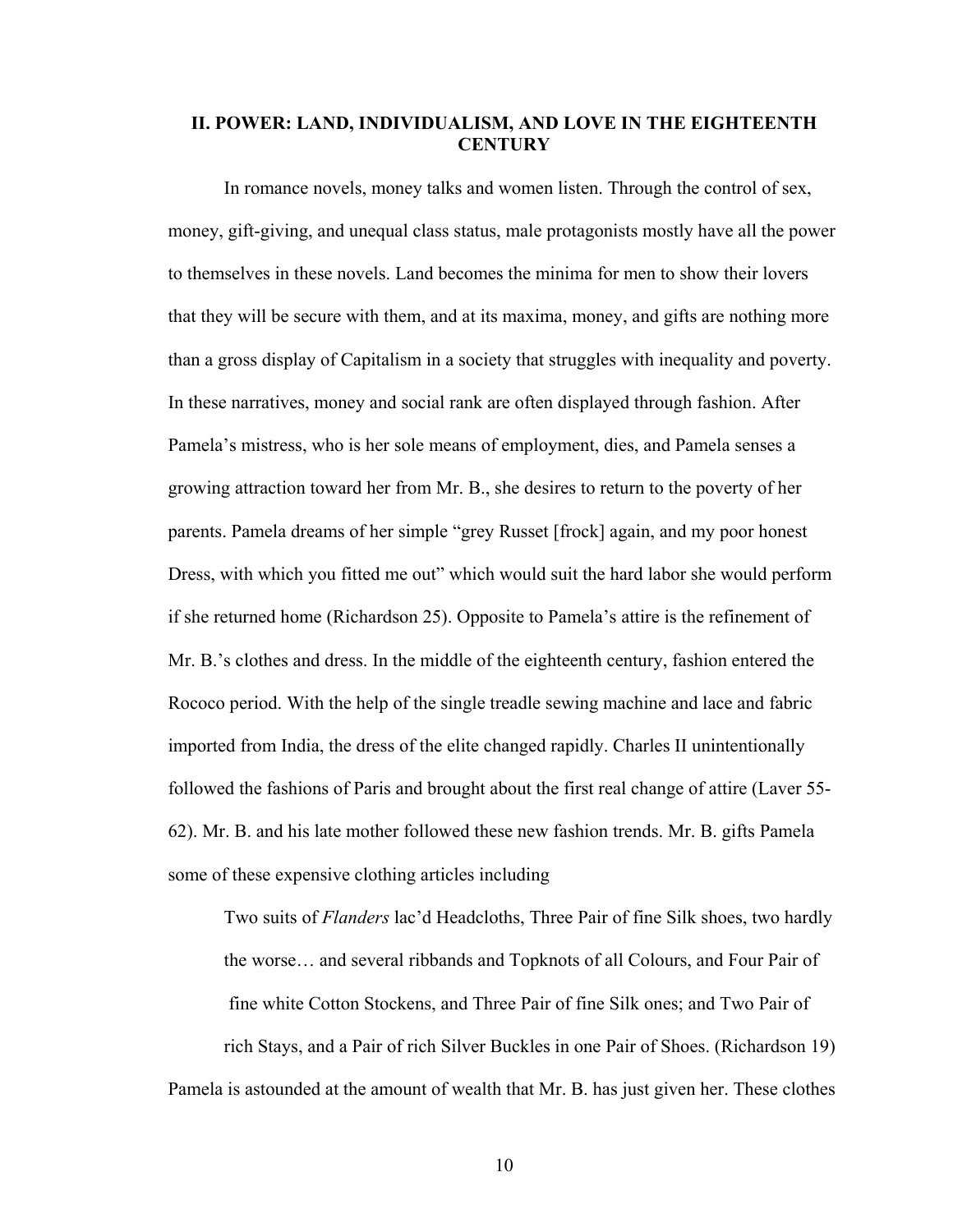## II. POWER: LAND, INDIVIDUALISM, AND LOVE IN THE EIGHTEENTH CENTURY

In romance novels, money talks and women listen. Through the control of sex, money, gift-giving, and unequal class status, male protagonists mostly have all the power to themselves in these novels. Land becomes the minima for men to show their lovers that they will be secure with them, and at its maxima, money, and gifts are nothing more than a gross display of Capitalism in a society that struggles with inequality and poverty. In these narratives, money and social rank are often displayed through fashion. After Pamela's mistress, who is her sole means of employment, dies, and Pamela senses a growing attraction toward her from Mr. B., she desires to return to the poverty of her parents. Pamela dreams of her simple "grey Russet [frock] again, and my poor honest Dress, with which you fitted me out" which would suit the hard labor she would perform if she returned home (Richardson 25). Opposite to Pamela's attire is the refinement of Mr. B.'s clothes and dress. In the middle of the eighteenth century, fashion entered the Rococo period. With the help of the single treadle sewing machine and lace and fabric imported from India, the dress of the elite changed rapidly. Charles II unintentionally followed the fashions of Paris and brought about the first real change of attire (Laver 55-62). Mr. B. and his late mother followed these new fashion trends. Mr. B. gifts Pamela some of these expensive clothing articles including

> Two suits of *Flanders* lac'd Headcloths, Three Pair of fine Silk shoes, two hardly the worse… and several ribbands and Topknots of all Colours, and Four Pair of fine white Cotton Stockens, and Three Pair of fine Silk ones; and Two Pair of rich Stays, and a Pair of rich Silver Buckles in one Pair of Shoes. (Richardson 19)

Pamela is astounded at the amount of wealth that Mr. B. has just given her. These clothes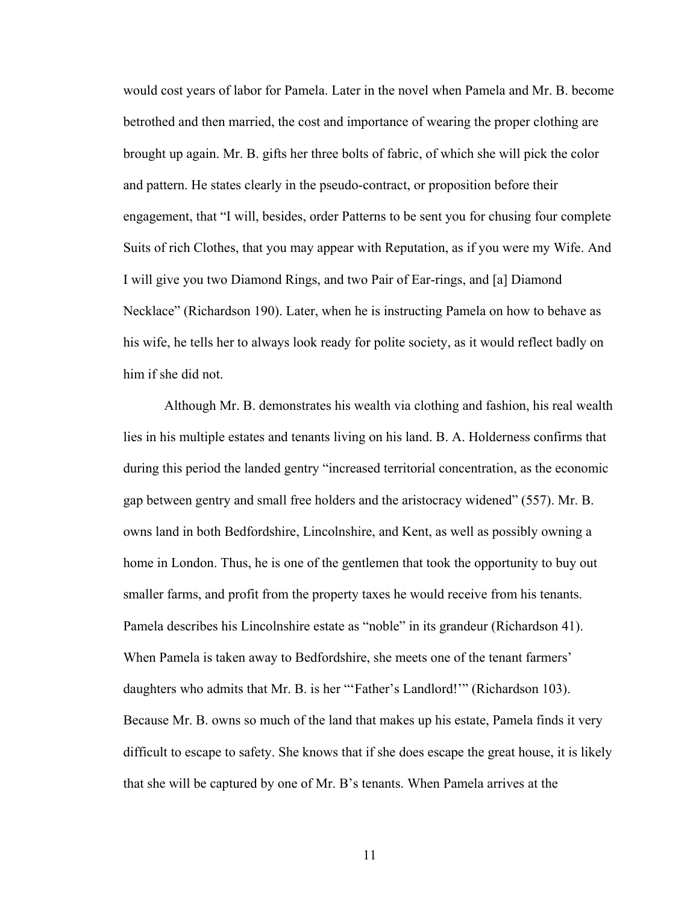would cost years of labor for Pamela. Later in the novel when Pamela and Mr. B. become betrothed and then married, the cost and importance of wearing the proper clothing are brought up again. Mr. B. gifts her three bolts of fabric, of which she will pick the color and pattern. He states clearly in the pseudo-contract, or proposition before their engagement, that "I will, besides, order Patterns to be sent you for chusing four complete Suits of rich Clothes, that you may appear with Reputation, as if you were my Wife. And I will give you two Diamond Rings, and two Pair of Ear-rings, and [a] Diamond Necklace" (Richardson 190). Later, when he is instructing Pamela on how to behave as his wife, he tells her to always look ready for polite society, as it would reflect badly on him if she did not.

Although Mr. B. demonstrates his wealth via clothing and fashion, his real wealth lies in his multiple estates and tenants living on his land. B. A. Holderness confirms that during this period the landed gentry "increased territorial concentration, as the economic gap between gentry and small free holders and the aristocracy widened" (557). Mr. B. owns land in both Bedfordshire, Lincolnshire, and Kent, as well as possibly owning a home in London. Thus, he is one of the gentlemen that took the opportunity to buy out smaller farms, and profit from the property taxes he would receive from his tenants. Pamela describes his Lincolnshire estate as "noble" in its grandeur (Richardson 41). When Pamela is taken away to Bedfordshire, she meets one of the tenant farmers' daughters who admits that Mr. B. is her "'Father's Landlord!'" (Richardson 103). Because Mr. B. owns so much of the land that makes up his estate, Pamela finds it very difficult to escape to safety. She knows that if she does escape the great house, it is likely that she will be captured by one of Mr. B's tenants. When Pamela arrives at the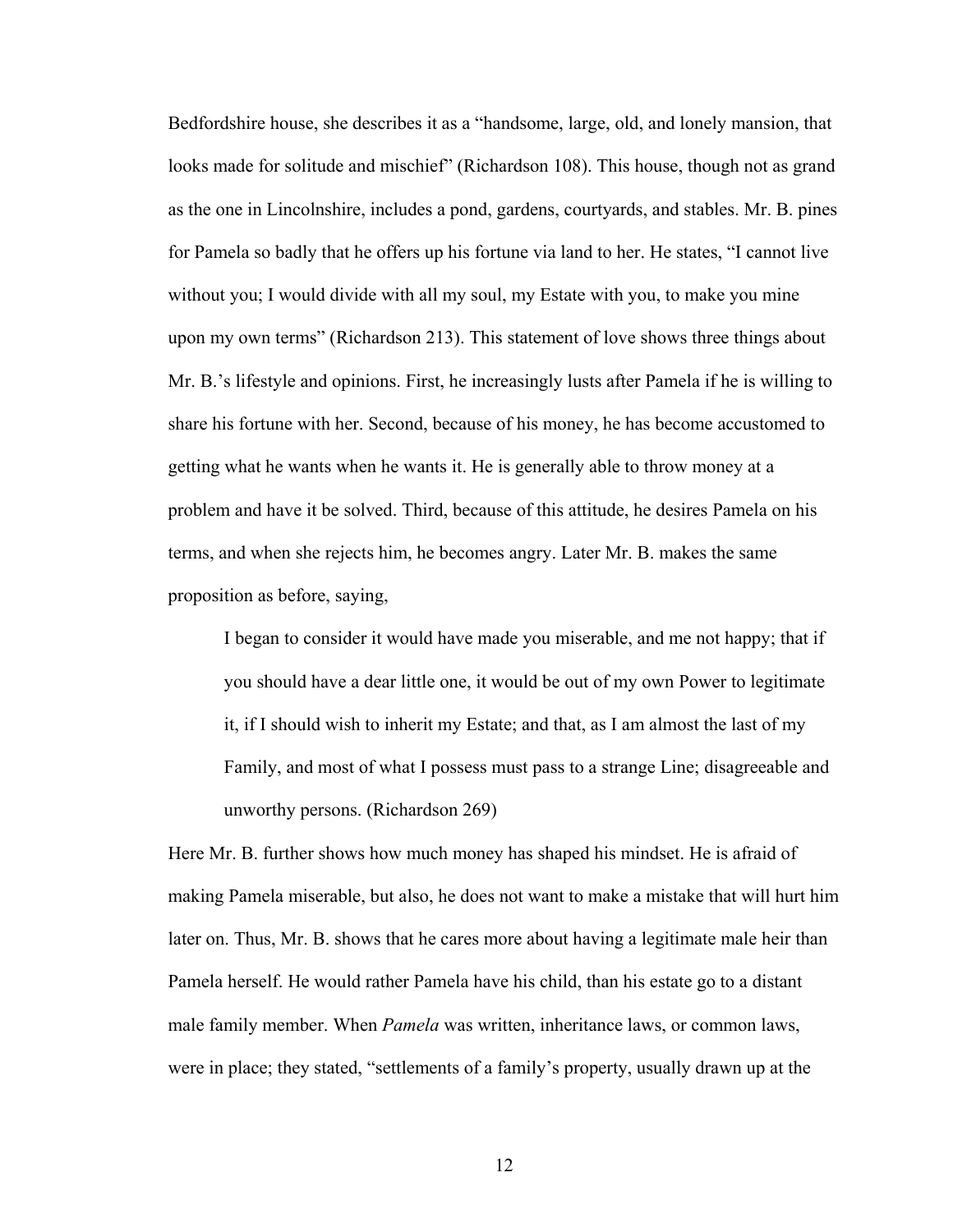Bedfordshire house, she describes it as a "handsome, large, old, and lonely mansion, that looks made for solitude and mischief" (Richardson 108). This house, though not as grand as the one in Lincolnshire, includes a pond, gardens, courtyards, and stables. Mr. B. pines for Pamela so badly that he offers up his fortune via land to her. He states, "I cannot live without you; I would divide with all my soul, my Estate with you, to make you mine upon my own terms" (Richardson 213). This statement of love shows three things about Mr. B.'s lifestyle and opinions. First, he increasingly lusts after Pamela if he is willing to share his fortune with her. Second, because of his money, he has become accustomed to getting what he wants when he wants it. He is generally able to throw money at a problem and have it be solved. Third, because of this attitude, he desires Pamela on his terms, and when she rejects him, he becomes angry. Later Mr. B. makes the same proposition as before, saying,

> I began to consider it would have made you miserable, and me not happy; that if you should have a dear little one, it would be out of my own Power to legitimate it, if I should wish to inherit my Estate; and that, as I am almost the last of my Family, and most of what I possess must pass to a strange Line; disagreeable and unworthy persons. (Richardson 269)

Here Mr. B. further shows how much money has shaped his mindset. He is afraid of making Pamela miserable, but also, he does not want to make a mistake that will hurt him later on. Thus, Mr. B. shows that he cares more about having a legitimate male heir than Pamela herself. He would rather Pamela have his child, than his estate go to a distant male family member. When *Pamela* was written, inheritance laws, or common laws, were in place; they stated, "settlements of a family's property, usually drawn up at the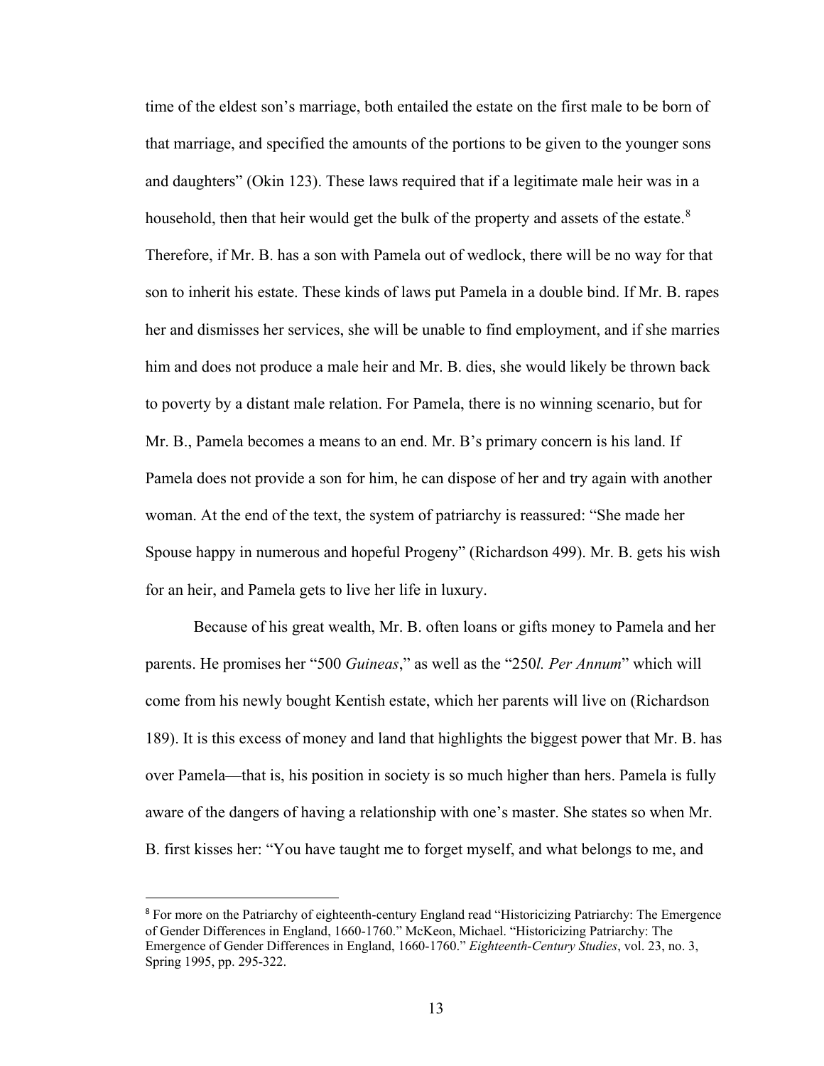time of the eldest son's marriage, both entailed the estate on the first male to be born of that marriage, and specified the amounts of the portions to be given to the younger sons and daughters" (Okin 123). These laws required that if a legitimate male heir was in a household, then that heir would get the bulk of the property and assets of the estate.[8] Therefore, if Mr. B. has a son with Pamela out of wedlock, there will be no way for that son to inherit his estate. These kinds of laws put Pamela in a double bind. If Mr. B. rapes her and dismisses her services, she will be unable to find employment, and if she marries him and does not produce a male heir and Mr. B. dies, she would likely be thrown back to poverty by a distant male relation. For Pamela, there is no winning scenario, but for Mr. B., Pamela becomes a means to an end. Mr. B's primary concern is his land. If Pamela does not provide a son for him, he can dispose of her and try again with another woman. At the end of the text, the system of patriarchy is reassured: "She made her Spouse happy in numerous and hopeful Progeny" (Richardson 499). Mr. B. gets his wish for an heir, and Pamela gets to live her life in luxury.

Because of his great wealth, Mr. B. often loans or gifts money to Pamela and her parents. He promises her "500 *Guineas*," as well as the "250*l. Per Annum*" which will come from his newly bought Kentish estate, which her parents will live on (Richardson 189). It is this excess of money and land that highlights the biggest power that Mr. B. has over Pamela—that is, his position in society is so much higher than hers. Pamela is fully aware of the dangers of having a relationship with one's master. She states so when Mr. B. first kisses her: "You have taught me to forget myself, and what belongs to me, and

[8] For more on the Patriarchy of eighteenth-century England read "Historicizing Patriarchy: The Emergence of Gender Differences in England, 1660-1760." McKeon, Michael. "Historicizing Patriarchy: The Emergence of Gender Differences in England, 1660-1760." *Eighteenth-Century Studies*, vol. 23, no. 3, Spring 1995, pp. 295-322.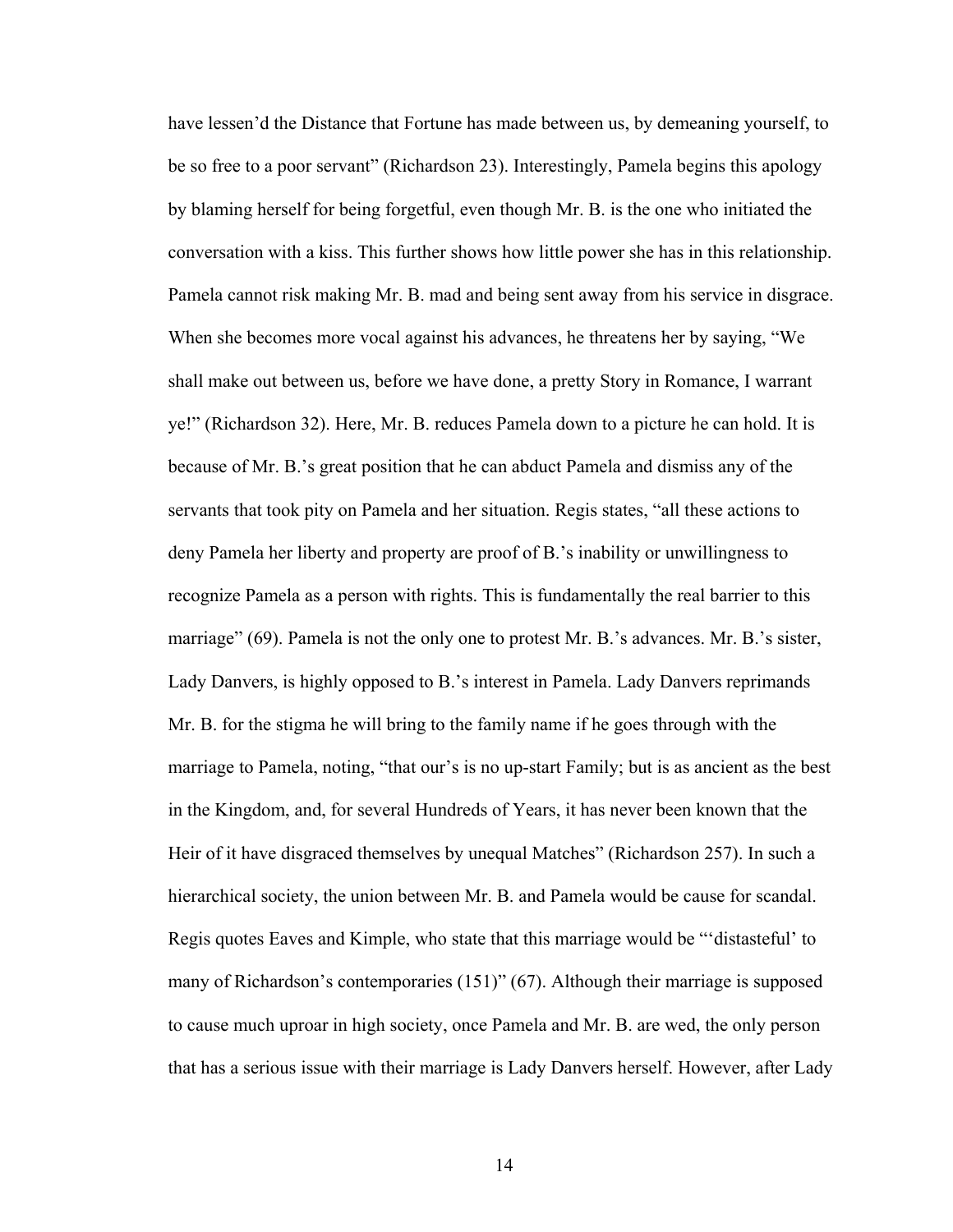have lessen'd the Distance that Fortune has made between us, by demeaning yourself, to be so free to a poor servant" (Richardson 23). Interestingly, Pamela begins this apology by blaming herself for being forgetful, even though Mr. B. is the one who initiated the conversation with a kiss. This further shows how little power she has in this relationship. Pamela cannot risk making Mr. B. mad and being sent away from his service in disgrace. When she becomes more vocal against his advances, he threatens her by saying, "We shall make out between us, before we have done, a pretty Story in Romance, I warrant ye!" (Richardson 32). Here, Mr. B. reduces Pamela down to a picture he can hold. It is because of Mr. B.'s great position that he can abduct Pamela and dismiss any of the servants that took pity on Pamela and her situation. Regis states, "all these actions to deny Pamela her liberty and property are proof of B.'s inability or unwillingness to recognize Pamela as a person with rights. This is fundamentally the real barrier to this marriage" (69). Pamela is not the only one to protest Mr. B.'s advances. Mr. B.'s sister, Lady Danvers, is highly opposed to B.'s interest in Pamela. Lady Danvers reprimands Mr. B. for the stigma he will bring to the family name if he goes through with the marriage to Pamela, noting, "that our's is no up-start Family; but is as ancient as the best in the Kingdom, and, for several Hundreds of Years, it has never been known that the Heir of it have disgraced themselves by unequal Matches" (Richardson 257). In such a hierarchical society, the union between Mr. B. and Pamela would be cause for scandal. Regis quotes Eaves and Kimple, who state that this marriage would be "'distasteful' to many of Richardson's contemporaries (151)" (67). Although their marriage is supposed to cause much uproar in high society, once Pamela and Mr. B. are wed, the only person that has a serious issue with their marriage is Lady Danvers herself. However, after Lady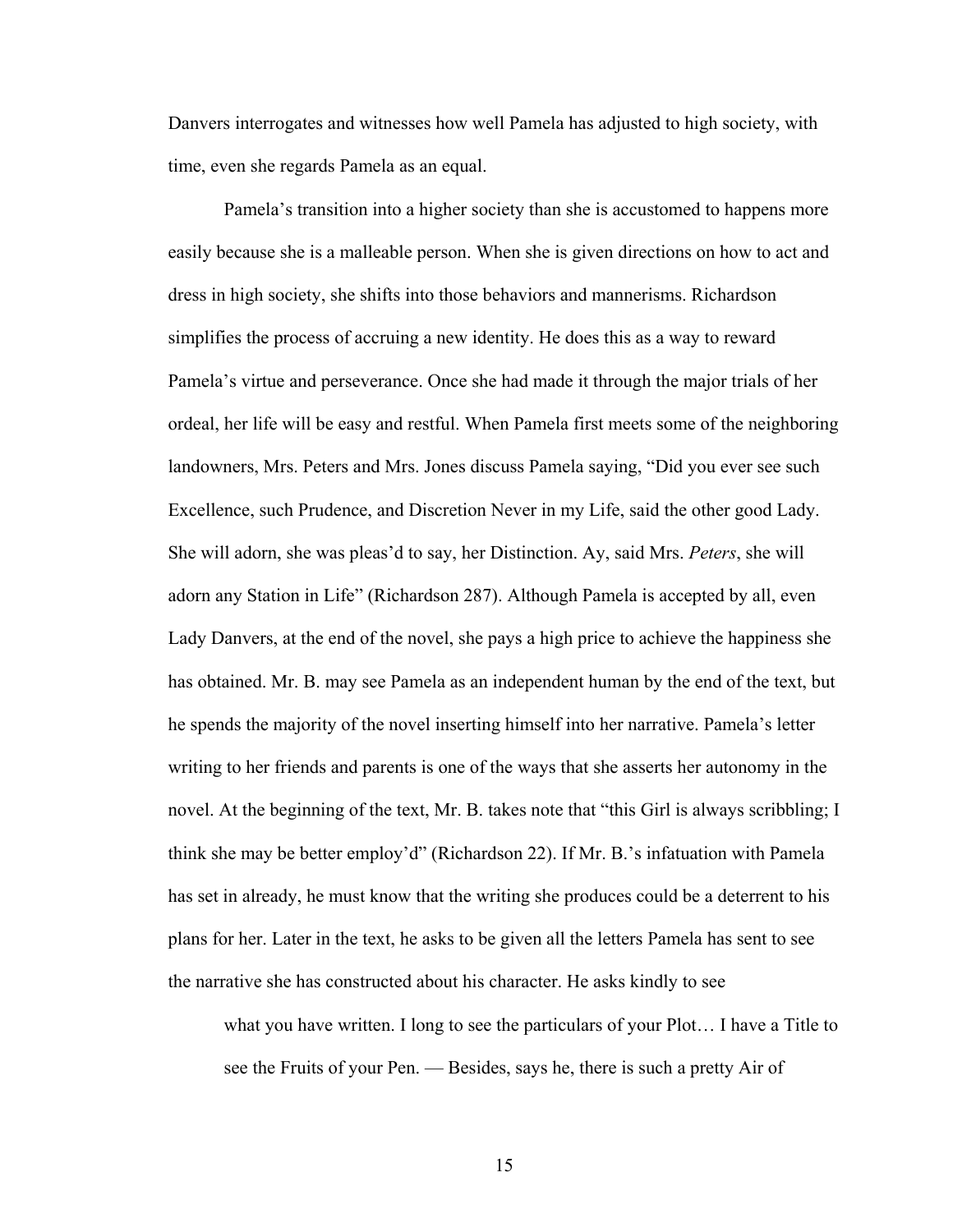Danvers interrogates and witnesses how well Pamela has adjusted to high society, with time, even she regards Pamela as an equal.

Pamela's transition into a higher society than she is accustomed to happens more easily because she is a malleable person. When she is given directions on how to act and dress in high society, she shifts into those behaviors and mannerisms. Richardson simplifies the process of accruing a new identity. He does this as a way to reward Pamela's virtue and perseverance. Once she had made it through the major trials of her ordeal, her life will be easy and restful. When Pamela first meets some of the neighboring landowners, Mrs. Peters and Mrs. Jones discuss Pamela saying, "Did you ever see such Excellence, such Prudence, and Discretion Never in my Life, said the other good Lady. She will adorn, she was pleas'd to say, her Distinction. Ay, said Mrs. *Peters*, she will adorn any Station in Life" (Richardson 287). Although Pamela is accepted by all, even Lady Danvers, at the end of the novel, she pays a high price to achieve the happiness she has obtained. Mr. B. may see Pamela as an independent human by the end of the text, but he spends the majority of the novel inserting himself into her narrative. Pamela's letter writing to her friends and parents is one of the ways that she asserts her autonomy in the novel. At the beginning of the text, Mr. B. takes note that "this Girl is always scribbling; I think she may be better employ'd" (Richardson 22). If Mr. B.'s infatuation with Pamela has set in already, he must know that the writing she produces could be a deterrent to his plans for her. Later in the text, he asks to be given all the letters Pamela has sent to see the narrative she has constructed about his character. He asks kindly to see

> what you have written. I long to see the particulars of your Plot… I have a Title to see the Fruits of your Pen. — Besides, says he, there is such a pretty Air of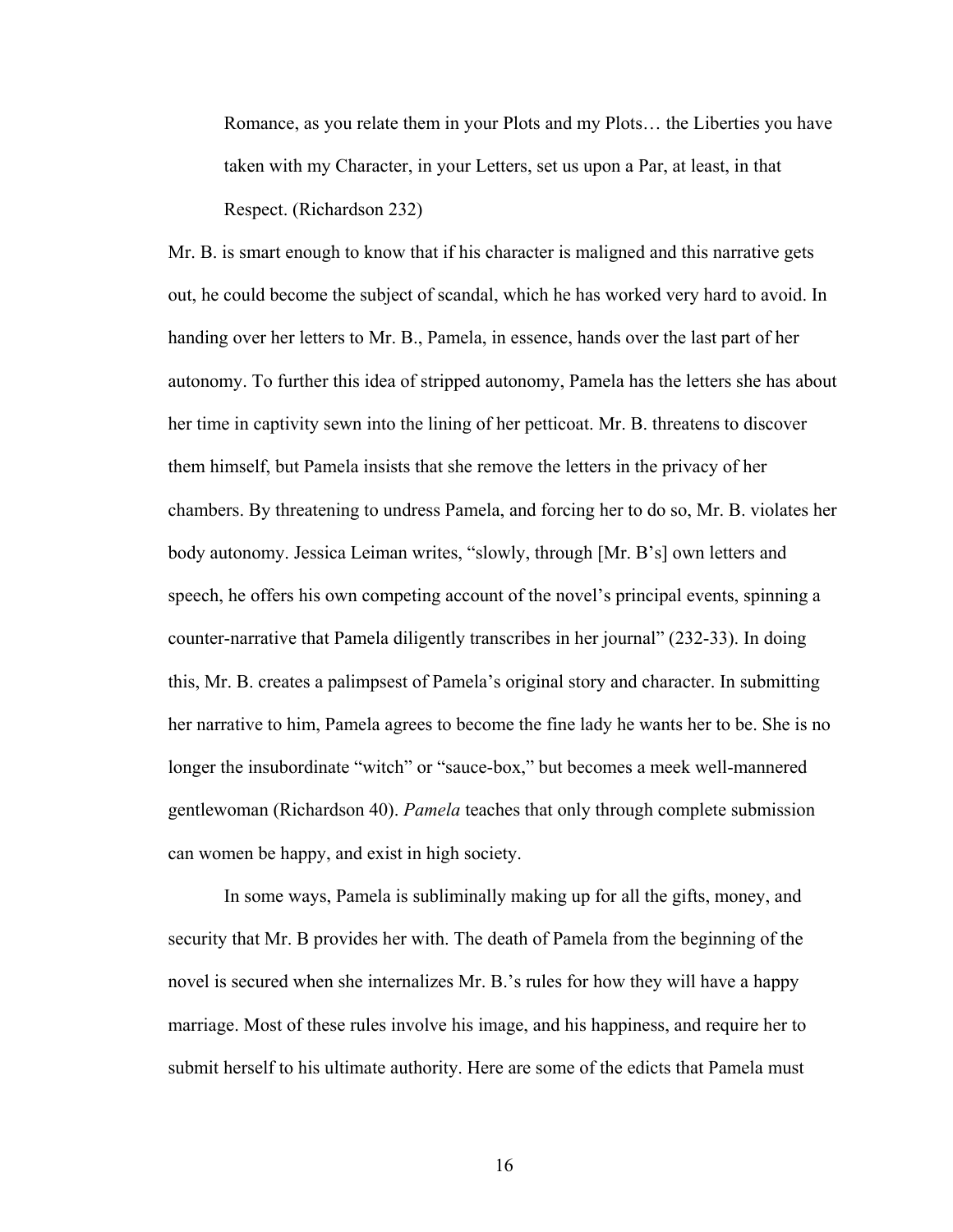> Romance, as you relate them in your Plots and my Plots… the Liberties you have taken with my Character, in your Letters, set us upon a Par, at least, in that Respect. (Richardson 232)

Mr. B. is smart enough to know that if his character is maligned and this narrative gets out, he could become the subject of scandal, which he has worked very hard to avoid. In handing over her letters to Mr. B., Pamela, in essence, hands over the last part of her autonomy. To further this idea of stripped autonomy, Pamela has the letters she has about her time in captivity sewn into the lining of her petticoat. Mr. B. threatens to discover them himself, but Pamela insists that she remove the letters in the privacy of her chambers. By threatening to undress Pamela, and forcing her to do so, Mr. B. violates her body autonomy. Jessica Leiman writes, "slowly, through [Mr. B's] own letters and speech, he offers his own competing account of the novel's principal events, spinning a counter-narrative that Pamela diligently transcribes in her journal" (232-33). In doing this, Mr. B. creates a palimpsest of Pamela's original story and character. In submitting her narrative to him, Pamela agrees to become the fine lady he wants her to be. She is no longer the insubordinate "witch" or "sauce-box," but becomes a meek well-mannered gentlewoman (Richardson 40). *Pamela* teaches that only through complete submission can women be happy, and exist in high society.

In some ways, Pamela is subliminally making up for all the gifts, money, and security that Mr. B provides her with. The death of Pamela from the beginning of the novel is secured when she internalizes Mr. B.'s rules for how they will have a happy marriage. Most of these rules involve his image, and his happiness, and require her to submit herself to his ultimate authority. Here are some of the edicts that Pamela must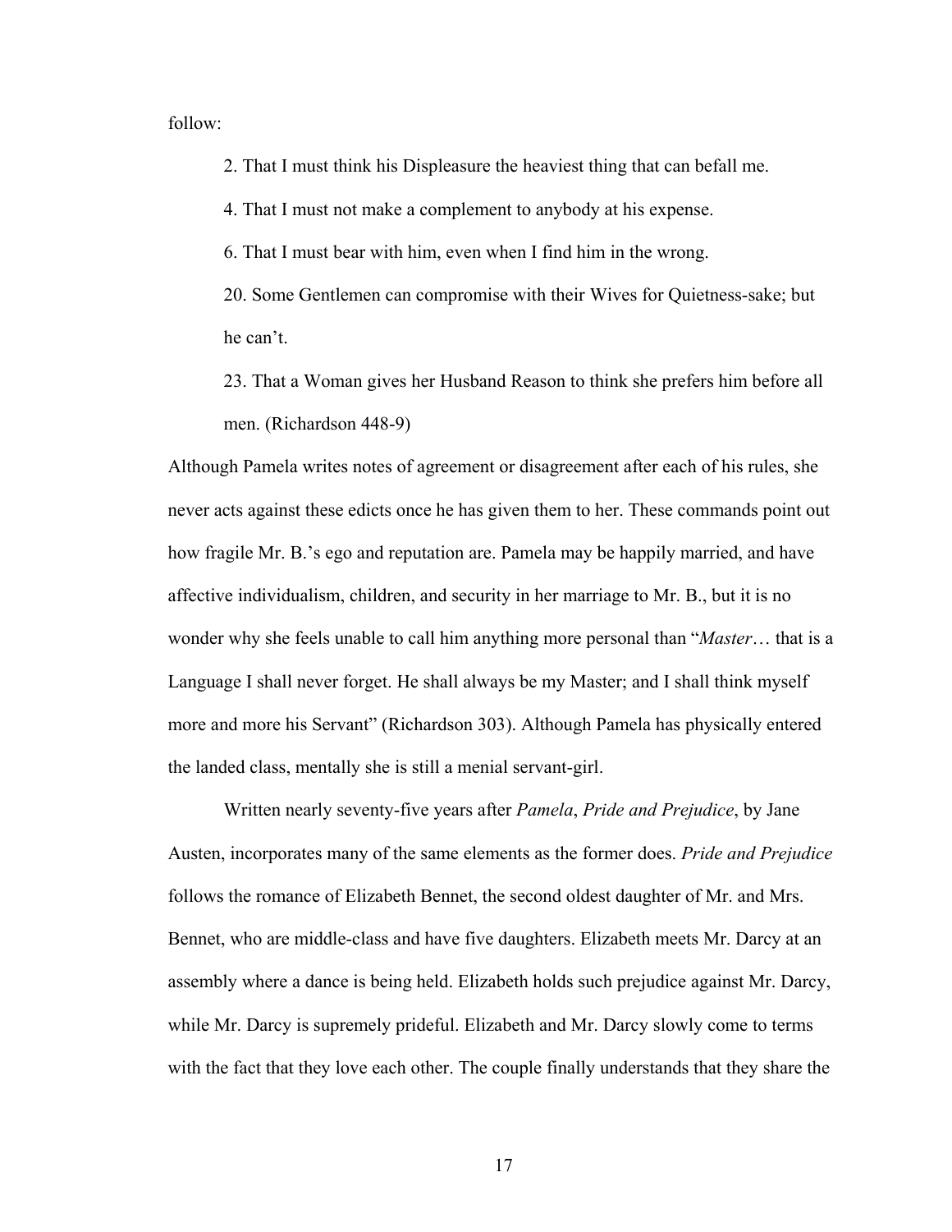follow:

> 2. That I must think his Displeasure the heaviest thing that can befall me.
>
> 4. That I must not make a complement to anybody at his expense.
>
> 6. That I must bear with him, even when I find him in the wrong.
>
> 20. Some Gentlemen can compromise with their Wives for Quietness-sake; but he can't.
>
> 23. That a Woman gives her Husband Reason to think she prefers him before all men. (Richardson 448-9)

Although Pamela writes notes of agreement or disagreement after each of his rules, she never acts against these edicts once he has given them to her. These commands point out how fragile Mr. B.'s ego and reputation are. Pamela may be happily married, and have affective individualism, children, and security in her marriage to Mr. B., but it is no wonder why she feels unable to call him anything more personal than "*Master*… that is a Language I shall never forget. He shall always be my Master; and I shall think myself more and more his Servant" (Richardson 303). Although Pamela has physically entered the landed class, mentally she is still a menial servant-girl.

Written nearly seventy-five years after *Pamela*, *Pride and Prejudice*, by Jane Austen, incorporates many of the same elements as the former does. *Pride and Prejudice* follows the romance of Elizabeth Bennet, the second oldest daughter of Mr. and Mrs. Bennet, who are middle-class and have five daughters. Elizabeth meets Mr. Darcy at an assembly where a dance is being held. Elizabeth holds such prejudice against Mr. Darcy, while Mr. Darcy is supremely prideful. Elizabeth and Mr. Darcy slowly come to terms with the fact that they love each other. The couple finally understands that they share the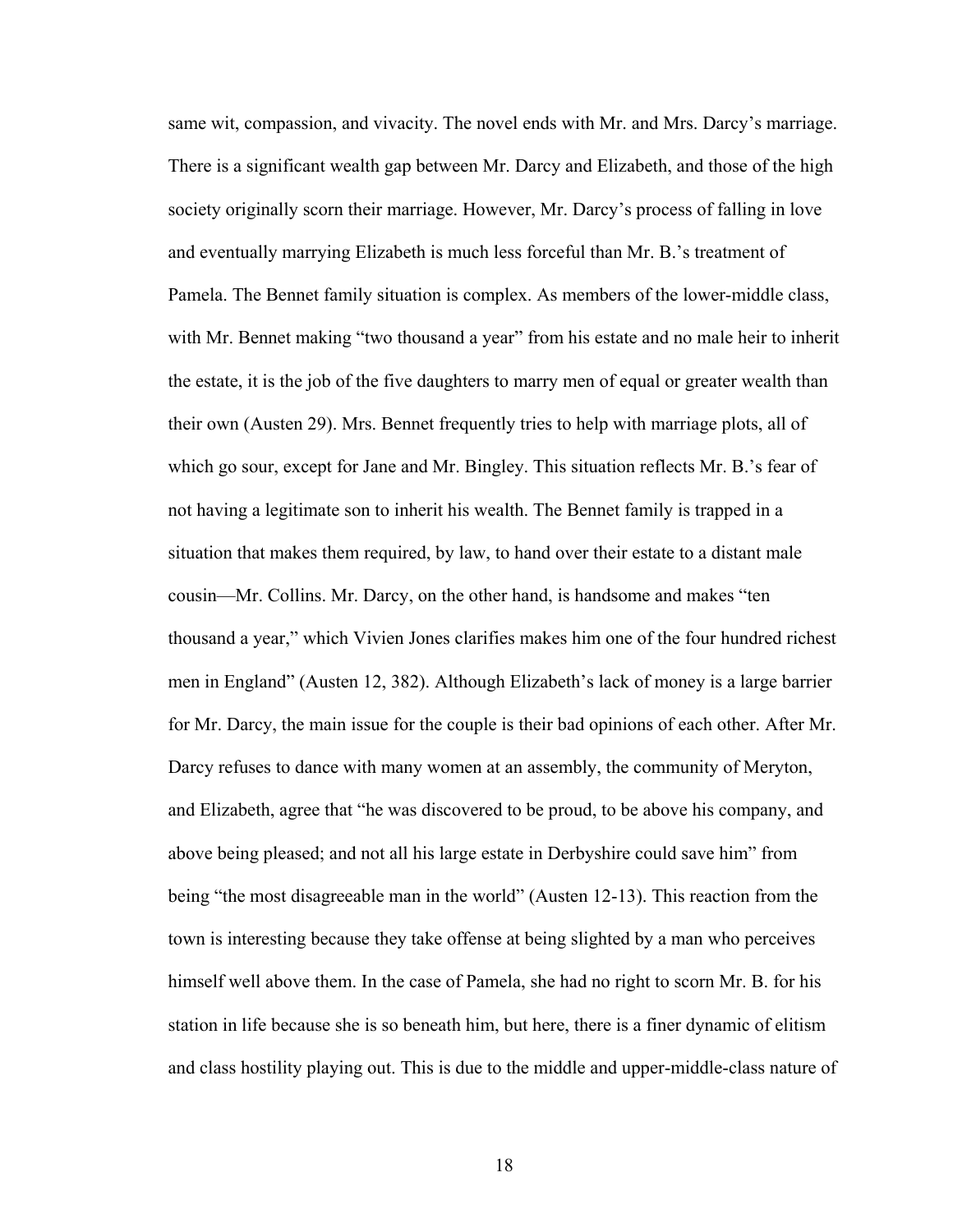same wit, compassion, and vivacity. The novel ends with Mr. and Mrs. Darcy's marriage. There is a significant wealth gap between Mr. Darcy and Elizabeth, and those of the high society originally scorn their marriage. However, Mr. Darcy's process of falling in love and eventually marrying Elizabeth is much less forceful than Mr. B.'s treatment of Pamela. The Bennet family situation is complex. As members of the lower-middle class, with Mr. Bennet making "two thousand a year" from his estate and no male heir to inherit the estate, it is the job of the five daughters to marry men of equal or greater wealth than their own (Austen 29). Mrs. Bennet frequently tries to help with marriage plots, all of which go sour, except for Jane and Mr. Bingley. This situation reflects Mr. B.'s fear of not having a legitimate son to inherit his wealth. The Bennet family is trapped in a situation that makes them required, by law, to hand over their estate to a distant male cousin—Mr. Collins. Mr. Darcy, on the other hand, is handsome and makes "ten thousand a year," which Vivien Jones clarifies makes him one of the four hundred richest men in England" (Austen 12, 382). Although Elizabeth's lack of money is a large barrier for Mr. Darcy, the main issue for the couple is their bad opinions of each other. After Mr. Darcy refuses to dance with many women at an assembly, the community of Meryton, and Elizabeth, agree that "he was discovered to be proud, to be above his company, and above being pleased; and not all his large estate in Derbyshire could save him" from being "the most disagreeable man in the world" (Austen 12-13). This reaction from the town is interesting because they take offense at being slighted by a man who perceives himself well above them. In the case of Pamela, she had no right to scorn Mr. B. for his station in life because she is so beneath him, but here, there is a finer dynamic of elitism and class hostility playing out. This is due to the middle and upper-middle-class nature of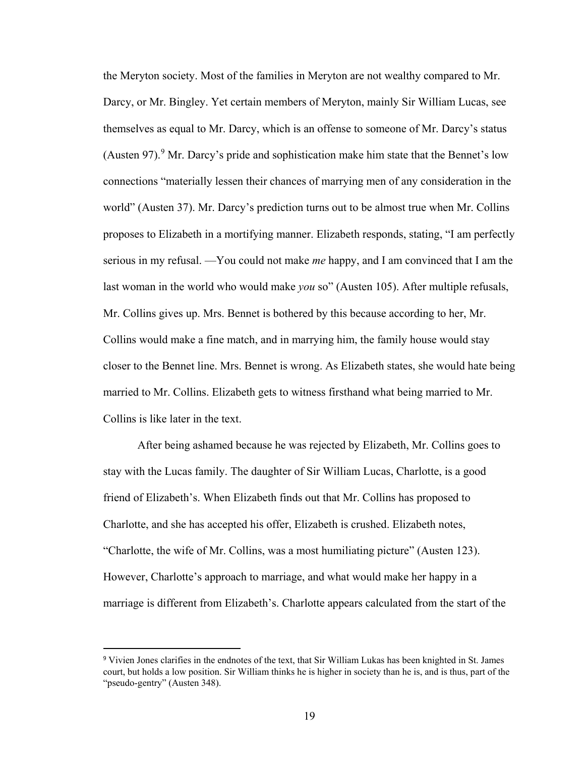the Meryton society. Most of the families in Meryton are not wealthy compared to Mr. Darcy, or Mr. Bingley. Yet certain members of Meryton, mainly Sir William Lucas, see themselves as equal to Mr. Darcy, which is an offense to someone of Mr. Darcy's status (Austen 97).[9] Mr. Darcy's pride and sophistication make him state that the Bennet's low connections "materially lessen their chances of marrying men of any consideration in the world" (Austen 37). Mr. Darcy's prediction turns out to be almost true when Mr. Collins proposes to Elizabeth in a mortifying manner. Elizabeth responds, stating, "I am perfectly serious in my refusal. —You could not make *me* happy, and I am convinced that I am the last woman in the world who would make *you* so" (Austen 105). After multiple refusals, Mr. Collins gives up. Mrs. Bennet is bothered by this because according to her, Mr. Collins would make a fine match, and in marrying him, the family house would stay closer to the Bennet line. Mrs. Bennet is wrong. As Elizabeth states, she would hate being married to Mr. Collins. Elizabeth gets to witness firsthand what being married to Mr. Collins is like later in the text.

After being ashamed because he was rejected by Elizabeth, Mr. Collins goes to stay with the Lucas family. The daughter of Sir William Lucas, Charlotte, is a good friend of Elizabeth's. When Elizabeth finds out that Mr. Collins has proposed to Charlotte, and she has accepted his offer, Elizabeth is crushed. Elizabeth notes, "Charlotte, the wife of Mr. Collins, was a most humiliating picture" (Austen 123). However, Charlotte's approach to marriage, and what would make her happy in a marriage is different from Elizabeth's. Charlotte appears calculated from the start of the

---

[9] Vivien Jones clarifies in the endnotes of the text, that Sir William Lukas has been knighted in St. James court, but holds a low position. Sir William thinks he is higher in society than he is, and is thus, part of the "pseudo-gentry" (Austen 348).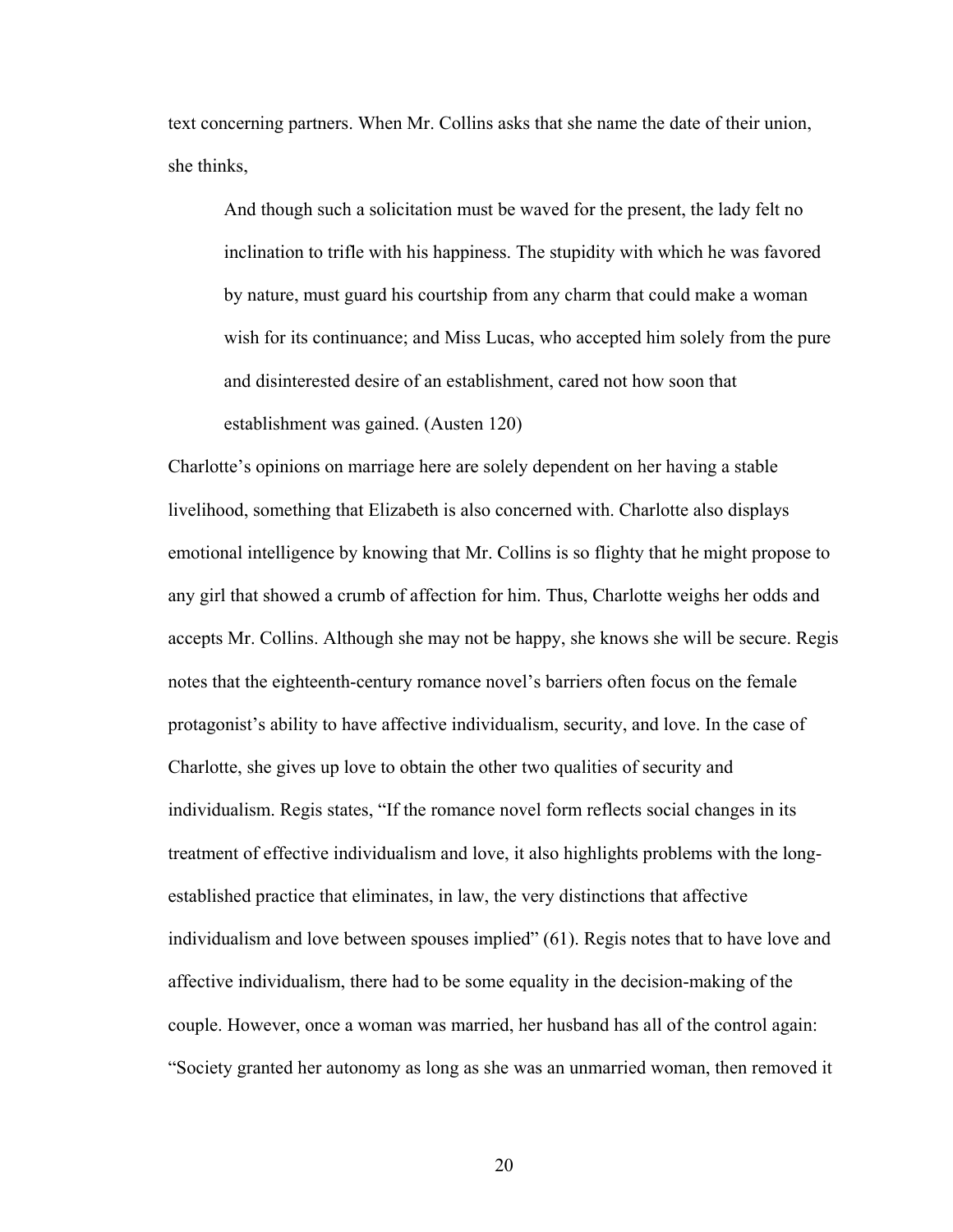text concerning partners. When Mr. Collins asks that she name the date of their union, she thinks,

> And though such a solicitation must be waved for the present, the lady felt no inclination to trifle with his happiness. The stupidity with which he was favored by nature, must guard his courtship from any charm that could make a woman wish for its continuance; and Miss Lucas, who accepted him solely from the pure and disinterested desire of an establishment, cared not how soon that establishment was gained. (Austen 120)

Charlotte's opinions on marriage here are solely dependent on her having a stable livelihood, something that Elizabeth is also concerned with. Charlotte also displays emotional intelligence by knowing that Mr. Collins is so flighty that he might propose to any girl that showed a crumb of affection for him. Thus, Charlotte weighs her odds and accepts Mr. Collins. Although she may not be happy, she knows she will be secure. Regis notes that the eighteenth-century romance novel's barriers often focus on the female protagonist's ability to have affective individualism, security, and love. In the case of Charlotte, she gives up love to obtain the other two qualities of security and individualism. Regis states, "If the romance novel form reflects social changes in its treatment of effective individualism and love, it also highlights problems with the long-established practice that eliminates, in law, the very distinctions that affective individualism and love between spouses implied" (61). Regis notes that to have love and affective individualism, there had to be some equality in the decision-making of the couple. However, once a woman was married, her husband has all of the control again: "Society granted her autonomy as long as she was an unmarried woman, then removed it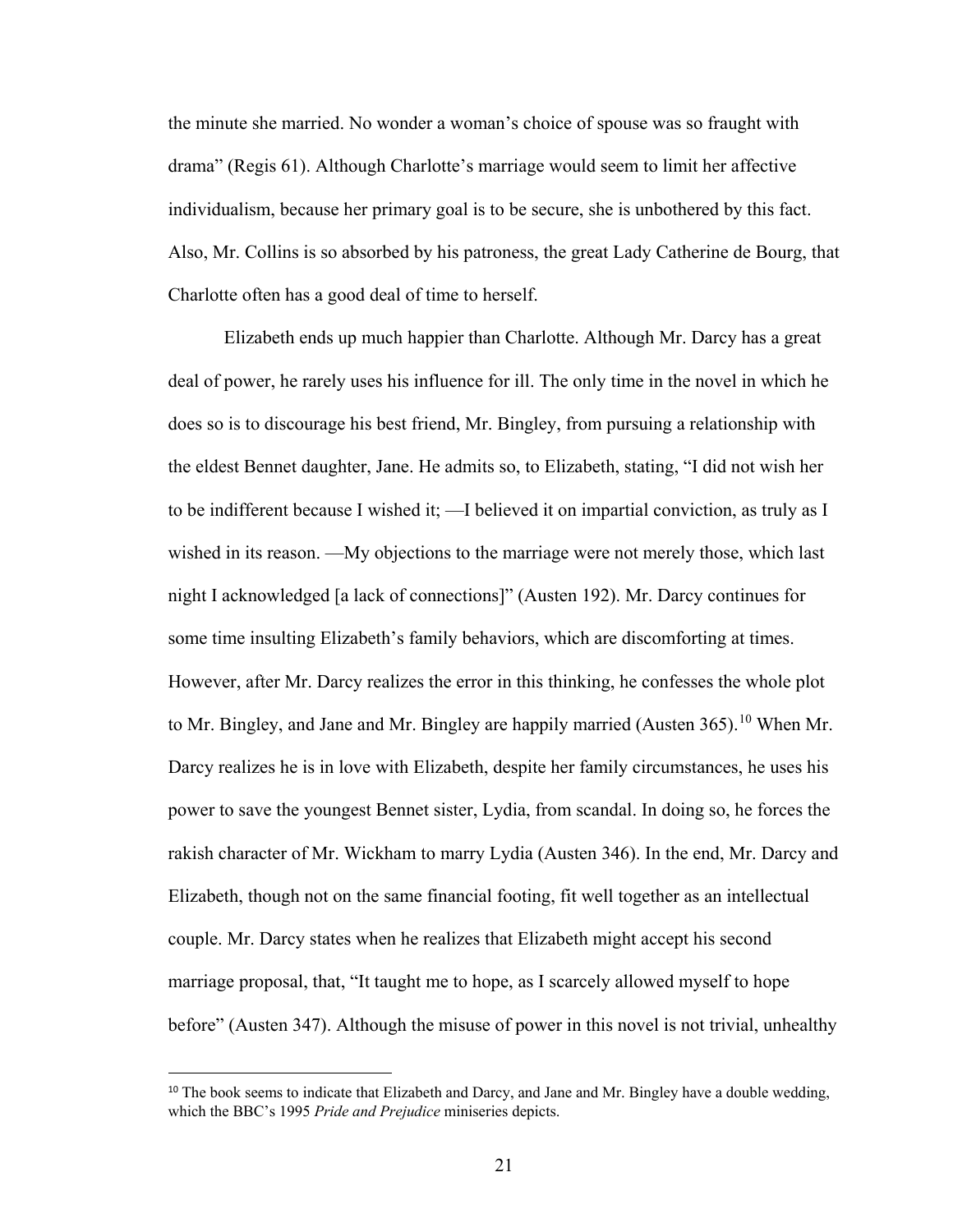the minute she married. No wonder a woman's choice of spouse was so fraught with drama" (Regis 61). Although Charlotte's marriage would seem to limit her affective individualism, because her primary goal is to be secure, she is unbothered by this fact. Also, Mr. Collins is so absorbed by his patroness, the great Lady Catherine de Bourg, that Charlotte often has a good deal of time to herself.

Elizabeth ends up much happier than Charlotte. Although Mr. Darcy has a great deal of power, he rarely uses his influence for ill. The only time in the novel in which he does so is to discourage his best friend, Mr. Bingley, from pursuing a relationship with the eldest Bennet daughter, Jane. He admits so, to Elizabeth, stating, "I did not wish her to be indifferent because I wished it; —I believed it on impartial conviction, as truly as I wished in its reason. —My objections to the marriage were not merely those, which last night I acknowledged [a lack of connections]" (Austen 192). Mr. Darcy continues for some time insulting Elizabeth's family behaviors, which are discomforting at times. However, after Mr. Darcy realizes the error in this thinking, he confesses the whole plot to Mr. Bingley, and Jane and Mr. Bingley are happily married (Austen 365).[10] When Mr. Darcy realizes he is in love with Elizabeth, despite her family circumstances, he uses his power to save the youngest Bennet sister, Lydia, from scandal. In doing so, he forces the rakish character of Mr. Wickham to marry Lydia (Austen 346). In the end, Mr. Darcy and Elizabeth, though not on the same financial footing, fit well together as an intellectual couple. Mr. Darcy states when he realizes that Elizabeth might accept his second marriage proposal, that, "It taught me to hope, as I scarcely allowed myself to hope before" (Austen 347). Although the misuse of power in this novel is not trivial, unhealthy

---

[10] The book seems to indicate that Elizabeth and Darcy, and Jane and Mr. Bingley have a double wedding, which the BBC's 1995 *Pride and Prejudice* miniseries depicts.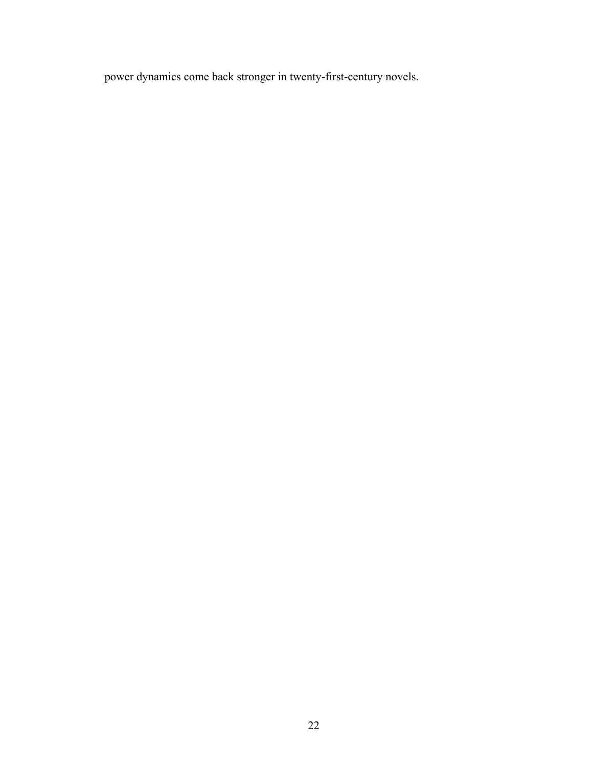power dynamics come back stronger in twenty-first-century novels.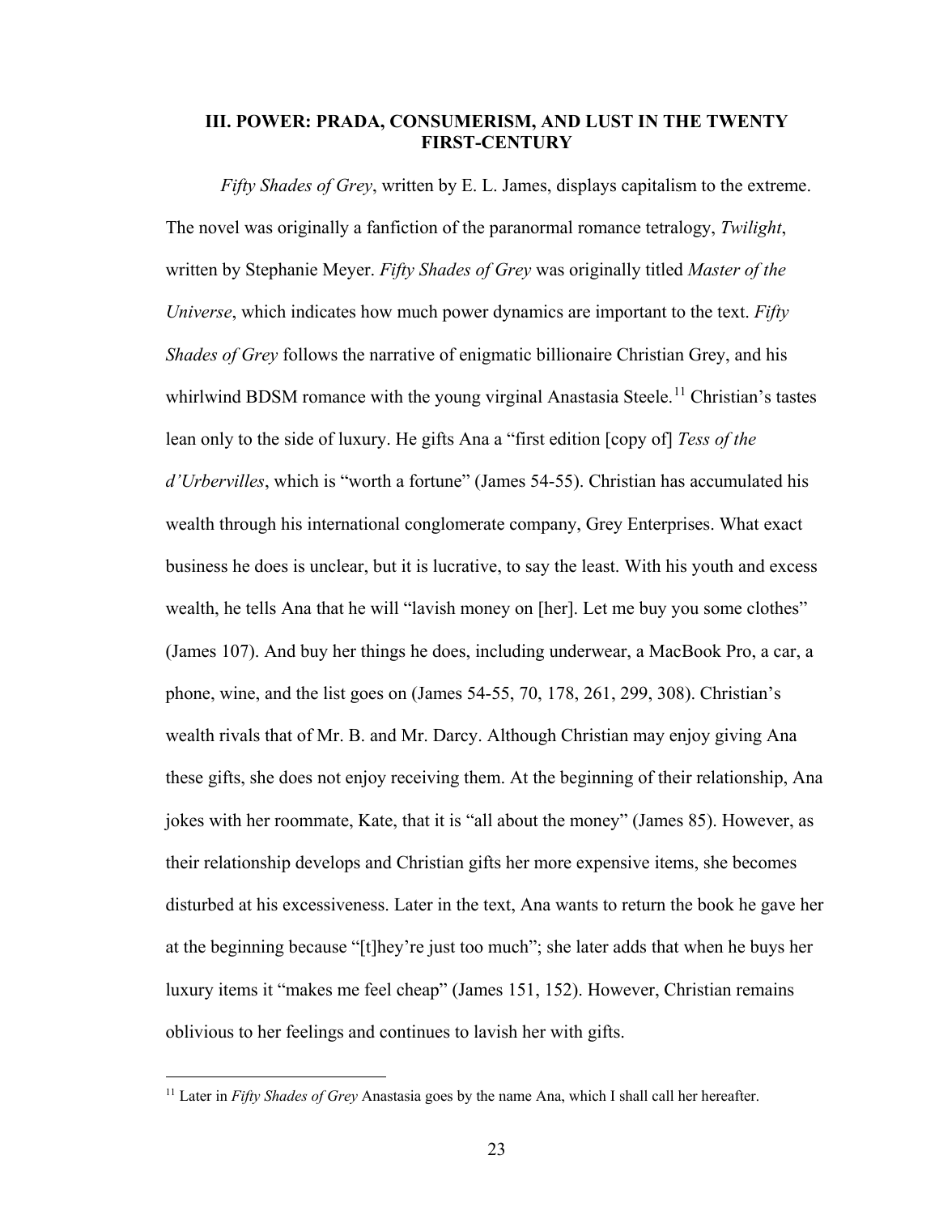## III. POWER: PRADA, CONSUMERISM, AND LUST IN THE TWENTY FIRST-CENTURY

*Fifty Shades of Grey*, written by E. L. James, displays capitalism to the extreme. The novel was originally a fanfiction of the paranormal romance tetralogy, *Twilight*, written by Stephanie Meyer. *Fifty Shades of Grey* was originally titled *Master of the Universe*, which indicates how much power dynamics are important to the text. *Fifty Shades of Grey* follows the narrative of enigmatic billionaire Christian Grey, and his whirlwind BDSM romance with the young virginal Anastasia Steele.[11] Christian's tastes lean only to the side of luxury. He gifts Ana a "first edition [copy of] *Tess of the d'Urbervilles*, which is "worth a fortune" (James 54-55). Christian has accumulated his wealth through his international conglomerate company, Grey Enterprises. What exact business he does is unclear, but it is lucrative, to say the least. With his youth and excess wealth, he tells Ana that he will "lavish money on [her]. Let me buy you some clothes" (James 107). And buy her things he does, including underwear, a MacBook Pro, a car, a phone, wine, and the list goes on (James 54-55, 70, 178, 261, 299, 308). Christian's wealth rivals that of Mr. B. and Mr. Darcy. Although Christian may enjoy giving Ana these gifts, she does not enjoy receiving them. At the beginning of their relationship, Ana jokes with her roommate, Kate, that it is "all about the money" (James 85). However, as their relationship develops and Christian gifts her more expensive items, she becomes disturbed at his excessiveness. Later in the text, Ana wants to return the book he gave her at the beginning because "[t]hey're just too much"; she later adds that when he buys her luxury items it "makes me feel cheap" (James 151, 152). However, Christian remains oblivious to her feelings and continues to lavish her with gifts.

[11] Later in *Fifty Shades of Grey* Anastasia goes by the name Ana, which I shall call her hereafter.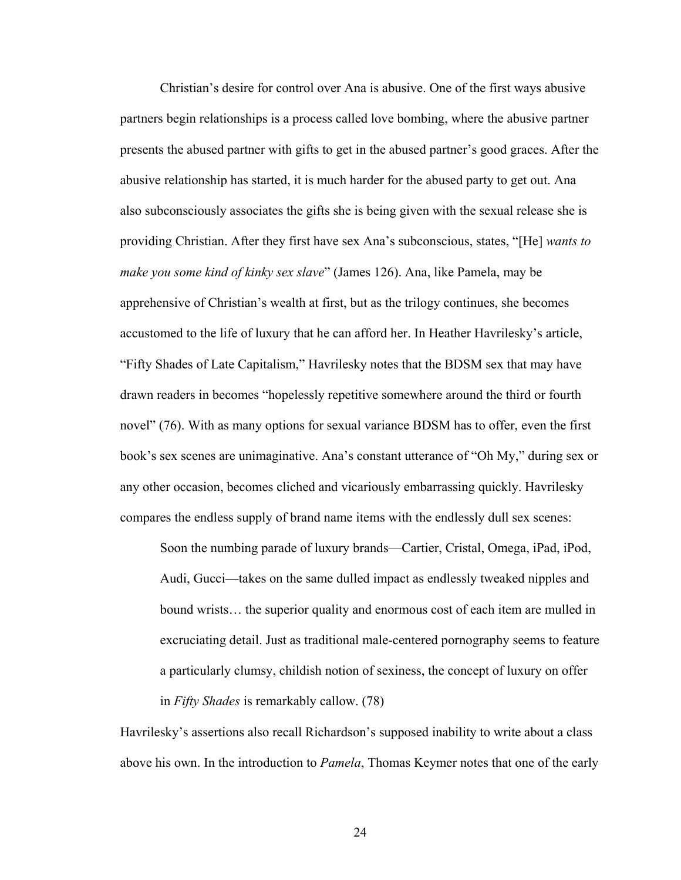Christian's desire for control over Ana is abusive. One of the first ways abusive partners begin relationships is a process called love bombing, where the abusive partner presents the abused partner with gifts to get in the abused partner's good graces. After the abusive relationship has started, it is much harder for the abused party to get out. Ana also subconsciously associates the gifts she is being given with the sexual release she is providing Christian. After they first have sex Ana's subconscious, states, "[He] *wants to make you some kind of kinky sex slave*" (James 126). Ana, like Pamela, may be apprehensive of Christian's wealth at first, but as the trilogy continues, she becomes accustomed to the life of luxury that he can afford her. In Heather Havrilesky's article, "Fifty Shades of Late Capitalism," Havrilesky notes that the BDSM sex that may have drawn readers in becomes "hopelessly repetitive somewhere around the third or fourth novel" (76). With as many options for sexual variance BDSM has to offer, even the first book's sex scenes are unimaginative. Ana's constant utterance of "Oh My," during sex or any other occasion, becomes cliched and vicariously embarrassing quickly. Havrilesky compares the endless supply of brand name items with the endlessly dull sex scenes:

> Soon the numbing parade of luxury brands—Cartier, Cristal, Omega, iPad, iPod, Audi, Gucci—takes on the same dulled impact as endlessly tweaked nipples and bound wrists… the superior quality and enormous cost of each item are mulled in excruciating detail. Just as traditional male-centered pornography seems to feature a particularly clumsy, childish notion of sexiness, the concept of luxury on offer in *Fifty Shades* is remarkably callow. (78)

Havrilesky's assertions also recall Richardson's supposed inability to write about a class above his own. In the introduction to *Pamela*, Thomas Keymer notes that one of the early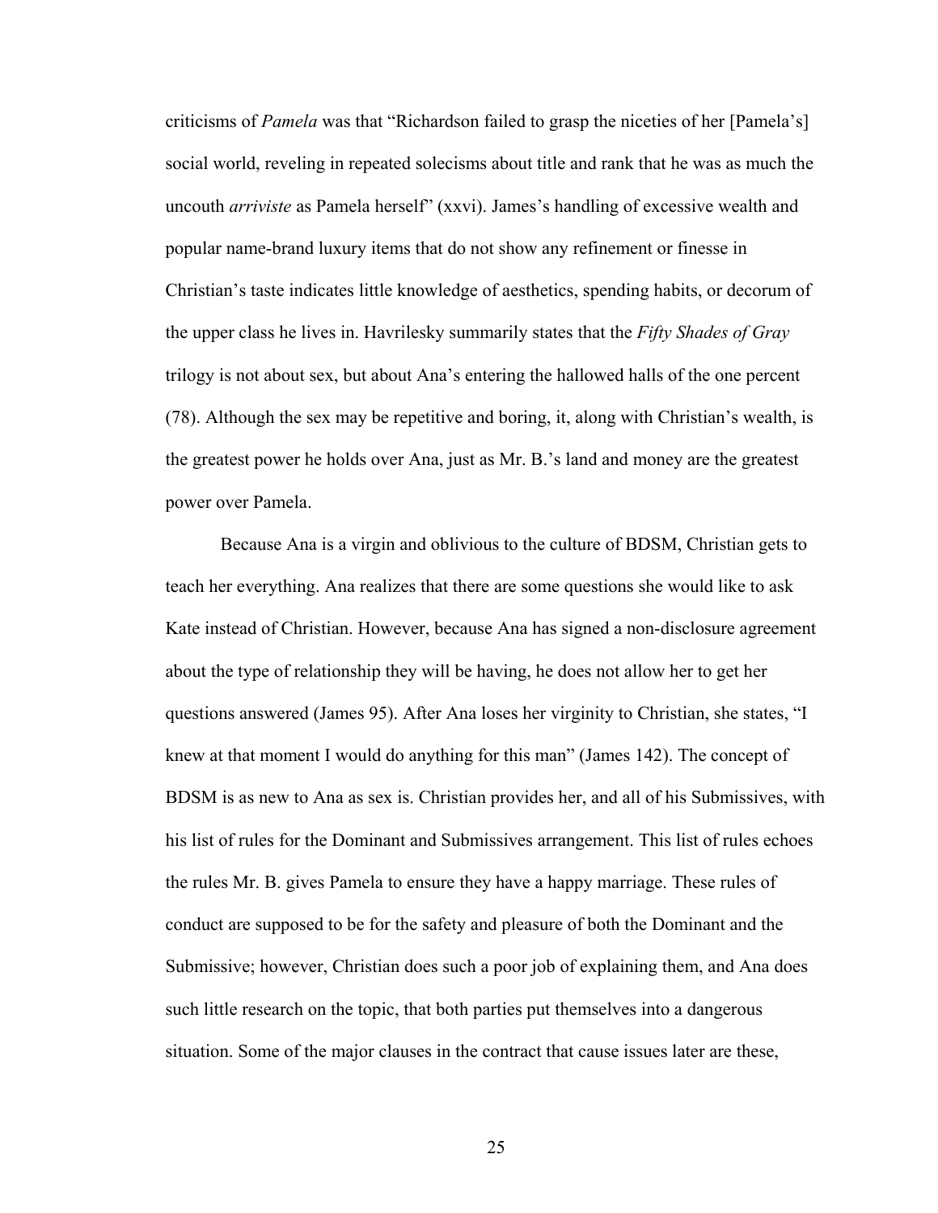criticisms of *Pamela* was that "Richardson failed to grasp the niceties of her [Pamela's] social world, reveling in repeated solecisms about title and rank that he was as much the uncouth *arriviste* as Pamela herself" (xxvi). James's handling of excessive wealth and popular name-brand luxury items that do not show any refinement or finesse in Christian's taste indicates little knowledge of aesthetics, spending habits, or decorum of the upper class he lives in. Havrilesky summarily states that the *Fifty Shades of Gray* trilogy is not about sex, but about Ana's entering the hallowed halls of the one percent (78). Although the sex may be repetitive and boring, it, along with Christian's wealth, is the greatest power he holds over Ana, just as Mr. B.'s land and money are the greatest power over Pamela.

Because Ana is a virgin and oblivious to the culture of BDSM, Christian gets to teach her everything. Ana realizes that there are some questions she would like to ask Kate instead of Christian. However, because Ana has signed a non-disclosure agreement about the type of relationship they will be having, he does not allow her to get her questions answered (James 95). After Ana loses her virginity to Christian, she states, "I knew at that moment I would do anything for this man" (James 142). The concept of BDSM is as new to Ana as sex is. Christian provides her, and all of his Submissives, with his list of rules for the Dominant and Submissives arrangement. This list of rules echoes the rules Mr. B. gives Pamela to ensure they have a happy marriage. These rules of conduct are supposed to be for the safety and pleasure of both the Dominant and the Submissive; however, Christian does such a poor job of explaining them, and Ana does such little research on the topic, that both parties put themselves into a dangerous situation. Some of the major clauses in the contract that cause issues later are these,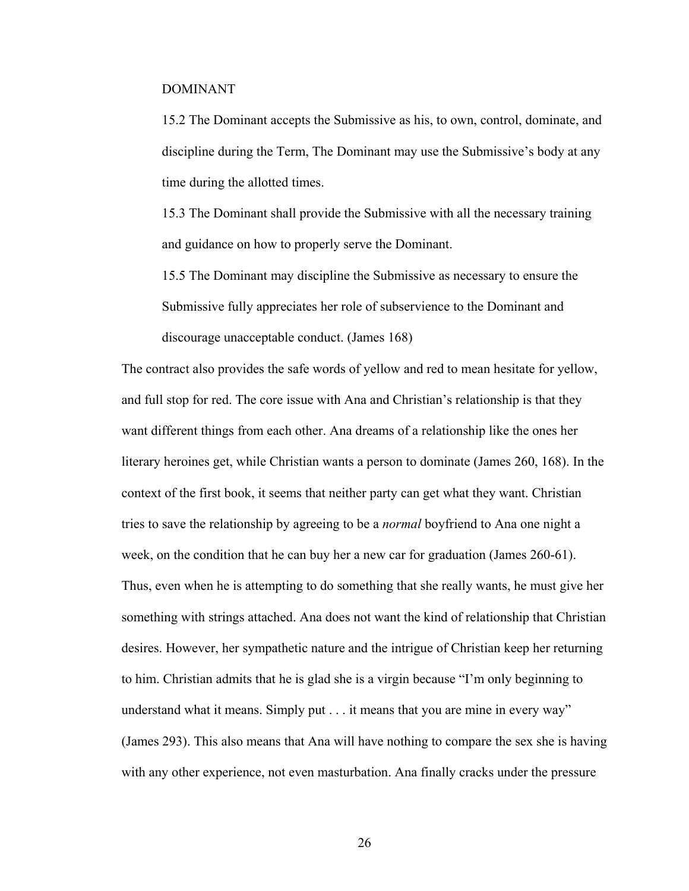DOMINANT

> 15.2 The Dominant accepts the Submissive as his, to own, control, dominate, and discipline during the Term, The Dominant may use the Submissive's body at any time during the allotted times.
>
> 15.3 The Dominant shall provide the Submissive with all the necessary training and guidance on how to properly serve the Dominant.
>
> 15.5 The Dominant may discipline the Submissive as necessary to ensure the Submissive fully appreciates her role of subservience to the Dominant and discourage unacceptable conduct. (James 168)

The contract also provides the safe words of yellow and red to mean hesitate for yellow, and full stop for red. The core issue with Ana and Christian's relationship is that they want different things from each other. Ana dreams of a relationship like the ones her literary heroines get, while Christian wants a person to dominate (James 260, 168). In the context of the first book, it seems that neither party can get what they want. Christian tries to save the relationship by agreeing to be a *normal* boyfriend to Ana one night a week, on the condition that he can buy her a new car for graduation (James 260-61). Thus, even when he is attempting to do something that she really wants, he must give her something with strings attached. Ana does not want the kind of relationship that Christian desires. However, her sympathetic nature and the intrigue of Christian keep her returning to him. Christian admits that he is glad she is a virgin because "I'm only beginning to understand what it means. Simply put . . . it means that you are mine in every way" (James 293). This also means that Ana will have nothing to compare the sex she is having with any other experience, not even masturbation. Ana finally cracks under the pressure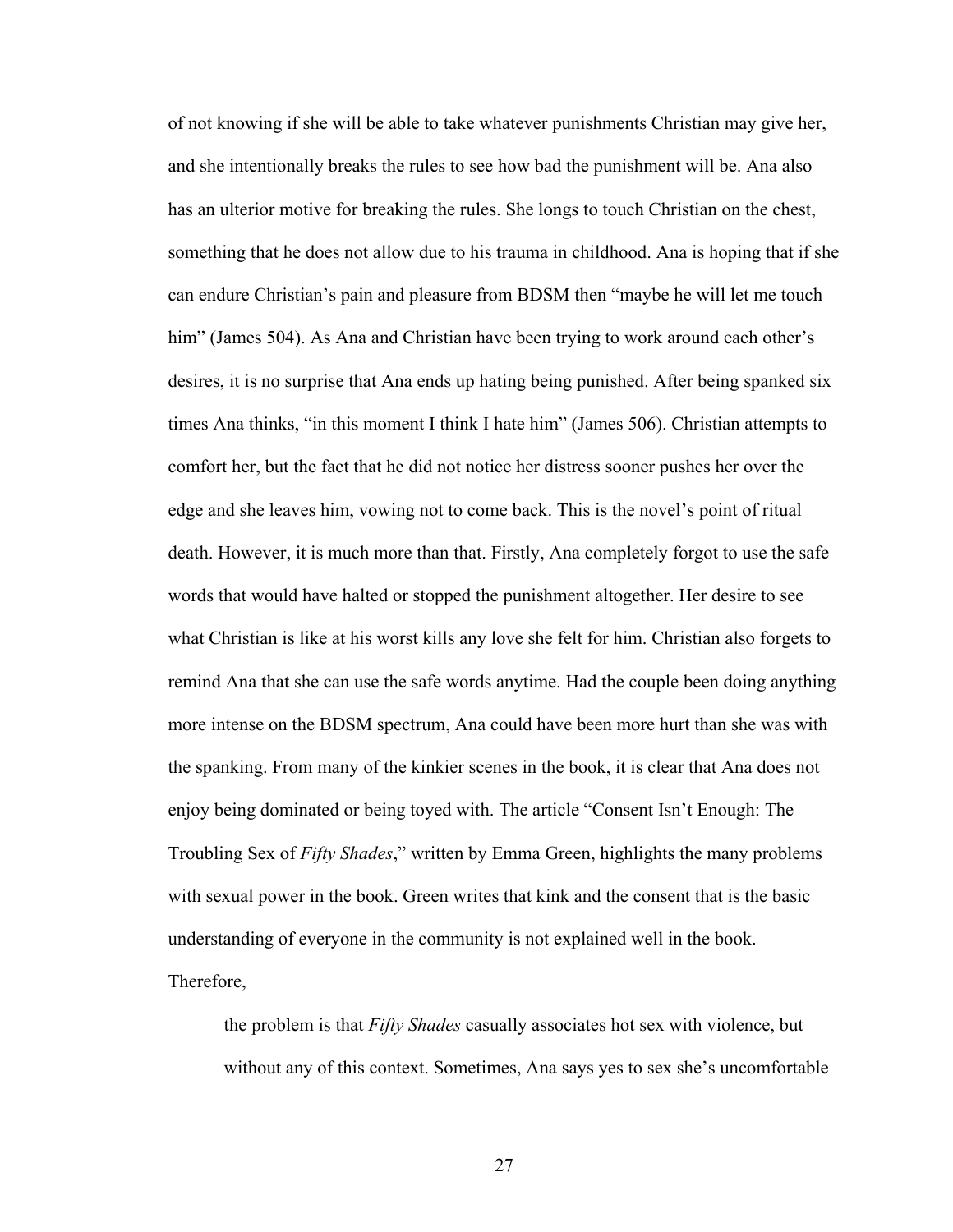of not knowing if she will be able to take whatever punishments Christian may give her, and she intentionally breaks the rules to see how bad the punishment will be. Ana also has an ulterior motive for breaking the rules. She longs to touch Christian on the chest, something that he does not allow due to his trauma in childhood. Ana is hoping that if she can endure Christian's pain and pleasure from BDSM then "maybe he will let me touch him" (James 504). As Ana and Christian have been trying to work around each other's desires, it is no surprise that Ana ends up hating being punished. After being spanked six times Ana thinks, "in this moment I think I hate him" (James 506). Christian attempts to comfort her, but the fact that he did not notice her distress sooner pushes her over the edge and she leaves him, vowing not to come back. This is the novel's point of ritual death. However, it is much more than that. Firstly, Ana completely forgot to use the safe words that would have halted or stopped the punishment altogether. Her desire to see what Christian is like at his worst kills any love she felt for him. Christian also forgets to remind Ana that she can use the safe words anytime. Had the couple been doing anything more intense on the BDSM spectrum, Ana could have been more hurt than she was with the spanking. From many of the kinkier scenes in the book, it is clear that Ana does not enjoy being dominated or being toyed with. The article "Consent Isn't Enough: The Troubling Sex of *Fifty Shades*," written by Emma Green, highlights the many problems with sexual power in the book. Green writes that kink and the consent that is the basic understanding of everyone in the community is not explained well in the book. Therefore,

> the problem is that *Fifty Shades* casually associates hot sex with violence, but without any of this context. Sometimes, Ana says yes to sex she's uncomfortable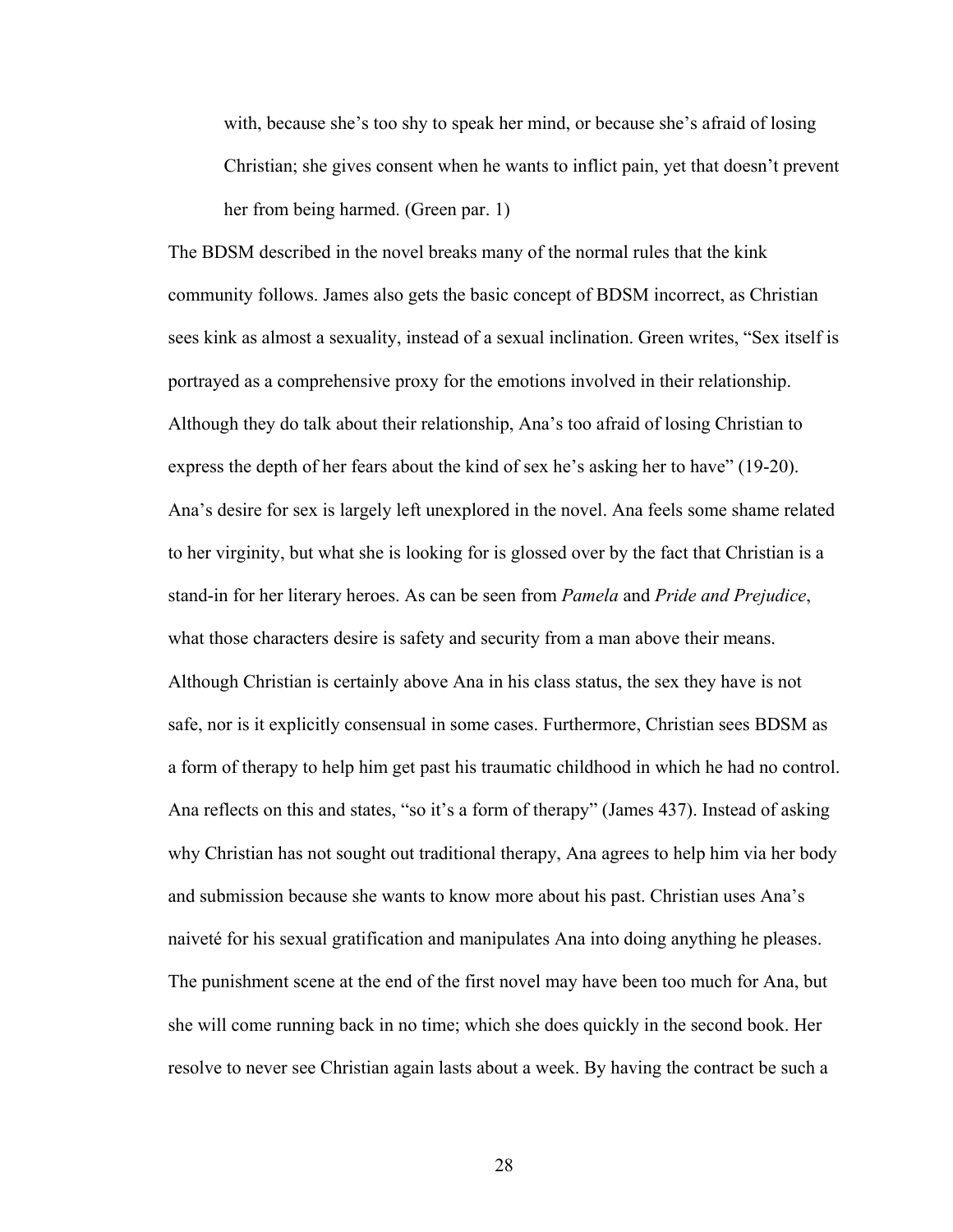> with, because she's too shy to speak her mind, or because she's afraid of losing Christian; she gives consent when he wants to inflict pain, yet that doesn't prevent her from being harmed. (Green par. 1)

The BDSM described in the novel breaks many of the normal rules that the kink community follows. James also gets the basic concept of BDSM incorrect, as Christian sees kink as almost a sexuality, instead of a sexual inclination. Green writes, "Sex itself is portrayed as a comprehensive proxy for the emotions involved in their relationship. Although they do talk about their relationship, Ana's too afraid of losing Christian to express the depth of her fears about the kind of sex he's asking her to have" (19-20). Ana's desire for sex is largely left unexplored in the novel. Ana feels some shame related to her virginity, but what she is looking for is glossed over by the fact that Christian is a stand-in for her literary heroes. As can be seen from *Pamela* and *Pride and Prejudice*, what those characters desire is safety and security from a man above their means. Although Christian is certainly above Ana in his class status, the sex they have is not safe, nor is it explicitly consensual in some cases. Furthermore, Christian sees BDSM as a form of therapy to help him get past his traumatic childhood in which he had no control. Ana reflects on this and states, "so it's a form of therapy" (James 437). Instead of asking why Christian has not sought out traditional therapy, Ana agrees to help him via her body and submission because she wants to know more about his past. Christian uses Ana's naiveté for his sexual gratification and manipulates Ana into doing anything he pleases. The punishment scene at the end of the first novel may have been too much for Ana, but she will come running back in no time; which she does quickly in the second book. Her resolve to never see Christian again lasts about a week. By having the contract be such a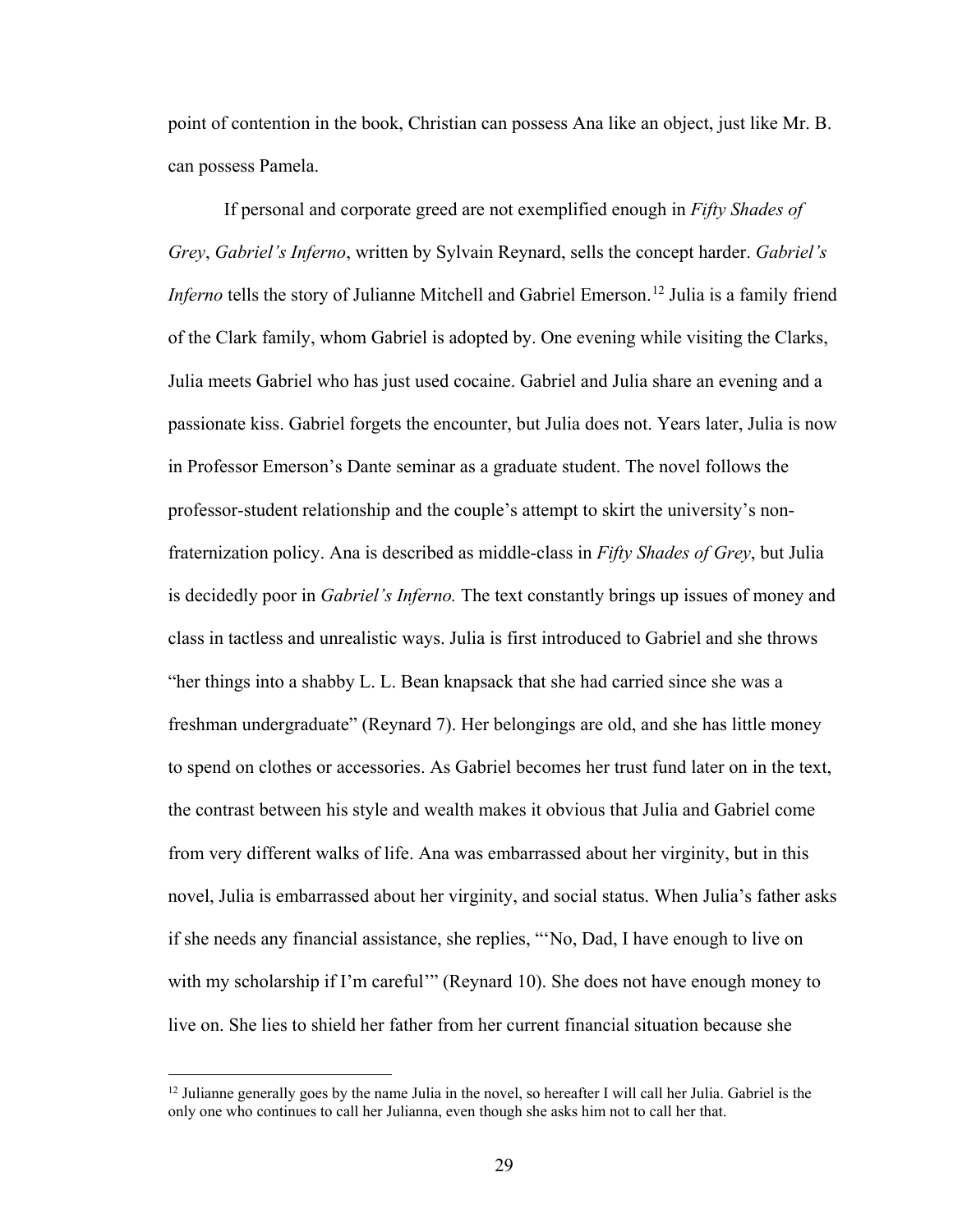point of contention in the book, Christian can possess Ana like an object, just like Mr. B. can possess Pamela.

If personal and corporate greed are not exemplified enough in *Fifty Shades of Grey*, *Gabriel's Inferno*, written by Sylvain Reynard, sells the concept harder. *Gabriel's Inferno* tells the story of Julianne Mitchell and Gabriel Emerson.[12] Julia is a family friend of the Clark family, whom Gabriel is adopted by. One evening while visiting the Clarks, Julia meets Gabriel who has just used cocaine. Gabriel and Julia share an evening and a passionate kiss. Gabriel forgets the encounter, but Julia does not. Years later, Julia is now in Professor Emerson's Dante seminar as a graduate student. The novel follows the professor-student relationship and the couple's attempt to skirt the university's non-fraternization policy. Ana is described as middle-class in *Fifty Shades of Grey*, but Julia is decidedly poor in *Gabriel's Inferno.* The text constantly brings up issues of money and class in tactless and unrealistic ways. Julia is first introduced to Gabriel and she throws "her things into a shabby L. L. Bean knapsack that she had carried since she was a freshman undergraduate" (Reynard 7). Her belongings are old, and she has little money to spend on clothes or accessories. As Gabriel becomes her trust fund later on in the text, the contrast between his style and wealth makes it obvious that Julia and Gabriel come from very different walks of life. Ana was embarrassed about her virginity, but in this novel, Julia is embarrassed about her virginity, and social status. When Julia's father asks if she needs any financial assistance, she replies, "'No, Dad, I have enough to live on with my scholarship if I'm careful'" (Reynard 10). She does not have enough money to live on. She lies to shield her father from her current financial situation because she

[12] Julianne generally goes by the name Julia in the novel, so hereafter I will call her Julia. Gabriel is the only one who continues to call her Julianna, even though she asks him not to call her that.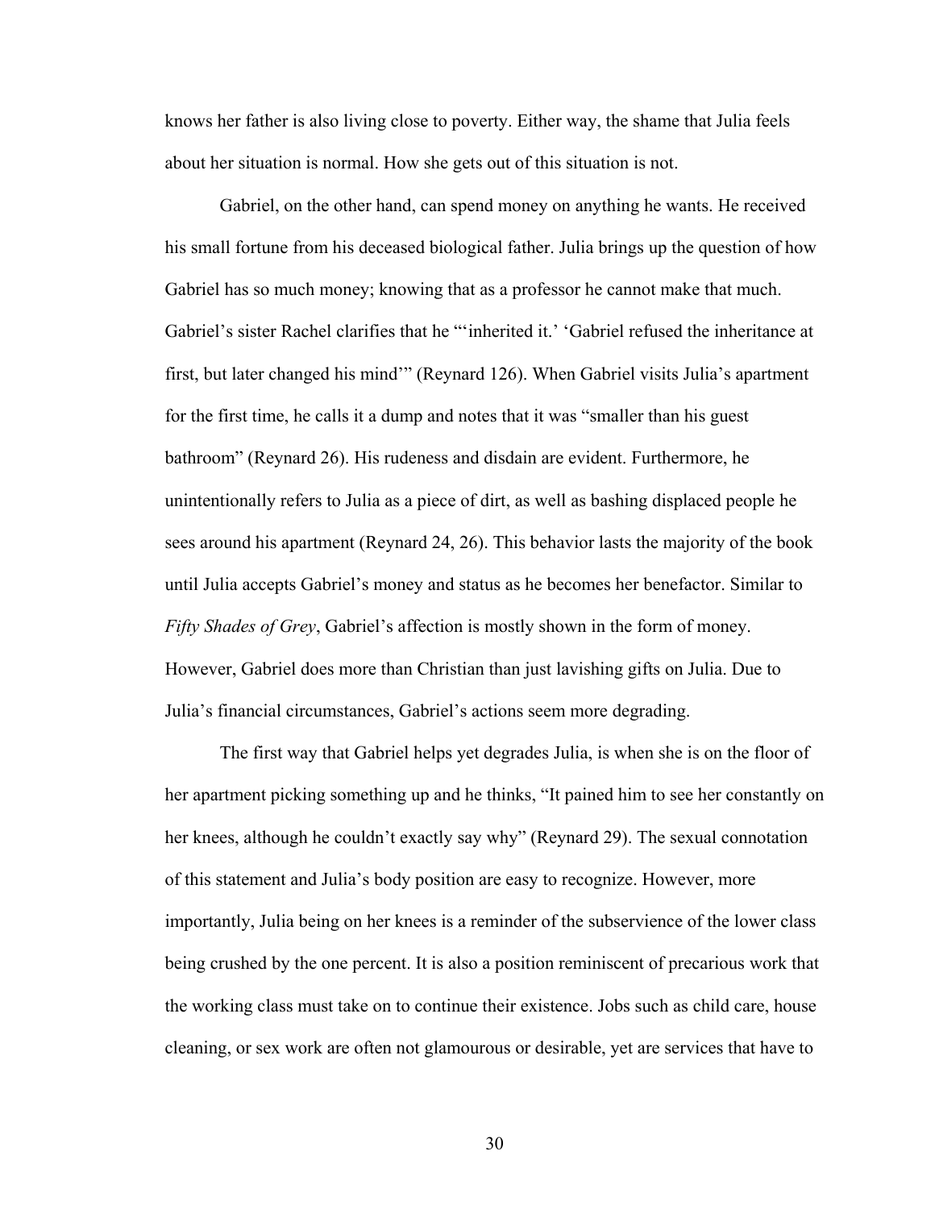knows her father is also living close to poverty. Either way, the shame that Julia feels about her situation is normal. How she gets out of this situation is not.

Gabriel, on the other hand, can spend money on anything he wants. He received his small fortune from his deceased biological father. Julia brings up the question of how Gabriel has so much money; knowing that as a professor he cannot make that much. Gabriel's sister Rachel clarifies that he "'inherited it.' 'Gabriel refused the inheritance at first, but later changed his mind'" (Reynard 126). When Gabriel visits Julia's apartment for the first time, he calls it a dump and notes that it was "smaller than his guest bathroom" (Reynard 26). His rudeness and disdain are evident. Furthermore, he unintentionally refers to Julia as a piece of dirt, as well as bashing displaced people he sees around his apartment (Reynard 24, 26). This behavior lasts the majority of the book until Julia accepts Gabriel's money and status as he becomes her benefactor. Similar to *Fifty Shades of Grey*, Gabriel's affection is mostly shown in the form of money. However, Gabriel does more than Christian than just lavishing gifts on Julia. Due to Julia's financial circumstances, Gabriel's actions seem more degrading.

The first way that Gabriel helps yet degrades Julia, is when she is on the floor of her apartment picking something up and he thinks, "It pained him to see her constantly on her knees, although he couldn't exactly say why" (Reynard 29). The sexual connotation of this statement and Julia's body position are easy to recognize. However, more importantly, Julia being on her knees is a reminder of the subservience of the lower class being crushed by the one percent. It is also a position reminiscent of precarious work that the working class must take on to continue their existence. Jobs such as child care, house cleaning, or sex work are often not glamourous or desirable, yet are services that have to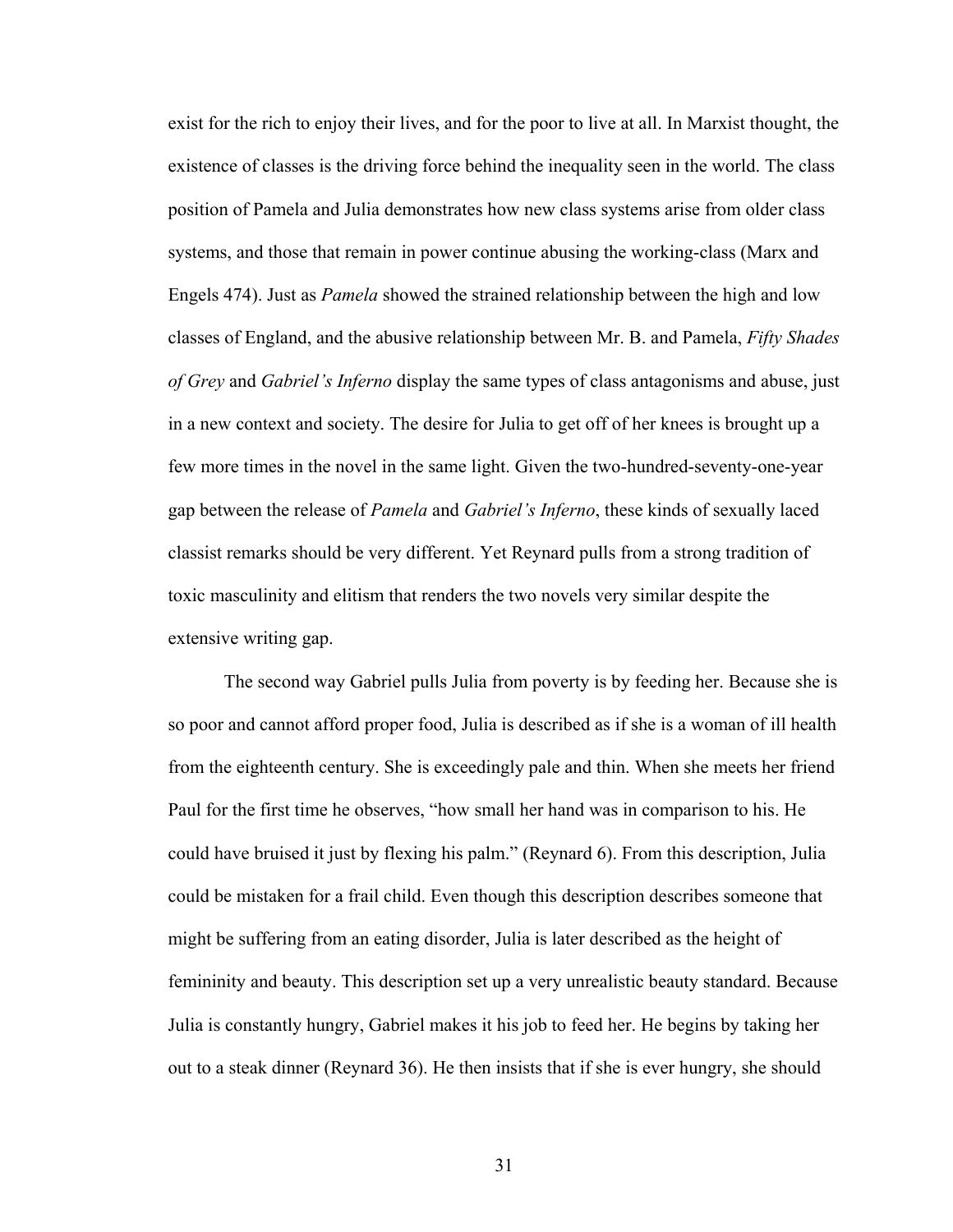exist for the rich to enjoy their lives, and for the poor to live at all. In Marxist thought, the existence of classes is the driving force behind the inequality seen in the world. The class position of Pamela and Julia demonstrates how new class systems arise from older class systems, and those that remain in power continue abusing the working-class (Marx and Engels 474). Just as *Pamela* showed the strained relationship between the high and low classes of England, and the abusive relationship between Mr. B. and Pamela, *Fifty Shades of Grey* and *Gabriel's Inferno* display the same types of class antagonisms and abuse, just in a new context and society. The desire for Julia to get off of her knees is brought up a few more times in the novel in the same light. Given the two-hundred-seventy-one-year gap between the release of *Pamela* and *Gabriel's Inferno*, these kinds of sexually laced classist remarks should be very different. Yet Reynard pulls from a strong tradition of toxic masculinity and elitism that renders the two novels very similar despite the extensive writing gap.

The second way Gabriel pulls Julia from poverty is by feeding her. Because she is so poor and cannot afford proper food, Julia is described as if she is a woman of ill health from the eighteenth century. She is exceedingly pale and thin. When she meets her friend Paul for the first time he observes, "how small her hand was in comparison to his. He could have bruised it just by flexing his palm." (Reynard 6). From this description, Julia could be mistaken for a frail child. Even though this description describes someone that might be suffering from an eating disorder, Julia is later described as the height of femininity and beauty. This description set up a very unrealistic beauty standard. Because Julia is constantly hungry, Gabriel makes it his job to feed her. He begins by taking her out to a steak dinner (Reynard 36). He then insists that if she is ever hungry, she should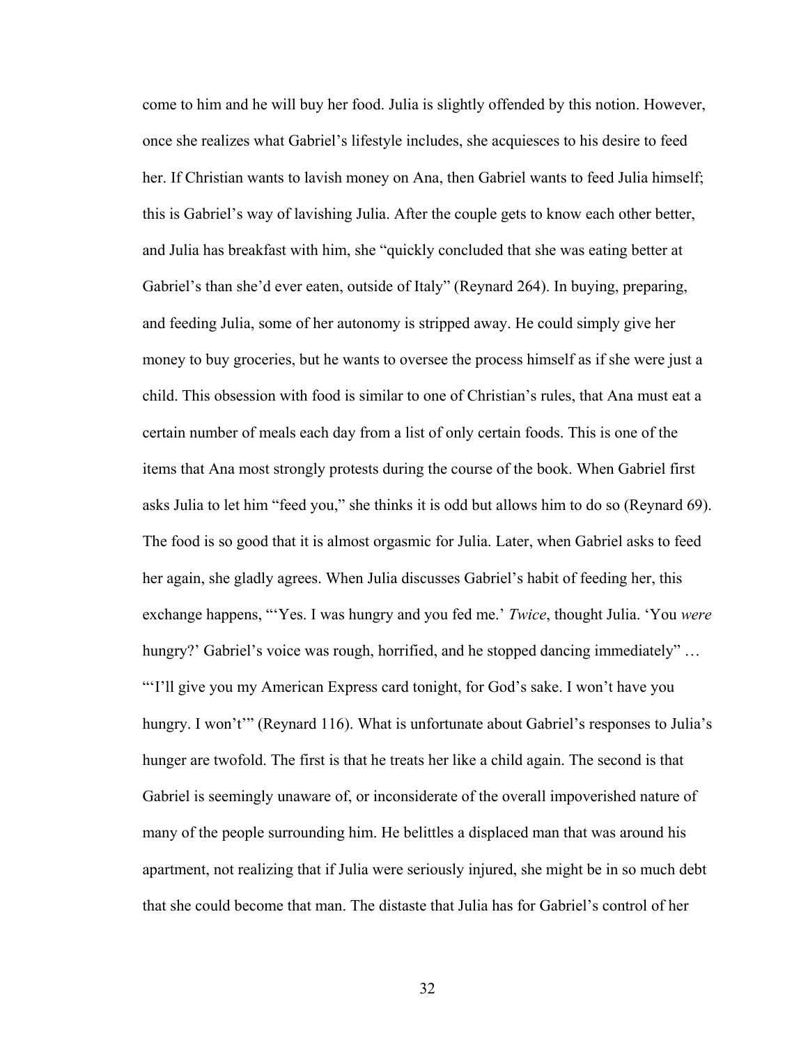come to him and he will buy her food. Julia is slightly offended by this notion. However, once she realizes what Gabriel's lifestyle includes, she acquiesces to his desire to feed her. If Christian wants to lavish money on Ana, then Gabriel wants to feed Julia himself; this is Gabriel's way of lavishing Julia. After the couple gets to know each other better, and Julia has breakfast with him, she "quickly concluded that she was eating better at Gabriel's than she'd ever eaten, outside of Italy" (Reynard 264). In buying, preparing, and feeding Julia, some of her autonomy is stripped away. He could simply give her money to buy groceries, but he wants to oversee the process himself as if she were just a child. This obsession with food is similar to one of Christian's rules, that Ana must eat a certain number of meals each day from a list of only certain foods. This is one of the items that Ana most strongly protests during the course of the book. When Gabriel first asks Julia to let him "feed you," she thinks it is odd but allows him to do so (Reynard 69). The food is so good that it is almost orgasmic for Julia. Later, when Gabriel asks to feed her again, she gladly agrees. When Julia discusses Gabriel's habit of feeding her, this exchange happens, "'Yes. I was hungry and you fed me.' *Twice*, thought Julia. 'You *were* hungry?' Gabriel's voice was rough, horrified, and he stopped dancing immediately" … "'I'll give you my American Express card tonight, for God's sake. I won't have you hungry. I won't'" (Reynard 116). What is unfortunate about Gabriel's responses to Julia's hunger are twofold. The first is that he treats her like a child again. The second is that Gabriel is seemingly unaware of, or inconsiderate of the overall impoverished nature of many of the people surrounding him. He belittles a displaced man that was around his apartment, not realizing that if Julia were seriously injured, she might be in so much debt that she could become that man. The distaste that Julia has for Gabriel's control of her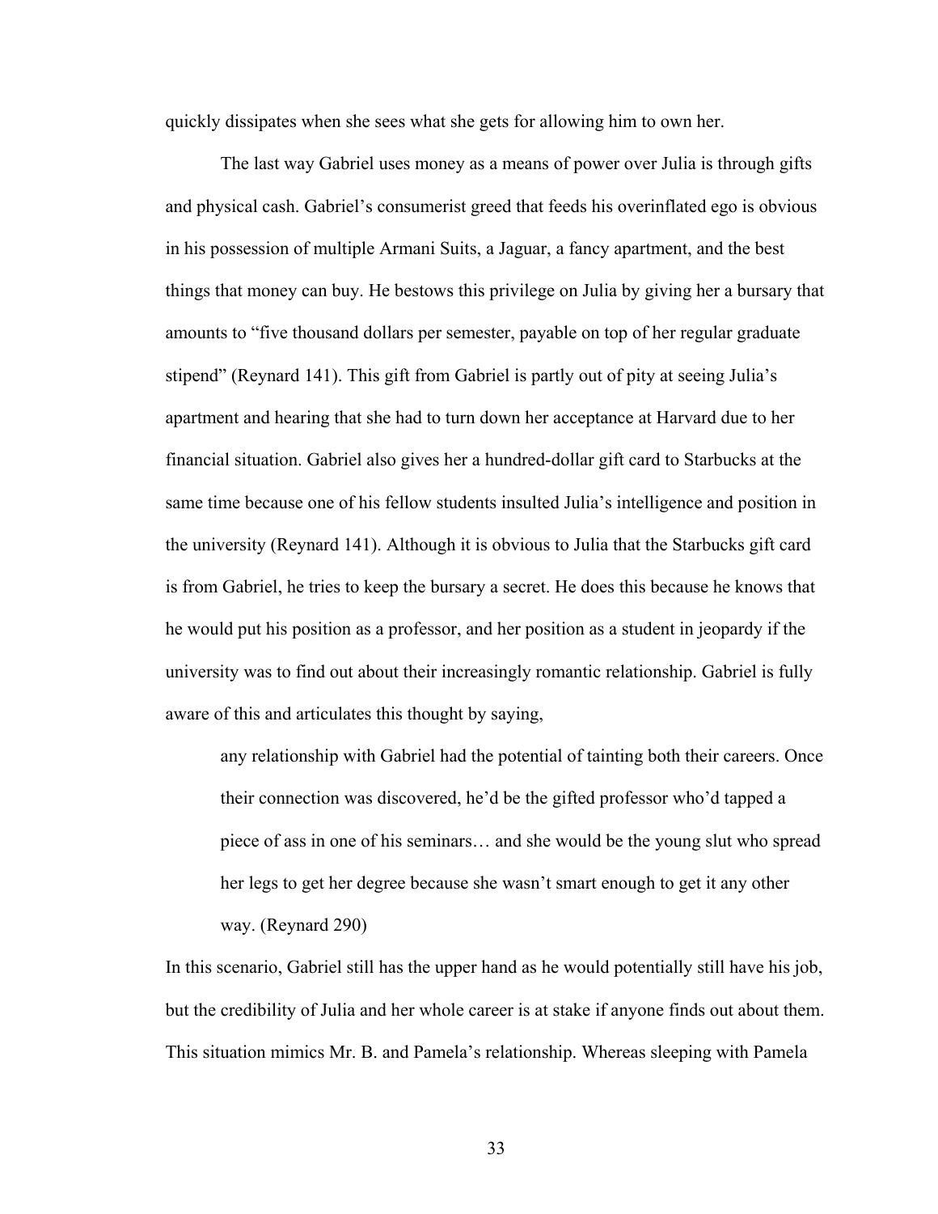quickly dissipates when she sees what she gets for allowing him to own her.

The last way Gabriel uses money as a means of power over Julia is through gifts and physical cash. Gabriel's consumerist greed that feeds his overinflated ego is obvious in his possession of multiple Armani Suits, a Jaguar, a fancy apartment, and the best things that money can buy. He bestows this privilege on Julia by giving her a bursary that amounts to "five thousand dollars per semester, payable on top of her regular graduate stipend" (Reynard 141). This gift from Gabriel is partly out of pity at seeing Julia's apartment and hearing that she had to turn down her acceptance at Harvard due to her financial situation. Gabriel also gives her a hundred-dollar gift card to Starbucks at the same time because one of his fellow students insulted Julia's intelligence and position in the university (Reynard 141). Although it is obvious to Julia that the Starbucks gift card is from Gabriel, he tries to keep the bursary a secret. He does this because he knows that he would put his position as a professor, and her position as a student in jeopardy if the university was to find out about their increasingly romantic relationship. Gabriel is fully aware of this and articulates this thought by saying,

> any relationship with Gabriel had the potential of tainting both their careers. Once their connection was discovered, he'd be the gifted professor who'd tapped a piece of ass in one of his seminars… and she would be the young slut who spread her legs to get her degree because she wasn't smart enough to get it any other way. (Reynard 290)

In this scenario, Gabriel still has the upper hand as he would potentially still have his job, but the credibility of Julia and her whole career is at stake if anyone finds out about them. This situation mimics Mr. B. and Pamela's relationship. Whereas sleeping with Pamela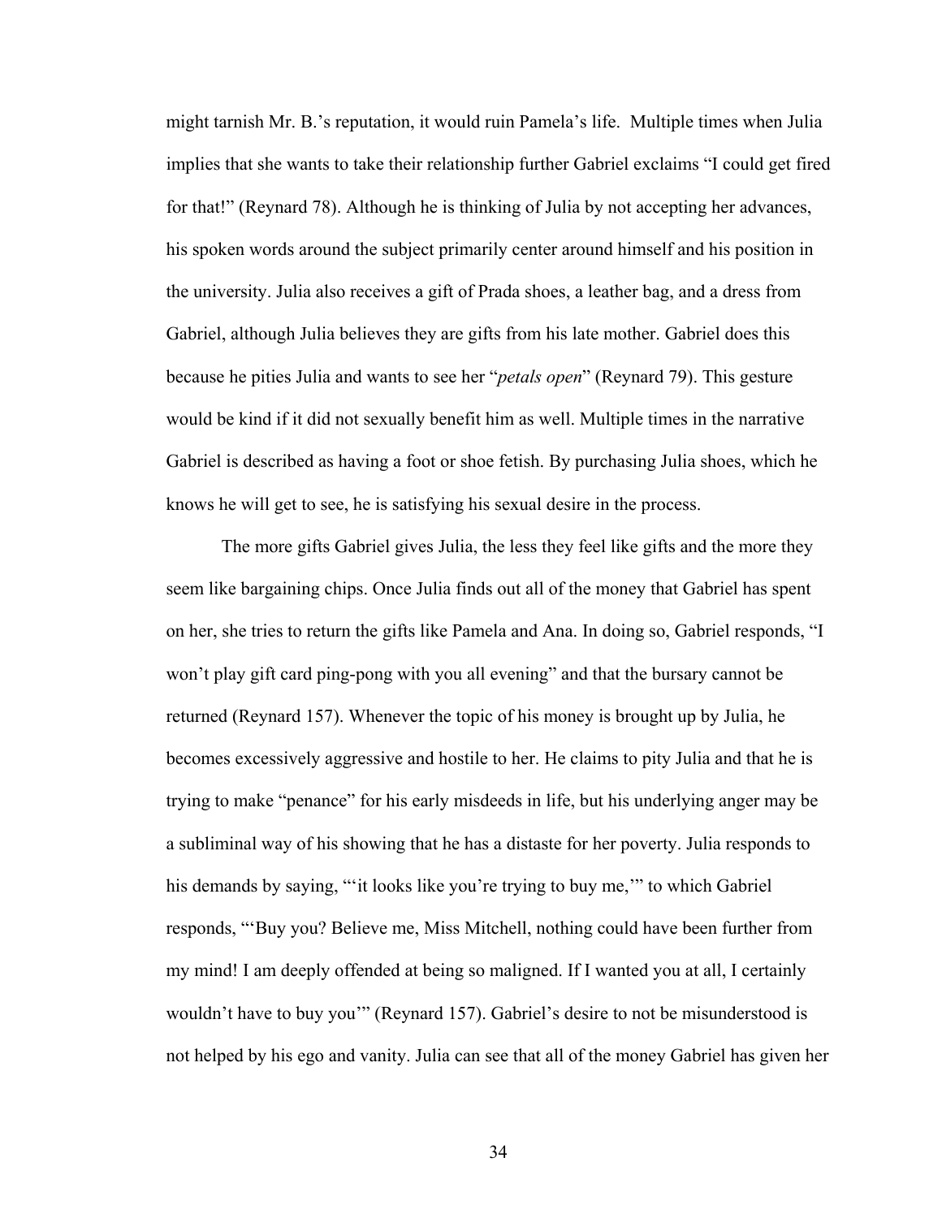might tarnish Mr. B.'s reputation, it would ruin Pamela's life. Multiple times when Julia implies that she wants to take their relationship further Gabriel exclaims "I could get fired for that!" (Reynard 78). Although he is thinking of Julia by not accepting her advances, his spoken words around the subject primarily center around himself and his position in the university. Julia also receives a gift of Prada shoes, a leather bag, and a dress from Gabriel, although Julia believes they are gifts from his late mother. Gabriel does this because he pities Julia and wants to see her "*petals open*" (Reynard 79). This gesture would be kind if it did not sexually benefit him as well. Multiple times in the narrative Gabriel is described as having a foot or shoe fetish. By purchasing Julia shoes, which he knows he will get to see, he is satisfying his sexual desire in the process.

The more gifts Gabriel gives Julia, the less they feel like gifts and the more they seem like bargaining chips. Once Julia finds out all of the money that Gabriel has spent on her, she tries to return the gifts like Pamela and Ana. In doing so, Gabriel responds, "I won't play gift card ping-pong with you all evening" and that the bursary cannot be returned (Reynard 157). Whenever the topic of his money is brought up by Julia, he becomes excessively aggressive and hostile to her. He claims to pity Julia and that he is trying to make "penance" for his early misdeeds in life, but his underlying anger may be a subliminal way of his showing that he has a distaste for her poverty. Julia responds to his demands by saying, "'it looks like you're trying to buy me,'" to which Gabriel responds, "'Buy you? Believe me, Miss Mitchell, nothing could have been further from my mind! I am deeply offended at being so maligned. If I wanted you at all, I certainly wouldn't have to buy you'" (Reynard 157). Gabriel's desire to not be misunderstood is not helped by his ego and vanity. Julia can see that all of the money Gabriel has given her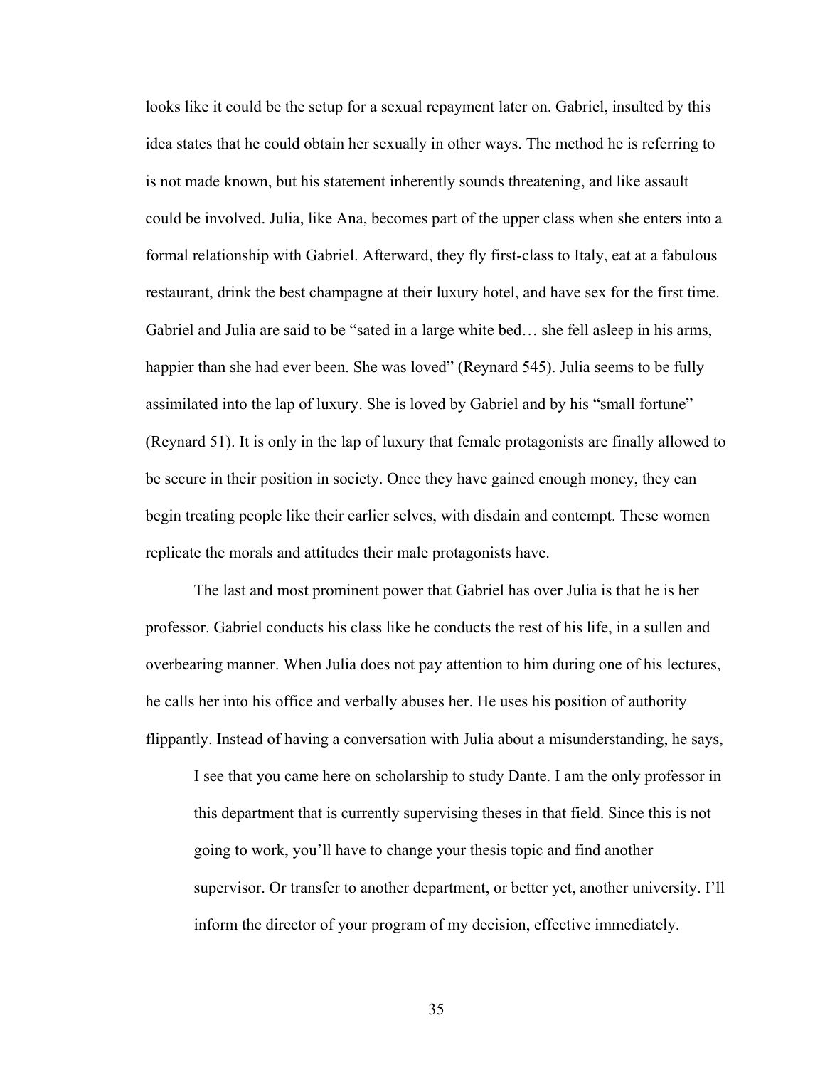looks like it could be the setup for a sexual repayment later on. Gabriel, insulted by this idea states that he could obtain her sexually in other ways. The method he is referring to is not made known, but his statement inherently sounds threatening, and like assault could be involved. Julia, like Ana, becomes part of the upper class when she enters into a formal relationship with Gabriel. Afterward, they fly first-class to Italy, eat at a fabulous restaurant, drink the best champagne at their luxury hotel, and have sex for the first time. Gabriel and Julia are said to be "sated in a large white bed… she fell asleep in his arms, happier than she had ever been. She was loved" (Reynard 545). Julia seems to be fully assimilated into the lap of luxury. She is loved by Gabriel and by his "small fortune" (Reynard 51). It is only in the lap of luxury that female protagonists are finally allowed to be secure in their position in society. Once they have gained enough money, they can begin treating people like their earlier selves, with disdain and contempt. These women replicate the morals and attitudes their male protagonists have.

The last and most prominent power that Gabriel has over Julia is that he is her professor. Gabriel conducts his class like he conducts the rest of his life, in a sullen and overbearing manner. When Julia does not pay attention to him during one of his lectures, he calls her into his office and verbally abuses her. He uses his position of authority flippantly. Instead of having a conversation with Julia about a misunderstanding, he says,

> I see that you came here on scholarship to study Dante. I am the only professor in this department that is currently supervising theses in that field. Since this is not going to work, you'll have to change your thesis topic and find another supervisor. Or transfer to another department, or better yet, another university. I'll inform the director of your program of my decision, effective immediately.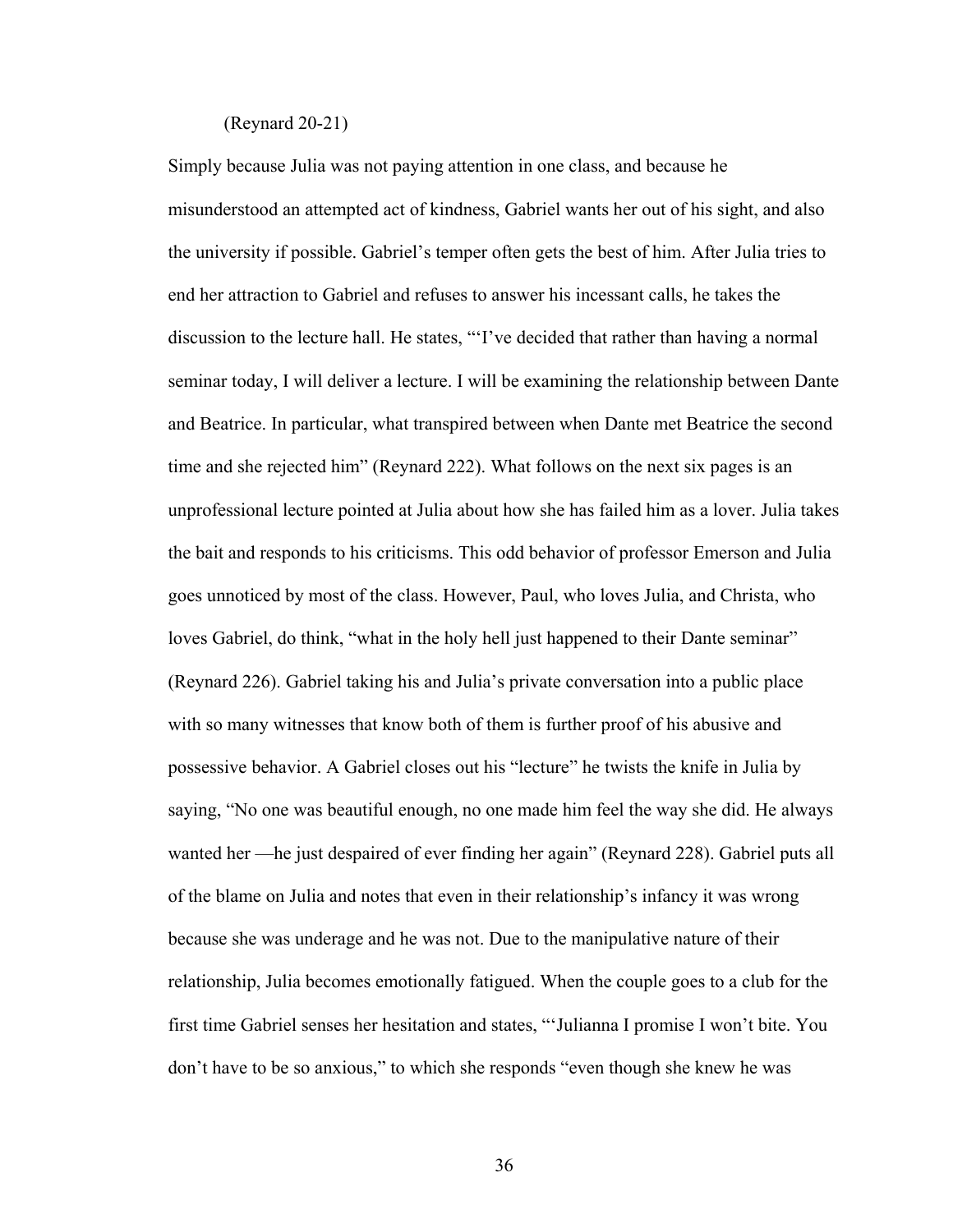(Reynard 20-21)

Simply because Julia was not paying attention in one class, and because he misunderstood an attempted act of kindness, Gabriel wants her out of his sight, and also the university if possible. Gabriel's temper often gets the best of him. After Julia tries to end her attraction to Gabriel and refuses to answer his incessant calls, he takes the discussion to the lecture hall. He states, "'I've decided that rather than having a normal seminar today, I will deliver a lecture. I will be examining the relationship between Dante and Beatrice. In particular, what transpired between when Dante met Beatrice the second time and she rejected him" (Reynard 222). What follows on the next six pages is an unprofessional lecture pointed at Julia about how she has failed him as a lover. Julia takes the bait and responds to his criticisms. This odd behavior of professor Emerson and Julia goes unnoticed by most of the class. However, Paul, who loves Julia, and Christa, who loves Gabriel, do think, "what in the holy hell just happened to their Dante seminar" (Reynard 226). Gabriel taking his and Julia's private conversation into a public place with so many witnesses that know both of them is further proof of his abusive and possessive behavior. A Gabriel closes out his "lecture" he twists the knife in Julia by saying, "No one was beautiful enough, no one made him feel the way she did. He always wanted her —he just despaired of ever finding her again" (Reynard 228). Gabriel puts all of the blame on Julia and notes that even in their relationship's infancy it was wrong because she was underage and he was not. Due to the manipulative nature of their relationship, Julia becomes emotionally fatigued. When the couple goes to a club for the first time Gabriel senses her hesitation and states, "'Julianna I promise I won't bite. You don't have to be so anxious," to which she responds "even though she knew he was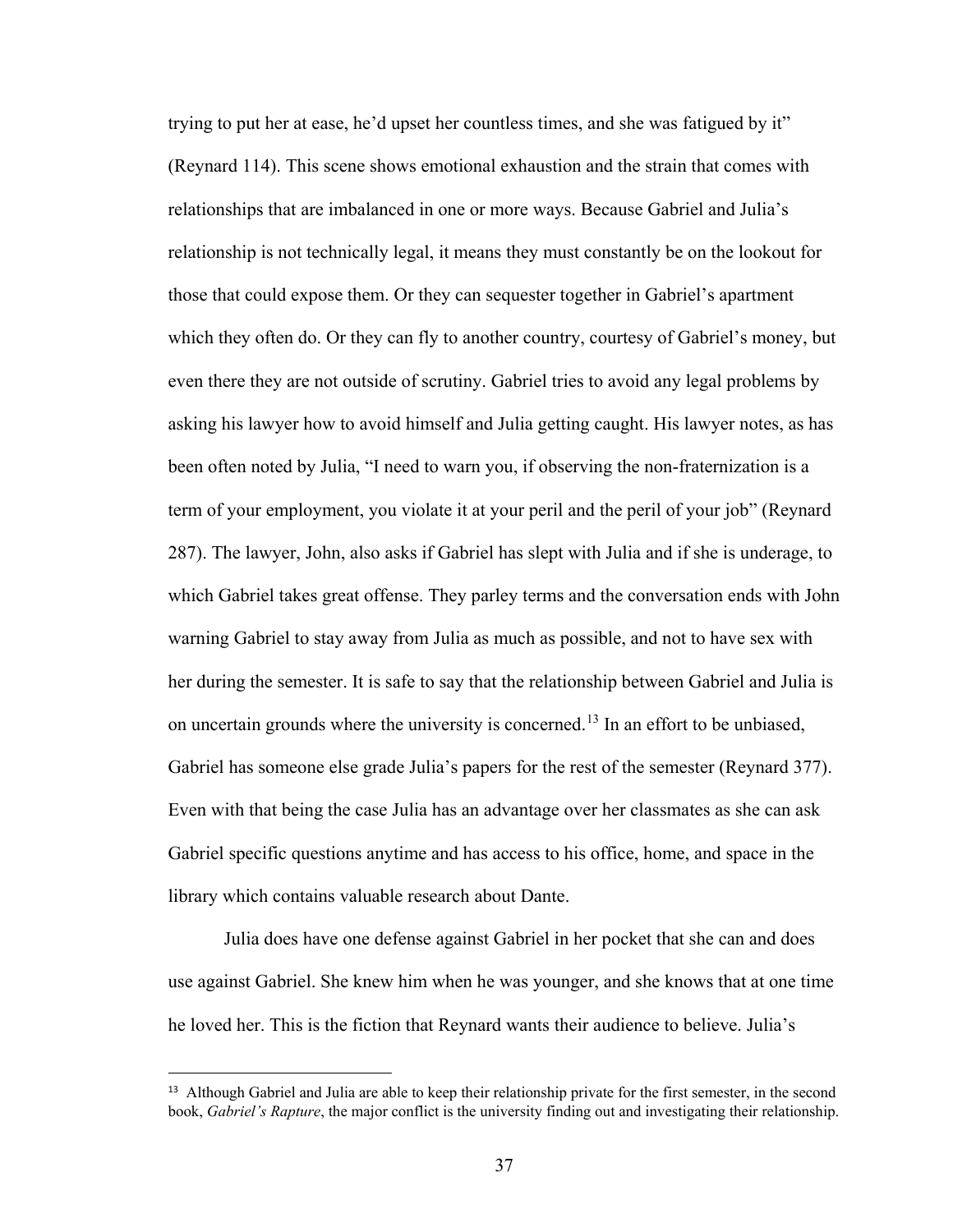trying to put her at ease, he'd upset her countless times, and she was fatigued by it" (Reynard 114). This scene shows emotional exhaustion and the strain that comes with relationships that are imbalanced in one or more ways. Because Gabriel and Julia's relationship is not technically legal, it means they must constantly be on the lookout for those that could expose them. Or they can sequester together in Gabriel's apartment which they often do. Or they can fly to another country, courtesy of Gabriel's money, but even there they are not outside of scrutiny. Gabriel tries to avoid any legal problems by asking his lawyer how to avoid himself and Julia getting caught. His lawyer notes, as has been often noted by Julia, "I need to warn you, if observing the non-fraternization is a term of your employment, you violate it at your peril and the peril of your job" (Reynard 287). The lawyer, John, also asks if Gabriel has slept with Julia and if she is underage, to which Gabriel takes great offense. They parley terms and the conversation ends with John warning Gabriel to stay away from Julia as much as possible, and not to have sex with her during the semester. It is safe to say that the relationship between Gabriel and Julia is on uncertain grounds where the university is concerned.[13] In an effort to be unbiased, Gabriel has someone else grade Julia's papers for the rest of the semester (Reynard 377). Even with that being the case Julia has an advantage over her classmates as she can ask Gabriel specific questions anytime and has access to his office, home, and space in the library which contains valuable research about Dante.

Julia does have one defense against Gabriel in her pocket that she can and does use against Gabriel. She knew him when he was younger, and she knows that at one time he loved her. This is the fiction that Reynard wants their audience to believe. Julia's

---

[13] Although Gabriel and Julia are able to keep their relationship private for the first semester, in the second book, *Gabriel's Rapture*, the major conflict is the university finding out and investigating their relationship.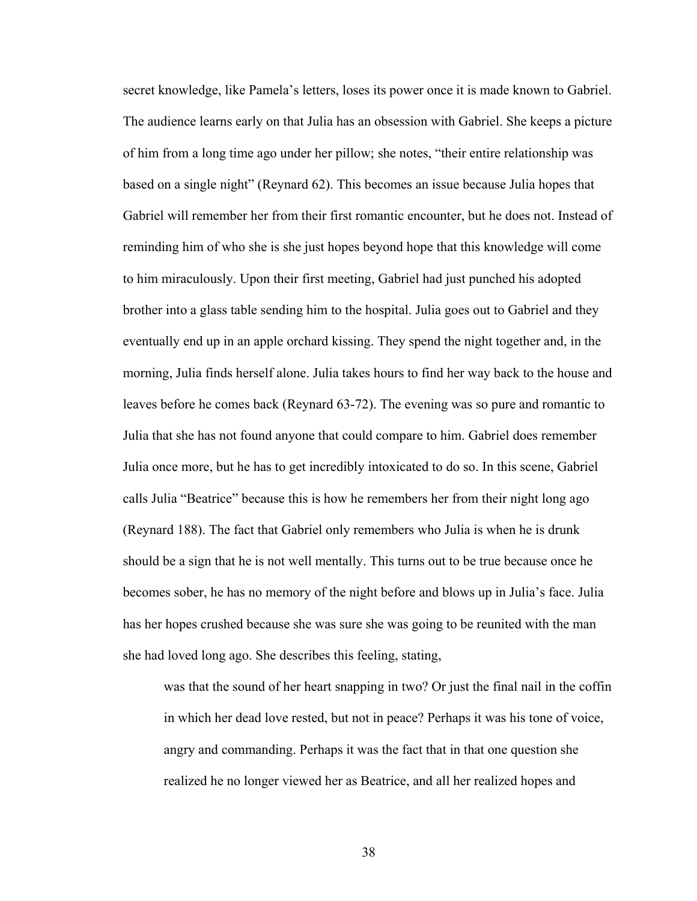secret knowledge, like Pamela's letters, loses its power once it is made known to Gabriel. The audience learns early on that Julia has an obsession with Gabriel. She keeps a picture of him from a long time ago under her pillow; she notes, "their entire relationship was based on a single night" (Reynard 62). This becomes an issue because Julia hopes that Gabriel will remember her from their first romantic encounter, but he does not. Instead of reminding him of who she is she just hopes beyond hope that this knowledge will come to him miraculously. Upon their first meeting, Gabriel had just punched his adopted brother into a glass table sending him to the hospital. Julia goes out to Gabriel and they eventually end up in an apple orchard kissing. They spend the night together and, in the morning, Julia finds herself alone. Julia takes hours to find her way back to the house and leaves before he comes back (Reynard 63-72). The evening was so pure and romantic to Julia that she has not found anyone that could compare to him. Gabriel does remember Julia once more, but he has to get incredibly intoxicated to do so. In this scene, Gabriel calls Julia "Beatrice" because this is how he remembers her from their night long ago (Reynard 188). The fact that Gabriel only remembers who Julia is when he is drunk should be a sign that he is not well mentally. This turns out to be true because once he becomes sober, he has no memory of the night before and blows up in Julia's face. Julia has her hopes crushed because she was sure she was going to be reunited with the man she had loved long ago. She describes this feeling, stating,

> was that the sound of her heart snapping in two? Or just the final nail in the coffin in which her dead love rested, but not in peace? Perhaps it was his tone of voice, angry and commanding. Perhaps it was the fact that in that one question she realized he no longer viewed her as Beatrice, and all her realized hopes and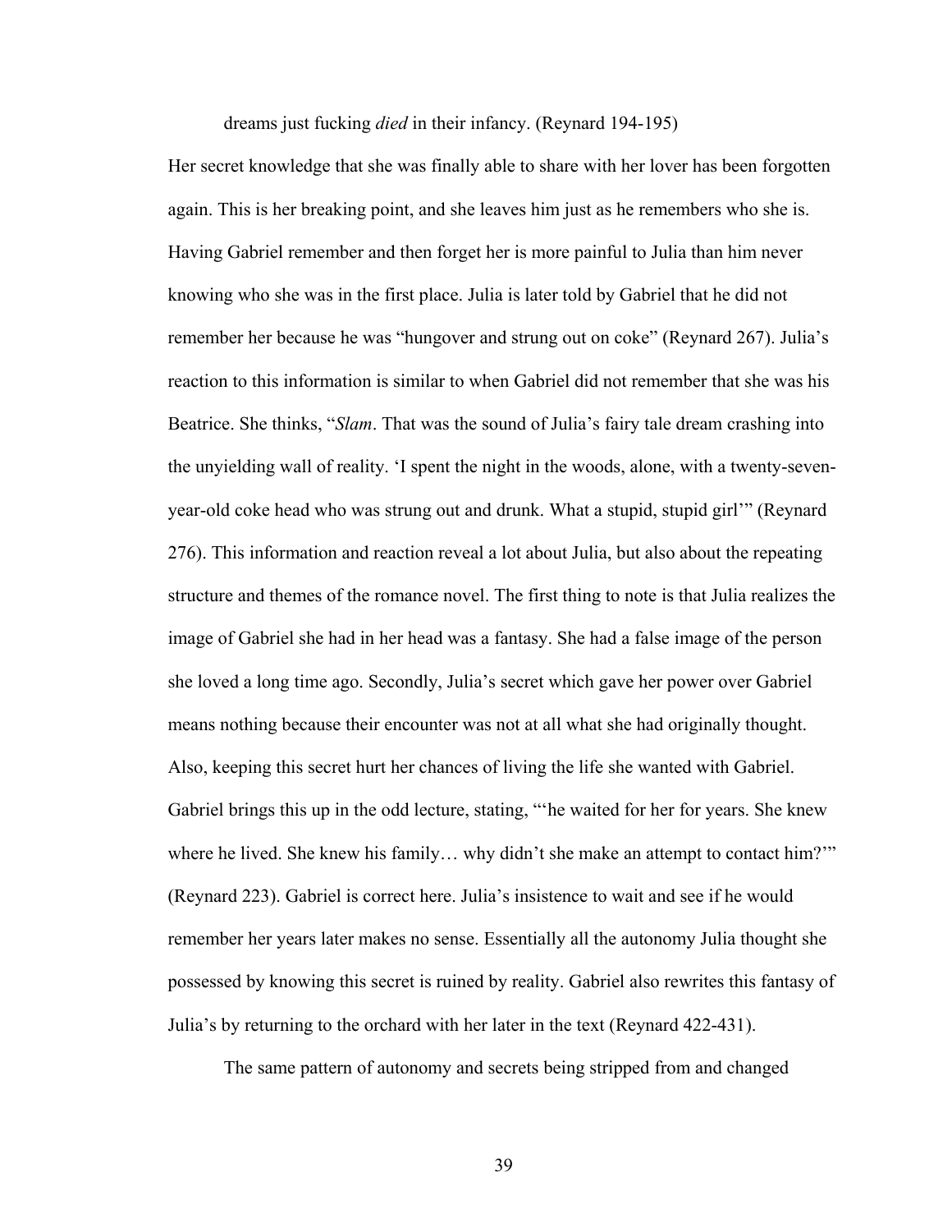dreams just fucking *died* in their infancy. (Reynard 194-195)

Her secret knowledge that she was finally able to share with her lover has been forgotten again. This is her breaking point, and she leaves him just as he remembers who she is. Having Gabriel remember and then forget her is more painful to Julia than him never knowing who she was in the first place. Julia is later told by Gabriel that he did not remember her because he was "hungover and strung out on coke" (Reynard 267). Julia's reaction to this information is similar to when Gabriel did not remember that she was his Beatrice. She thinks, "*Slam*. That was the sound of Julia's fairy tale dream crashing into the unyielding wall of reality. 'I spent the night in the woods, alone, with a twenty-seven-year-old coke head who was strung out and drunk. What a stupid, stupid girl'" (Reynard 276). This information and reaction reveal a lot about Julia, but also about the repeating structure and themes of the romance novel. The first thing to note is that Julia realizes the image of Gabriel she had in her head was a fantasy. She had a false image of the person she loved a long time ago. Secondly, Julia's secret which gave her power over Gabriel means nothing because their encounter was not at all what she had originally thought. Also, keeping this secret hurt her chances of living the life she wanted with Gabriel. Gabriel brings this up in the odd lecture, stating, "'he waited for her for years. She knew where he lived. She knew his family… why didn't she make an attempt to contact him?'" (Reynard 223). Gabriel is correct here. Julia's insistence to wait and see if he would remember her years later makes no sense. Essentially all the autonomy Julia thought she possessed by knowing this secret is ruined by reality. Gabriel also rewrites this fantasy of Julia's by returning to the orchard with her later in the text (Reynard 422-431).

The same pattern of autonomy and secrets being stripped from and changed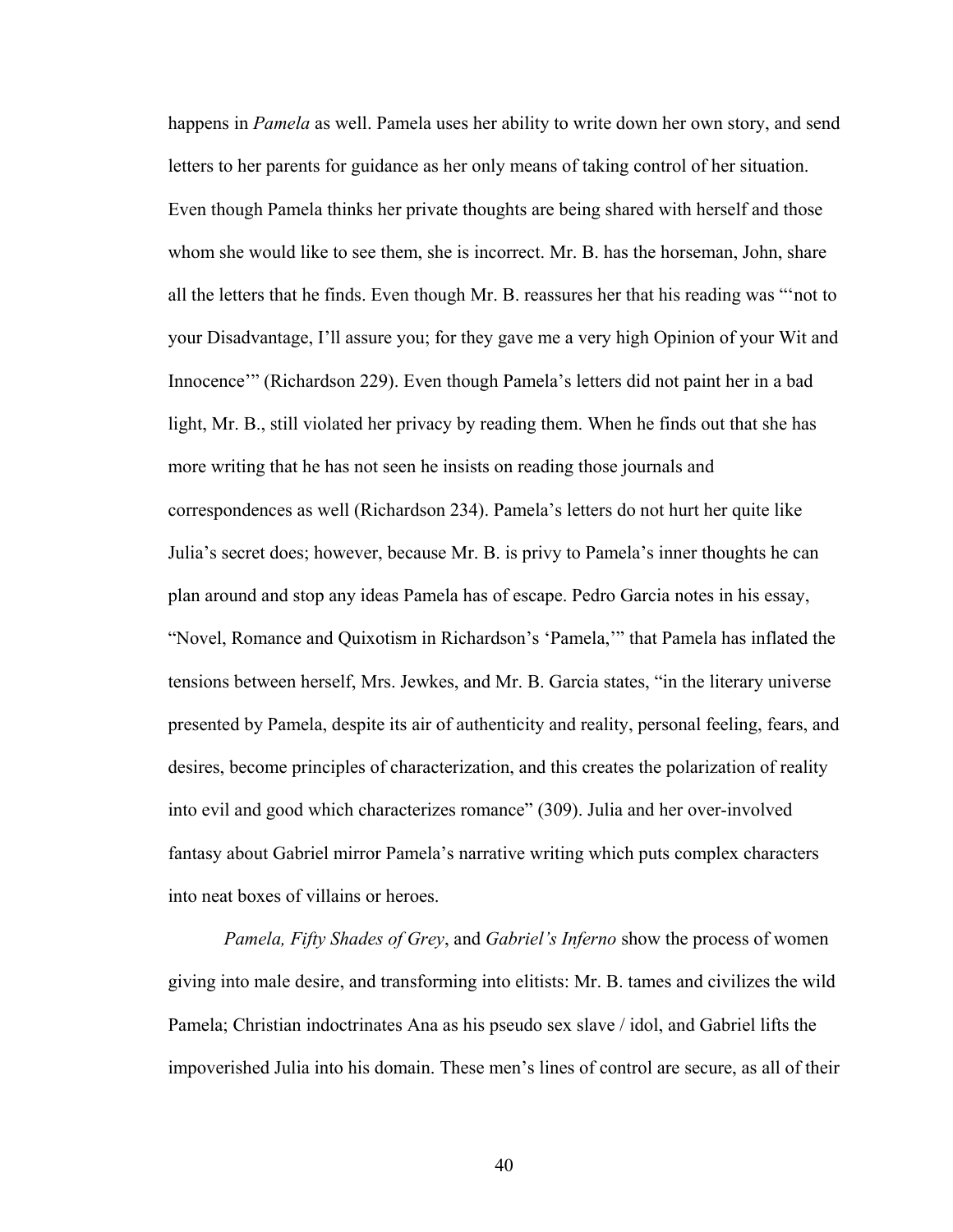happens in *Pamela* as well. Pamela uses her ability to write down her own story, and send letters to her parents for guidance as her only means of taking control of her situation. Even though Pamela thinks her private thoughts are being shared with herself and those whom she would like to see them, she is incorrect. Mr. B. has the horseman, John, share all the letters that he finds. Even though Mr. B. reassures her that his reading was "'not to your Disadvantage, I'll assure you; for they gave me a very high Opinion of your Wit and Innocence'" (Richardson 229). Even though Pamela's letters did not paint her in a bad light, Mr. B., still violated her privacy by reading them. When he finds out that she has more writing that he has not seen he insists on reading those journals and correspondences as well (Richardson 234). Pamela's letters do not hurt her quite like Julia's secret does; however, because Mr. B. is privy to Pamela's inner thoughts he can plan around and stop any ideas Pamela has of escape. Pedro Garcia notes in his essay, "Novel, Romance and Quixotism in Richardson's 'Pamela,'" that Pamela has inflated the tensions between herself, Mrs. Jewkes, and Mr. B. Garcia states, "in the literary universe presented by Pamela, despite its air of authenticity and reality, personal feeling, fears, and desires, become principles of characterization, and this creates the polarization of reality into evil and good which characterizes romance" (309). Julia and her over-involved fantasy about Gabriel mirror Pamela's narrative writing which puts complex characters into neat boxes of villains or heroes.

*Pamela, Fifty Shades of Grey*, and *Gabriel's Inferno* show the process of women giving into male desire, and transforming into elitists: Mr. B. tames and civilizes the wild Pamela; Christian indoctrinates Ana as his pseudo sex slave / idol, and Gabriel lifts the impoverished Julia into his domain. These men's lines of control are secure, as all of their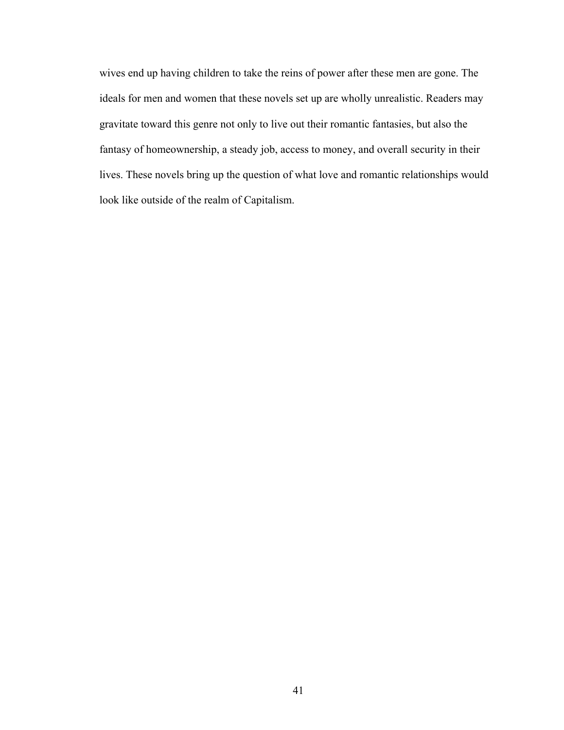wives end up having children to take the reins of power after these men are gone. The ideals for men and women that these novels set up are wholly unrealistic. Readers may gravitate toward this genre not only to live out their romantic fantasies, but also the fantasy of homeownership, a steady job, access to money, and overall security in their lives. These novels bring up the question of what love and romantic relationships would look like outside of the realm of Capitalism.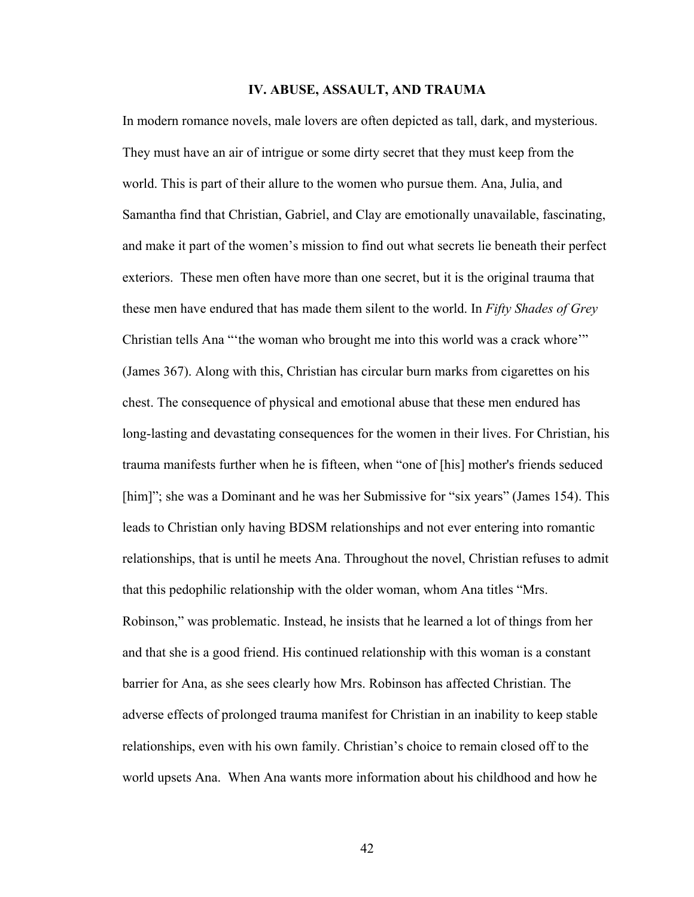# IV. ABUSE, ASSAULT, AND TRAUMA

In modern romance novels, male lovers are often depicted as tall, dark, and mysterious. They must have an air of intrigue or some dirty secret that they must keep from the world. This is part of their allure to the women who pursue them. Ana, Julia, and Samantha find that Christian, Gabriel, and Clay are emotionally unavailable, fascinating, and make it part of the women's mission to find out what secrets lie beneath their perfect exteriors. These men often have more than one secret, but it is the original trauma that these men have endured that has made them silent to the world. In *Fifty Shades of Grey* Christian tells Ana "'the woman who brought me into this world was a crack whore'" (James 367). Along with this, Christian has circular burn marks from cigarettes on his chest. The consequence of physical and emotional abuse that these men endured has long-lasting and devastating consequences for the women in their lives. For Christian, his trauma manifests further when he is fifteen, when "one of [his] mother's friends seduced [him]"; she was a Dominant and he was her Submissive for "six years" (James 154). This leads to Christian only having BDSM relationships and not ever entering into romantic relationships, that is until he meets Ana. Throughout the novel, Christian refuses to admit that this pedophilic relationship with the older woman, whom Ana titles "Mrs. Robinson," was problematic. Instead, he insists that he learned a lot of things from her and that she is a good friend. His continued relationship with this woman is a constant barrier for Ana, as she sees clearly how Mrs. Robinson has affected Christian. The adverse effects of prolonged trauma manifest for Christian in an inability to keep stable relationships, even with his own family. Christian's choice to remain closed off to the world upsets Ana. When Ana wants more information about his childhood and how he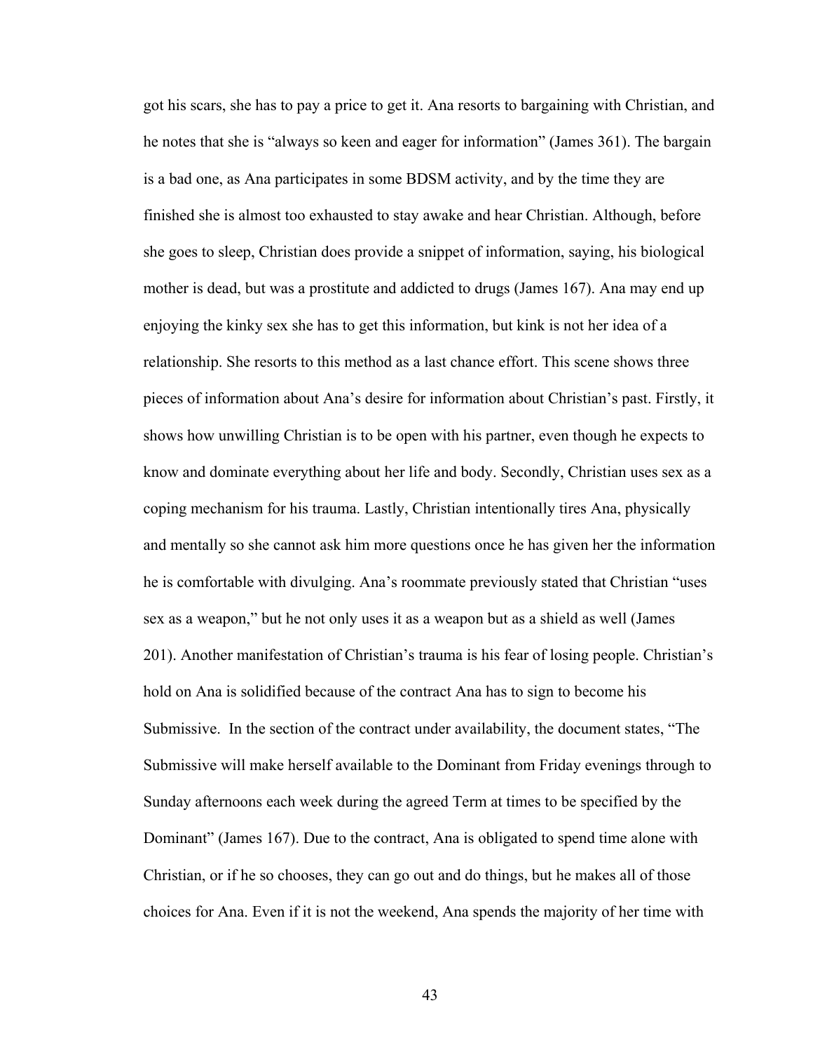got his scars, she has to pay a price to get it. Ana resorts to bargaining with Christian, and he notes that she is "always so keen and eager for information" (James 361). The bargain is a bad one, as Ana participates in some BDSM activity, and by the time they are finished she is almost too exhausted to stay awake and hear Christian. Although, before she goes to sleep, Christian does provide a snippet of information, saying, his biological mother is dead, but was a prostitute and addicted to drugs (James 167). Ana may end up enjoying the kinky sex she has to get this information, but kink is not her idea of a relationship. She resorts to this method as a last chance effort. This scene shows three pieces of information about Ana's desire for information about Christian's past. Firstly, it shows how unwilling Christian is to be open with his partner, even though he expects to know and dominate everything about her life and body. Secondly, Christian uses sex as a coping mechanism for his trauma. Lastly, Christian intentionally tires Ana, physically and mentally so she cannot ask him more questions once he has given her the information he is comfortable with divulging. Ana's roommate previously stated that Christian "uses sex as a weapon," but he not only uses it as a weapon but as a shield as well (James 201). Another manifestation of Christian's trauma is his fear of losing people. Christian's hold on Ana is solidified because of the contract Ana has to sign to become his Submissive. In the section of the contract under availability, the document states, "The Submissive will make herself available to the Dominant from Friday evenings through to Sunday afternoons each week during the agreed Term at times to be specified by the Dominant" (James 167). Due to the contract, Ana is obligated to spend time alone with Christian, or if he so chooses, they can go out and do things, but he makes all of those choices for Ana. Even if it is not the weekend, Ana spends the majority of her time with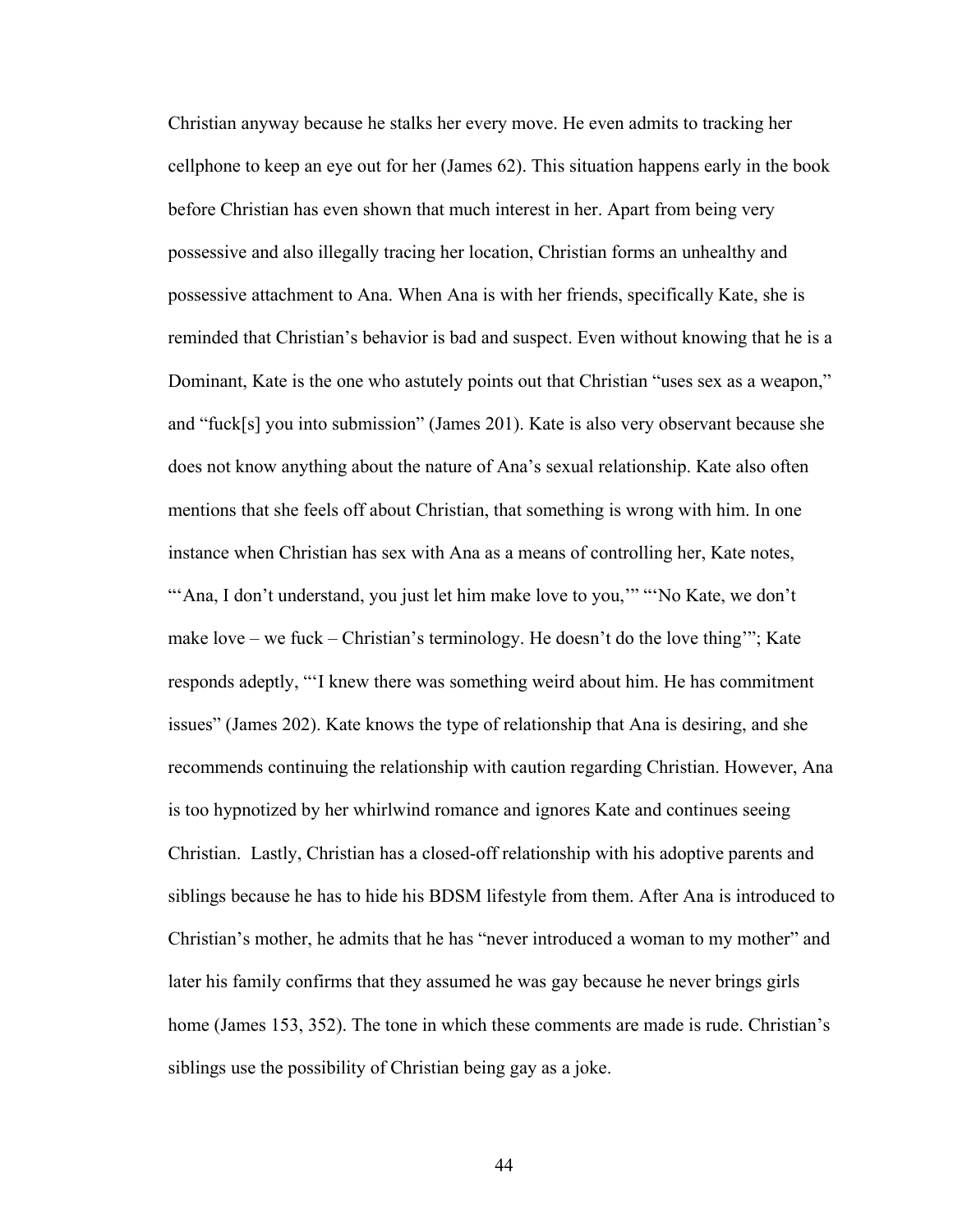Christian anyway because he stalks her every move. He even admits to tracking her cellphone to keep an eye out for her (James 62). This situation happens early in the book before Christian has even shown that much interest in her. Apart from being very possessive and also illegally tracing her location, Christian forms an unhealthy and possessive attachment to Ana. When Ana is with her friends, specifically Kate, she is reminded that Christian's behavior is bad and suspect. Even without knowing that he is a Dominant, Kate is the one who astutely points out that Christian "uses sex as a weapon," and "fuck[s] you into submission" (James 201). Kate is also very observant because she does not know anything about the nature of Ana's sexual relationship. Kate also often mentions that she feels off about Christian, that something is wrong with him. In one instance when Christian has sex with Ana as a means of controlling her, Kate notes, "'Ana, I don't understand, you just let him make love to you,'" "'No Kate, we don't make love – we fuck – Christian's terminology. He doesn't do the love thing'"; Kate responds adeptly, "'I knew there was something weird about him. He has commitment issues" (James 202). Kate knows the type of relationship that Ana is desiring, and she recommends continuing the relationship with caution regarding Christian. However, Ana is too hypnotized by her whirlwind romance and ignores Kate and continues seeing Christian. Lastly, Christian has a closed-off relationship with his adoptive parents and siblings because he has to hide his BDSM lifestyle from them. After Ana is introduced to Christian's mother, he admits that he has "never introduced a woman to my mother" and later his family confirms that they assumed he was gay because he never brings girls home (James 153, 352). The tone in which these comments are made is rude. Christian's siblings use the possibility of Christian being gay as a joke.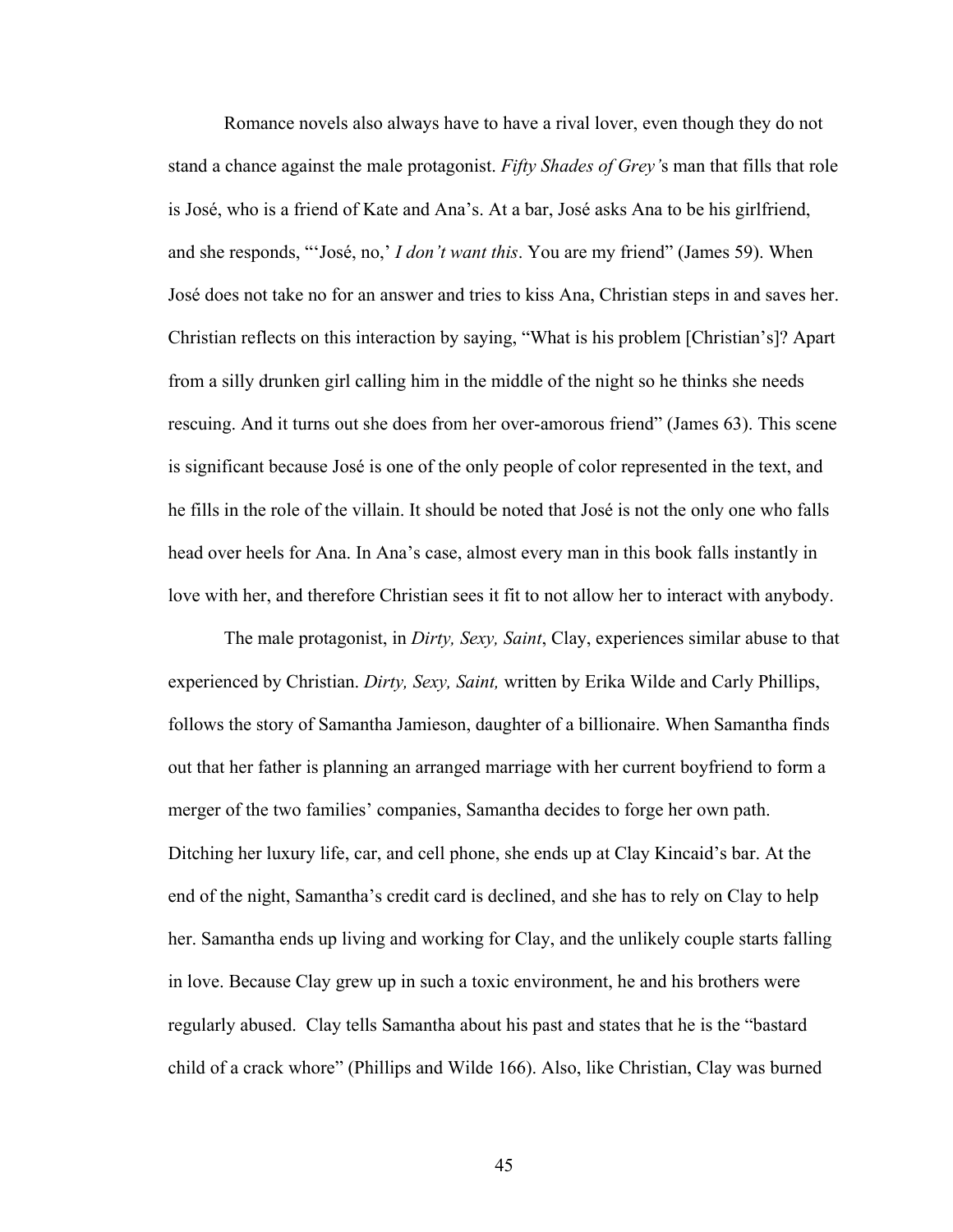Romance novels also always have to have a rival lover, even though they do not stand a chance against the male protagonist. *Fifty Shades of Grey'*s man that fills that role is José, who is a friend of Kate and Ana's. At a bar, José asks Ana to be his girlfriend, and she responds, "'José, no,' *I don't want this*. You are my friend" (James 59). When José does not take no for an answer and tries to kiss Ana, Christian steps in and saves her. Christian reflects on this interaction by saying, "What is his problem [Christian's]? Apart from a silly drunken girl calling him in the middle of the night so he thinks she needs rescuing. And it turns out she does from her over-amorous friend" (James 63). This scene is significant because José is one of the only people of color represented in the text, and he fills in the role of the villain. It should be noted that José is not the only one who falls head over heels for Ana. In Ana's case, almost every man in this book falls instantly in love with her, and therefore Christian sees it fit to not allow her to interact with anybody.

The male protagonist, in *Dirty, Sexy, Saint*, Clay, experiences similar abuse to that experienced by Christian. *Dirty, Sexy, Saint,* written by Erika Wilde and Carly Phillips, follows the story of Samantha Jamieson, daughter of a billionaire. When Samantha finds out that her father is planning an arranged marriage with her current boyfriend to form a merger of the two families' companies, Samantha decides to forge her own path. Ditching her luxury life, car, and cell phone, she ends up at Clay Kincaid's bar. At the end of the night, Samantha's credit card is declined, and she has to rely on Clay to help her. Samantha ends up living and working for Clay, and the unlikely couple starts falling in love. Because Clay grew up in such a toxic environment, he and his brothers were regularly abused. Clay tells Samantha about his past and states that he is the "bastard child of a crack whore" (Phillips and Wilde 166). Also, like Christian, Clay was burned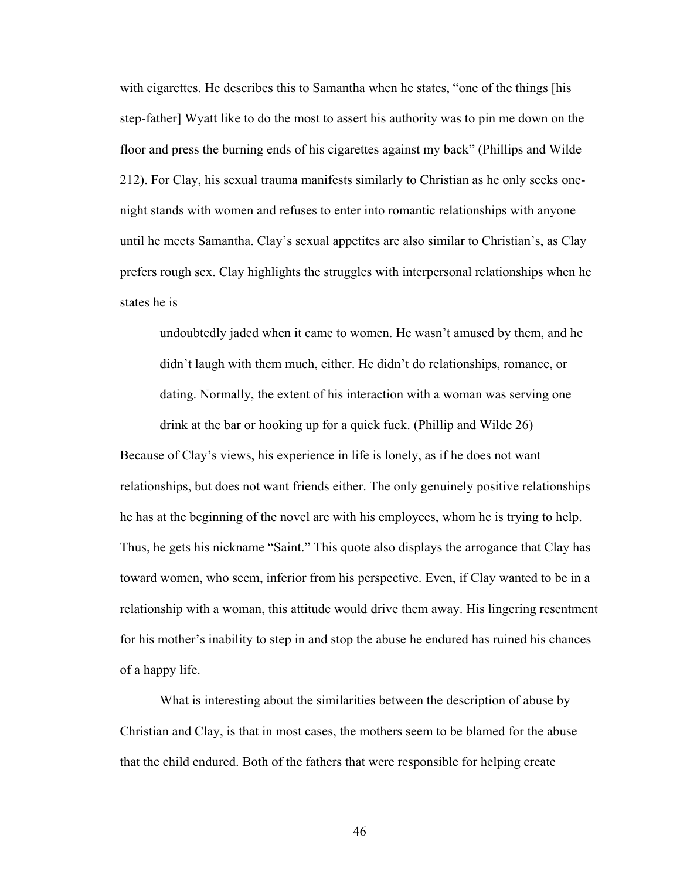with cigarettes. He describes this to Samantha when he states, "one of the things [his step-father] Wyatt like to do the most to assert his authority was to pin me down on the floor and press the burning ends of his cigarettes against my back" (Phillips and Wilde 212). For Clay, his sexual trauma manifests similarly to Christian as he only seeks one-night stands with women and refuses to enter into romantic relationships with anyone until he meets Samantha. Clay's sexual appetites are also similar to Christian's, as Clay prefers rough sex. Clay highlights the struggles with interpersonal relationships when he states he is

> undoubtedly jaded when it came to women. He wasn't amused by them, and he didn't laugh with them much, either. He didn't do relationships, romance, or dating. Normally, the extent of his interaction with a woman was serving one drink at the bar or hooking up for a quick fuck. (Phillip and Wilde 26)

Because of Clay's views, his experience in life is lonely, as if he does not want relationships, but does not want friends either. The only genuinely positive relationships he has at the beginning of the novel are with his employees, whom he is trying to help. Thus, he gets his nickname "Saint." This quote also displays the arrogance that Clay has toward women, who seem, inferior from his perspective. Even, if Clay wanted to be in a relationship with a woman, this attitude would drive them away. His lingering resentment for his mother's inability to step in and stop the abuse he endured has ruined his chances of a happy life.

What is interesting about the similarities between the description of abuse by Christian and Clay, is that in most cases, the mothers seem to be blamed for the abuse that the child endured. Both of the fathers that were responsible for helping create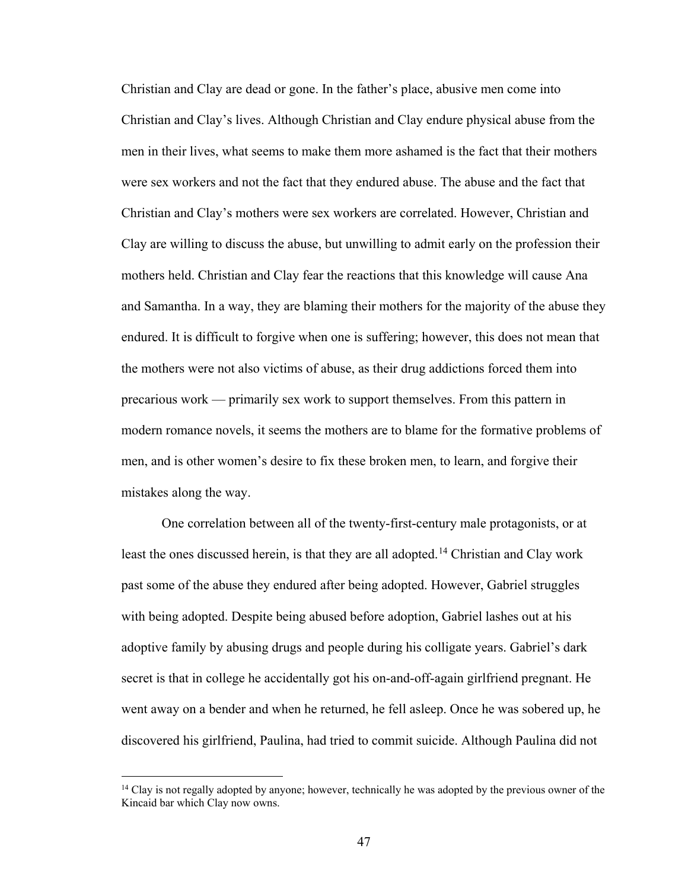Christian and Clay are dead or gone. In the father's place, abusive men come into Christian and Clay's lives. Although Christian and Clay endure physical abuse from the men in their lives, what seems to make them more ashamed is the fact that their mothers were sex workers and not the fact that they endured abuse. The abuse and the fact that Christian and Clay's mothers were sex workers are correlated. However, Christian and Clay are willing to discuss the abuse, but unwilling to admit early on the profession their mothers held. Christian and Clay fear the reactions that this knowledge will cause Ana and Samantha. In a way, they are blaming their mothers for the majority of the abuse they endured. It is difficult to forgive when one is suffering; however, this does not mean that the mothers were not also victims of abuse, as their drug addictions forced them into precarious work — primarily sex work to support themselves. From this pattern in modern romance novels, it seems the mothers are to blame for the formative problems of men, and is other women's desire to fix these broken men, to learn, and forgive their mistakes along the way.

One correlation between all of the twenty-first-century male protagonists, or at least the ones discussed herein, is that they are all adopted.[14] Christian and Clay work past some of the abuse they endured after being adopted. However, Gabriel struggles with being adopted. Despite being abused before adoption, Gabriel lashes out at his adoptive family by abusing drugs and people during his colligate years. Gabriel's dark secret is that in college he accidentally got his on-and-off-again girlfriend pregnant. He went away on a bender and when he returned, he fell asleep. Once he was sobered up, he discovered his girlfriend, Paulina, had tried to commit suicide. Although Paulina did not

[14] Clay is not regally adopted by anyone; however, technically he was adopted by the previous owner of the Kincaid bar which Clay now owns.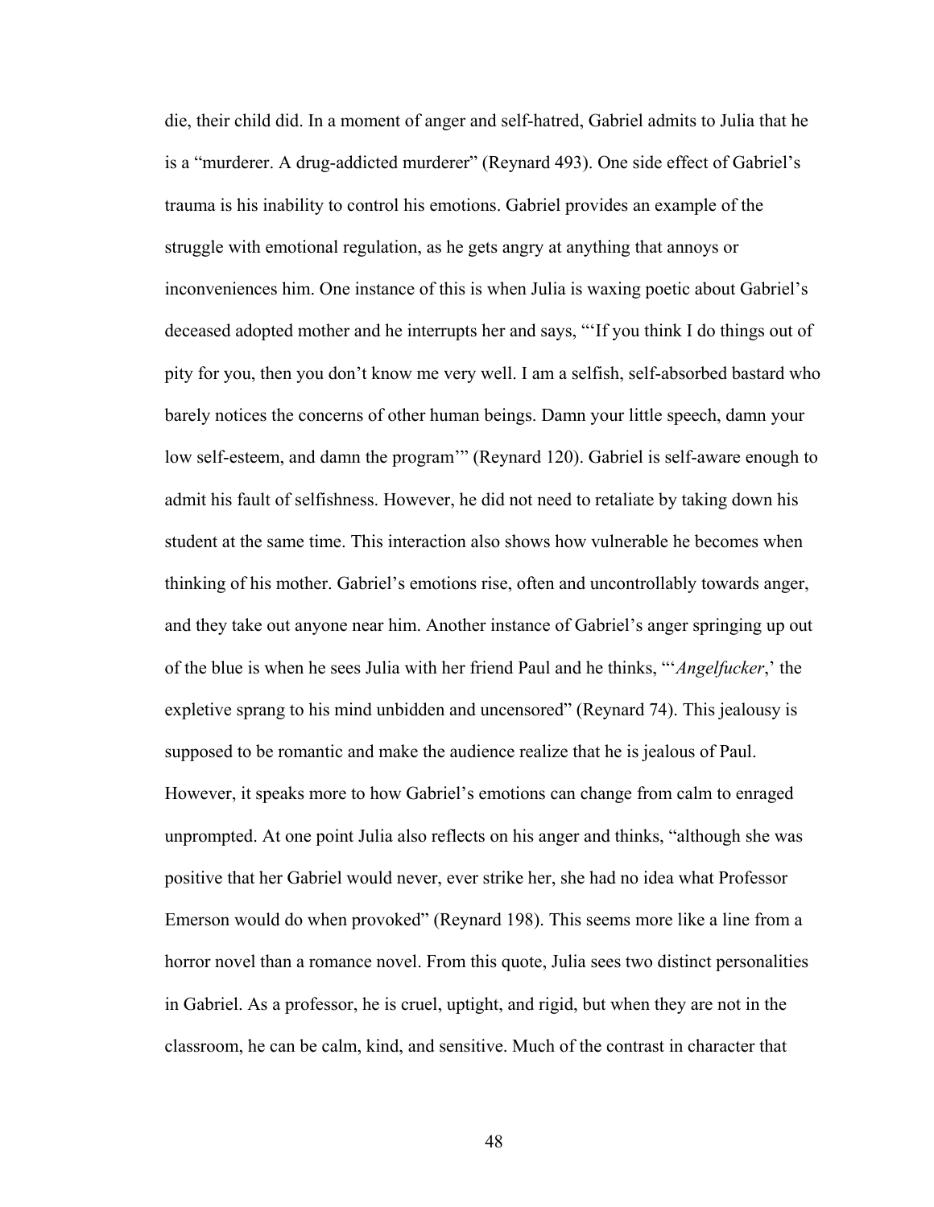die, their child did. In a moment of anger and self-hatred, Gabriel admits to Julia that he is a "murderer. A drug-addicted murderer" (Reynard 493). One side effect of Gabriel's trauma is his inability to control his emotions. Gabriel provides an example of the struggle with emotional regulation, as he gets angry at anything that annoys or inconveniences him. One instance of this is when Julia is waxing poetic about Gabriel's deceased adopted mother and he interrupts her and says, "'If you think I do things out of pity for you, then you don't know me very well. I am a selfish, self-absorbed bastard who barely notices the concerns of other human beings. Damn your little speech, damn your low self-esteem, and damn the program'" (Reynard 120). Gabriel is self-aware enough to admit his fault of selfishness. However, he did not need to retaliate by taking down his student at the same time. This interaction also shows how vulnerable he becomes when thinking of his mother. Gabriel's emotions rise, often and uncontrollably towards anger, and they take out anyone near him. Another instance of Gabriel's anger springing up out of the blue is when he sees Julia with her friend Paul and he thinks, "'*Angelfucker*,' the expletive sprang to his mind unbidden and uncensored" (Reynard 74). This jealousy is supposed to be romantic and make the audience realize that he is jealous of Paul. However, it speaks more to how Gabriel's emotions can change from calm to enraged unprompted. At one point Julia also reflects on his anger and thinks, "although she was positive that her Gabriel would never, ever strike her, she had no idea what Professor Emerson would do when provoked" (Reynard 198). This seems more like a line from a horror novel than a romance novel. From this quote, Julia sees two distinct personalities in Gabriel. As a professor, he is cruel, uptight, and rigid, but when they are not in the classroom, he can be calm, kind, and sensitive. Much of the contrast in character that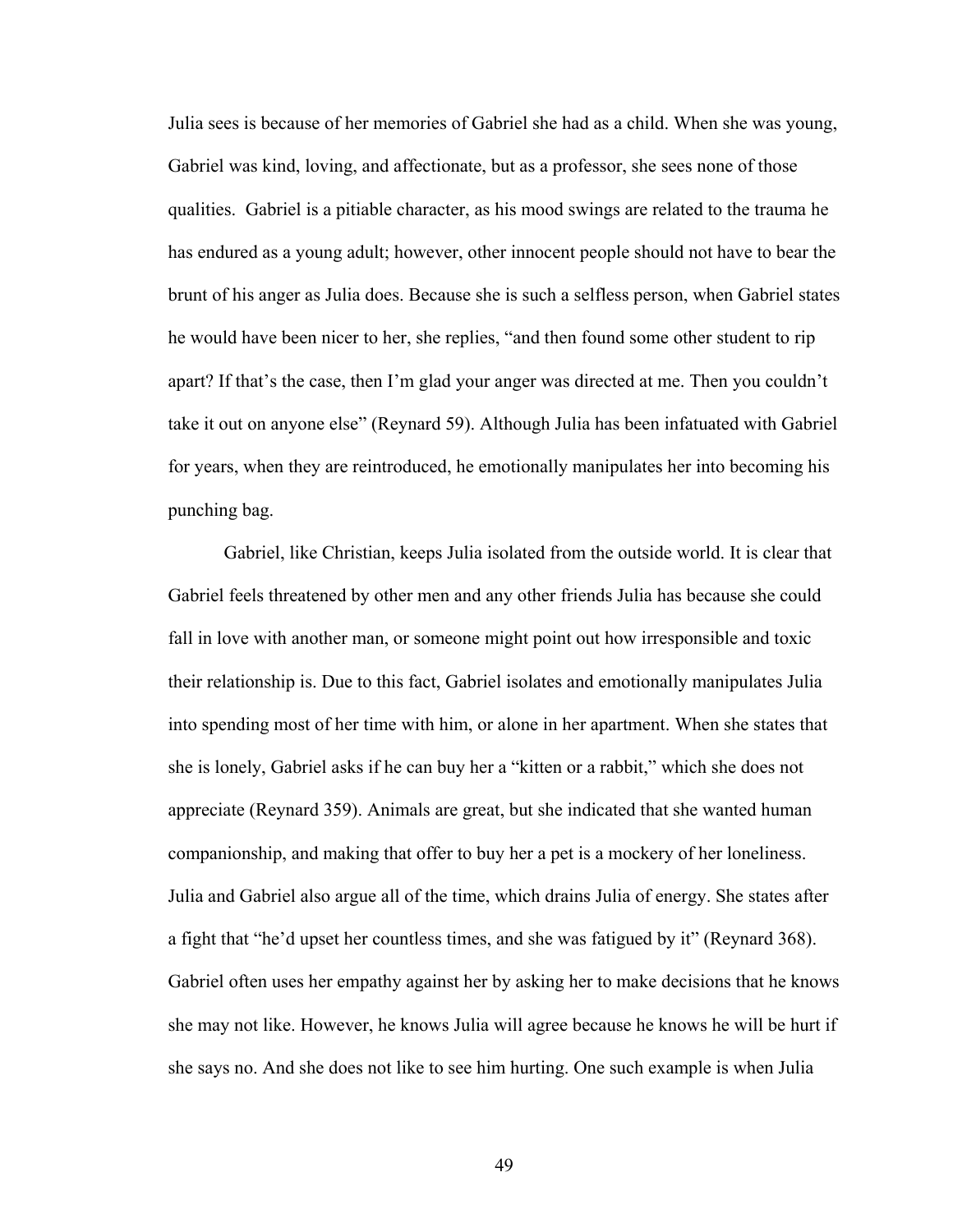Julia sees is because of her memories of Gabriel she had as a child. When she was young, Gabriel was kind, loving, and affectionate, but as a professor, she sees none of those qualities. Gabriel is a pitiable character, as his mood swings are related to the trauma he has endured as a young adult; however, other innocent people should not have to bear the brunt of his anger as Julia does. Because she is such a selfless person, when Gabriel states he would have been nicer to her, she replies, "and then found some other student to rip apart? If that's the case, then I'm glad your anger was directed at me. Then you couldn't take it out on anyone else" (Reynard 59). Although Julia has been infatuated with Gabriel for years, when they are reintroduced, he emotionally manipulates her into becoming his punching bag.

Gabriel, like Christian, keeps Julia isolated from the outside world. It is clear that Gabriel feels threatened by other men and any other friends Julia has because she could fall in love with another man, or someone might point out how irresponsible and toxic their relationship is. Due to this fact, Gabriel isolates and emotionally manipulates Julia into spending most of her time with him, or alone in her apartment. When she states that she is lonely, Gabriel asks if he can buy her a "kitten or a rabbit," which she does not appreciate (Reynard 359). Animals are great, but she indicated that she wanted human companionship, and making that offer to buy her a pet is a mockery of her loneliness. Julia and Gabriel also argue all of the time, which drains Julia of energy. She states after a fight that "he'd upset her countless times, and she was fatigued by it" (Reynard 368). Gabriel often uses her empathy against her by asking her to make decisions that he knows she may not like. However, he knows Julia will agree because he knows he will be hurt if she says no. And she does not like to see him hurting. One such example is when Julia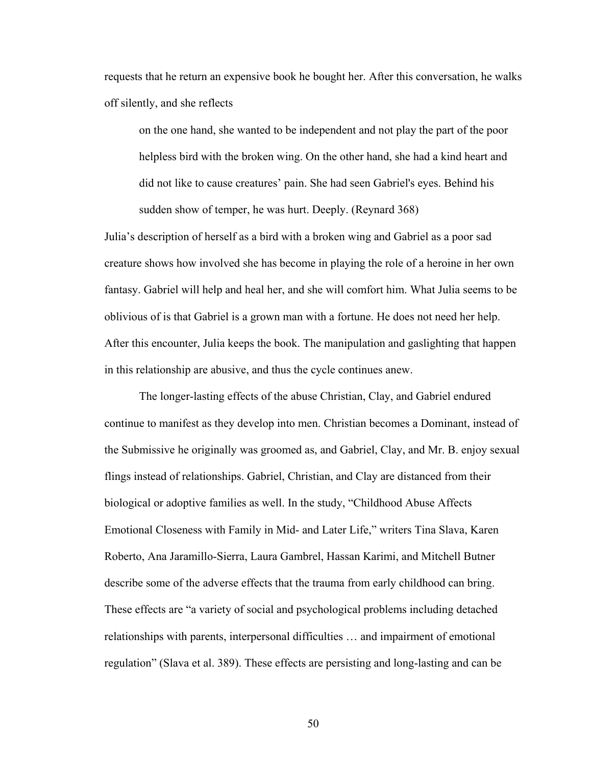requests that he return an expensive book he bought her. After this conversation, he walks off silently, and she reflects

> on the one hand, she wanted to be independent and not play the part of the poor helpless bird with the broken wing. On the other hand, she had a kind heart and did not like to cause creatures' pain. She had seen Gabriel's eyes. Behind his sudden show of temper, he was hurt. Deeply. (Reynard 368)

Julia's description of herself as a bird with a broken wing and Gabriel as a poor sad creature shows how involved she has become in playing the role of a heroine in her own fantasy. Gabriel will help and heal her, and she will comfort him. What Julia seems to be oblivious of is that Gabriel is a grown man with a fortune. He does not need her help. After this encounter, Julia keeps the book. The manipulation and gaslighting that happen in this relationship are abusive, and thus the cycle continues anew.

The longer-lasting effects of the abuse Christian, Clay, and Gabriel endured continue to manifest as they develop into men. Christian becomes a Dominant, instead of the Submissive he originally was groomed as, and Gabriel, Clay, and Mr. B. enjoy sexual flings instead of relationships. Gabriel, Christian, and Clay are distanced from their biological or adoptive families as well. In the study, "Childhood Abuse Affects Emotional Closeness with Family in Mid- and Later Life," writers Tina Slava, Karen Roberto, Ana Jaramillo-Sierra, Laura Gambrel, Hassan Karimi, and Mitchell Butner describe some of the adverse effects that the trauma from early childhood can bring. These effects are "a variety of social and psychological problems including detached relationships with parents, interpersonal difficulties … and impairment of emotional regulation" (Slava et al. 389). These effects are persisting and long-lasting and can be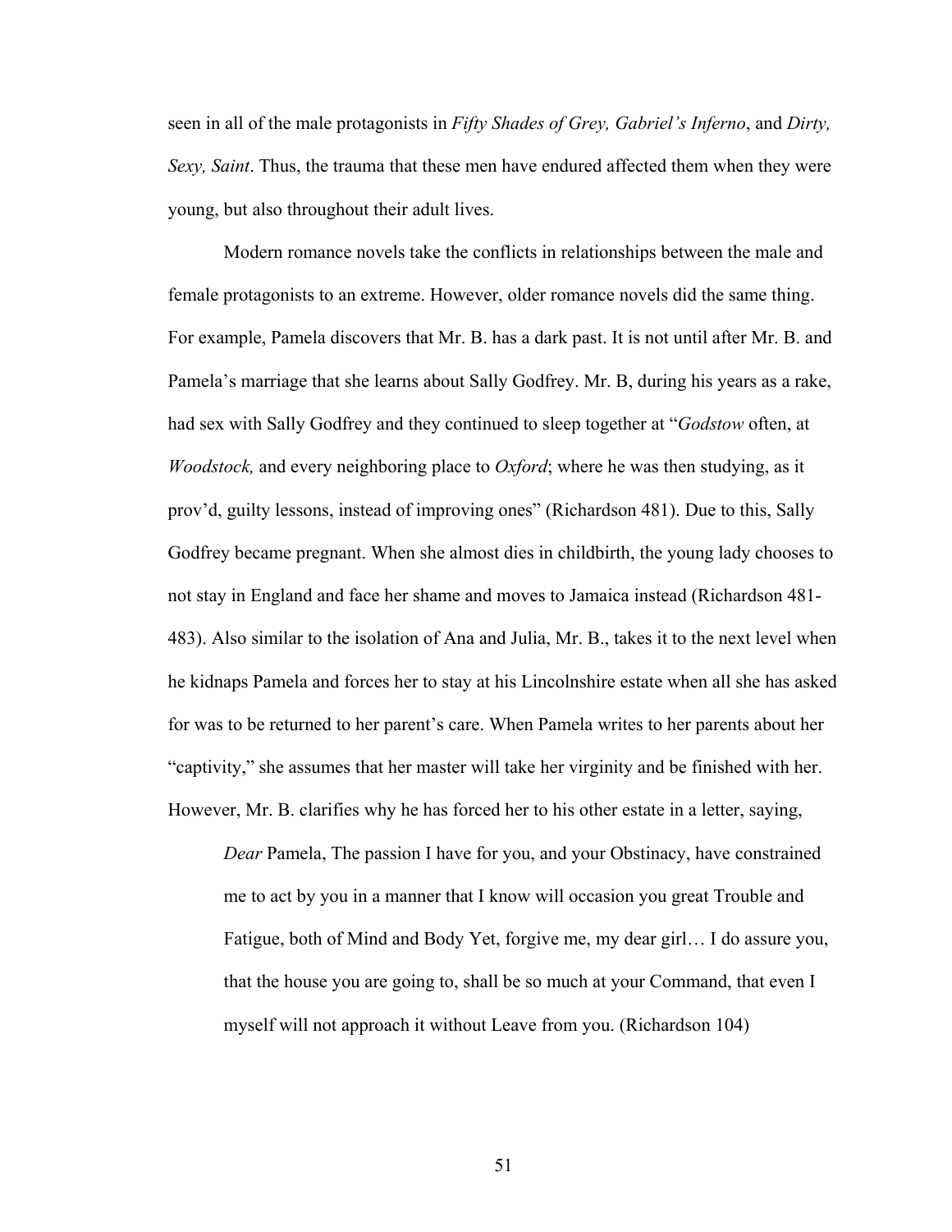seen in all of the male protagonists in *Fifty Shades of Grey, Gabriel's Inferno*, and *Dirty, Sexy, Saint*. Thus, the trauma that these men have endured affected them when they were young, but also throughout their adult lives.

Modern romance novels take the conflicts in relationships between the male and female protagonists to an extreme. However, older romance novels did the same thing. For example, Pamela discovers that Mr. B. has a dark past. It is not until after Mr. B. and Pamela's marriage that she learns about Sally Godfrey. Mr. B, during his years as a rake, had sex with Sally Godfrey and they continued to sleep together at "*Godstow* often, at *Woodstock,* and every neighboring place to *Oxford*; where he was then studying, as it prov'd, guilty lessons, instead of improving ones" (Richardson 481). Due to this, Sally Godfrey became pregnant. When she almost dies in childbirth, the young lady chooses to not stay in England and face her shame and moves to Jamaica instead (Richardson 481-483). Also similar to the isolation of Ana and Julia, Mr. B., takes it to the next level when he kidnaps Pamela and forces her to stay at his Lincolnshire estate when all she has asked for was to be returned to her parent's care. When Pamela writes to her parents about her "captivity," she assumes that her master will take her virginity and be finished with her. However, Mr. B. clarifies why he has forced her to his other estate in a letter, saying,

> *Dear* Pamela, The passion I have for you, and your Obstinacy, have constrained me to act by you in a manner that I know will occasion you great Trouble and Fatigue, both of Mind and Body Yet, forgive me, my dear girl… I do assure you, that the house you are going to, shall be so much at your Command, that even I myself will not approach it without Leave from you. (Richardson 104)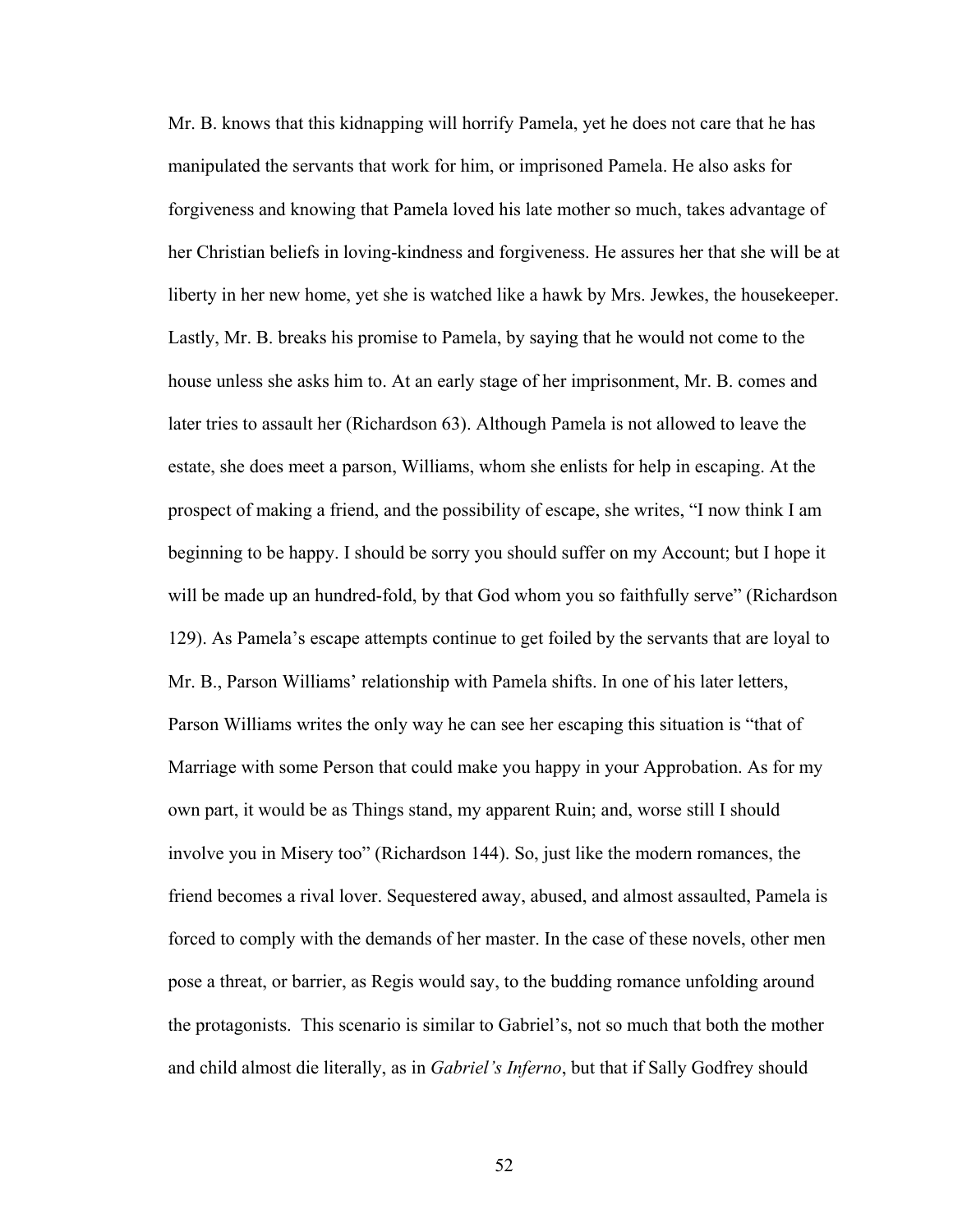Mr. B. knows that this kidnapping will horrify Pamela, yet he does not care that he has manipulated the servants that work for him, or imprisoned Pamela. He also asks for forgiveness and knowing that Pamela loved his late mother so much, takes advantage of her Christian beliefs in loving-kindness and forgiveness. He assures her that she will be at liberty in her new home, yet she is watched like a hawk by Mrs. Jewkes, the housekeeper. Lastly, Mr. B. breaks his promise to Pamela, by saying that he would not come to the house unless she asks him to. At an early stage of her imprisonment, Mr. B. comes and later tries to assault her (Richardson 63). Although Pamela is not allowed to leave the estate, she does meet a parson, Williams, whom she enlists for help in escaping. At the prospect of making a friend, and the possibility of escape, she writes, "I now think I am beginning to be happy. I should be sorry you should suffer on my Account; but I hope it will be made up an hundred-fold, by that God whom you so faithfully serve" (Richardson 129). As Pamela's escape attempts continue to get foiled by the servants that are loyal to Mr. B., Parson Williams' relationship with Pamela shifts. In one of his later letters, Parson Williams writes the only way he can see her escaping this situation is "that of Marriage with some Person that could make you happy in your Approbation. As for my own part, it would be as Things stand, my apparent Ruin; and, worse still I should involve you in Misery too" (Richardson 144). So, just like the modern romances, the friend becomes a rival lover. Sequestered away, abused, and almost assaulted, Pamela is forced to comply with the demands of her master. In the case of these novels, other men pose a threat, or barrier, as Regis would say, to the budding romance unfolding around the protagonists. This scenario is similar to Gabriel's, not so much that both the mother and child almost die literally, as in *Gabriel's Inferno*, but that if Sally Godfrey should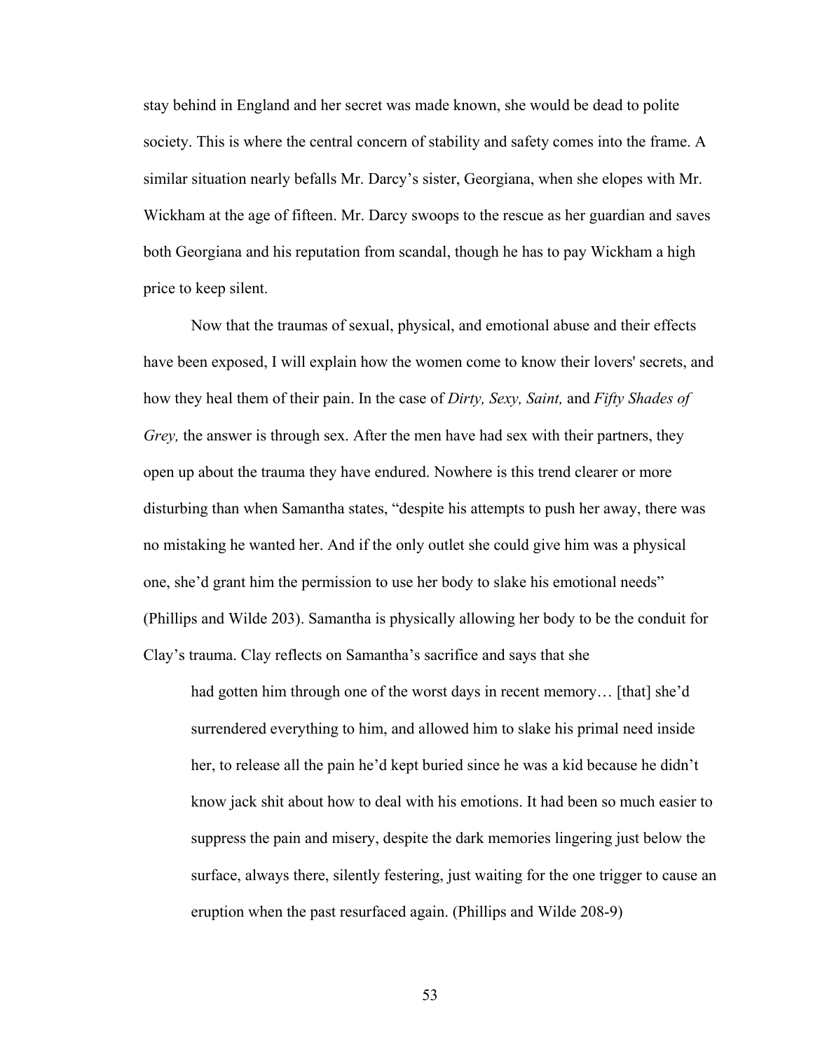stay behind in England and her secret was made known, she would be dead to polite society. This is where the central concern of stability and safety comes into the frame. A similar situation nearly befalls Mr. Darcy's sister, Georgiana, when she elopes with Mr. Wickham at the age of fifteen. Mr. Darcy swoops to the rescue as her guardian and saves both Georgiana and his reputation from scandal, though he has to pay Wickham a high price to keep silent.

Now that the traumas of sexual, physical, and emotional abuse and their effects have been exposed, I will explain how the women come to know their lovers' secrets, and how they heal them of their pain. In the case of *Dirty, Sexy, Saint,* and *Fifty Shades of Grey,* the answer is through sex. After the men have had sex with their partners, they open up about the trauma they have endured. Nowhere is this trend clearer or more disturbing than when Samantha states, "despite his attempts to push her away, there was no mistaking he wanted her. And if the only outlet she could give him was a physical one, she'd grant him the permission to use her body to slake his emotional needs" (Phillips and Wilde 203). Samantha is physically allowing her body to be the conduit for Clay's trauma. Clay reflects on Samantha's sacrifice and says that she

> had gotten him through one of the worst days in recent memory… [that] she'd surrendered everything to him, and allowed him to slake his primal need inside her, to release all the pain he'd kept buried since he was a kid because he didn't know jack shit about how to deal with his emotions. It had been so much easier to suppress the pain and misery, despite the dark memories lingering just below the surface, always there, silently festering, just waiting for the one trigger to cause an eruption when the past resurfaced again. (Phillips and Wilde 208-9)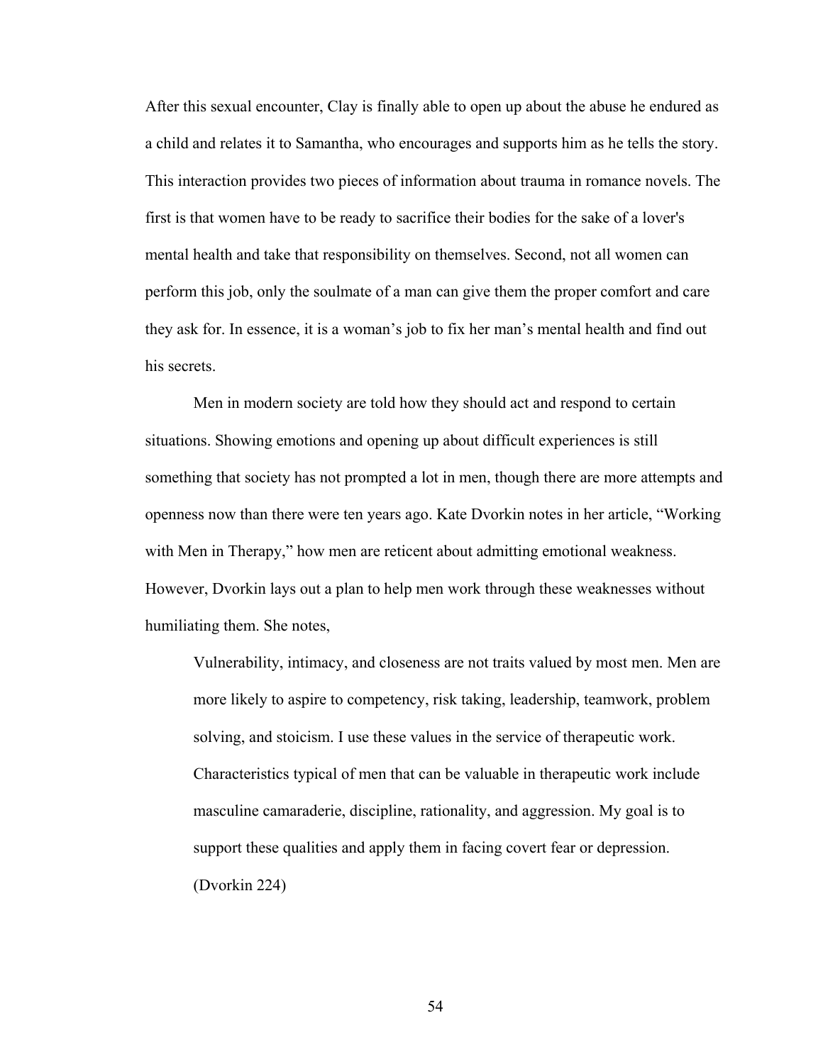After this sexual encounter, Clay is finally able to open up about the abuse he endured as a child and relates it to Samantha, who encourages and supports him as he tells the story. This interaction provides two pieces of information about trauma in romance novels. The first is that women have to be ready to sacrifice their bodies for the sake of a lover's mental health and take that responsibility on themselves. Second, not all women can perform this job, only the soulmate of a man can give them the proper comfort and care they ask for. In essence, it is a woman's job to fix her man's mental health and find out his secrets.

Men in modern society are told how they should act and respond to certain situations. Showing emotions and opening up about difficult experiences is still something that society has not prompted a lot in men, though there are more attempts and openness now than there were ten years ago. Kate Dvorkin notes in her article, "Working with Men in Therapy," how men are reticent about admitting emotional weakness. However, Dvorkin lays out a plan to help men work through these weaknesses without humiliating them. She notes,

> Vulnerability, intimacy, and closeness are not traits valued by most men. Men are more likely to aspire to competency, risk taking, leadership, teamwork, problem solving, and stoicism. I use these values in the service of therapeutic work. Characteristics typical of men that can be valuable in therapeutic work include masculine camaraderie, discipline, rationality, and aggression. My goal is to support these qualities and apply them in facing covert fear or depression. (Dvorkin 224)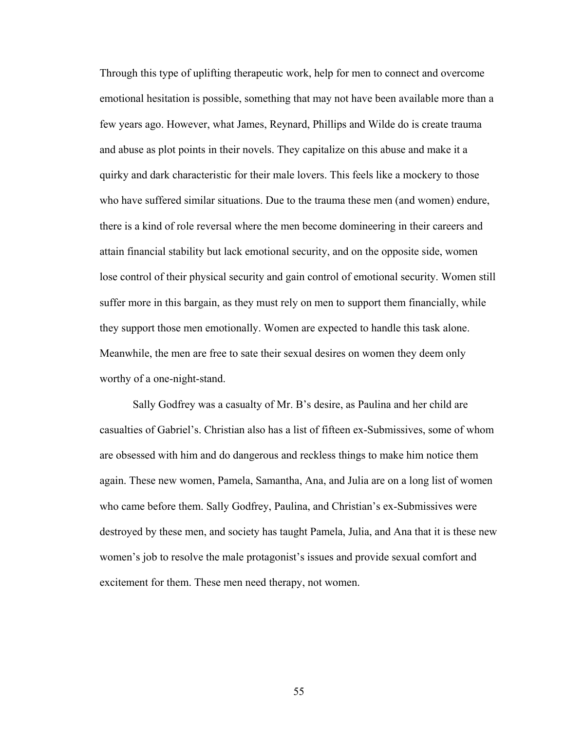Through this type of uplifting therapeutic work, help for men to connect and overcome emotional hesitation is possible, something that may not have been available more than a few years ago. However, what James, Reynard, Phillips and Wilde do is create trauma and abuse as plot points in their novels. They capitalize on this abuse and make it a quirky and dark characteristic for their male lovers. This feels like a mockery to those who have suffered similar situations. Due to the trauma these men (and women) endure, there is a kind of role reversal where the men become domineering in their careers and attain financial stability but lack emotional security, and on the opposite side, women lose control of their physical security and gain control of emotional security. Women still suffer more in this bargain, as they must rely on men to support them financially, while they support those men emotionally. Women are expected to handle this task alone. Meanwhile, the men are free to sate their sexual desires on women they deem only worthy of a one-night-stand.

Sally Godfrey was a casualty of Mr. B's desire, as Paulina and her child are casualties of Gabriel's. Christian also has a list of fifteen ex-Submissives, some of whom are obsessed with him and do dangerous and reckless things to make him notice them again. These new women, Pamela, Samantha, Ana, and Julia are on a long list of women who came before them. Sally Godfrey, Paulina, and Christian's ex-Submissives were destroyed by these men, and society has taught Pamela, Julia, and Ana that it is these new women's job to resolve the male protagonist's issues and provide sexual comfort and excitement for them. These men need therapy, not women.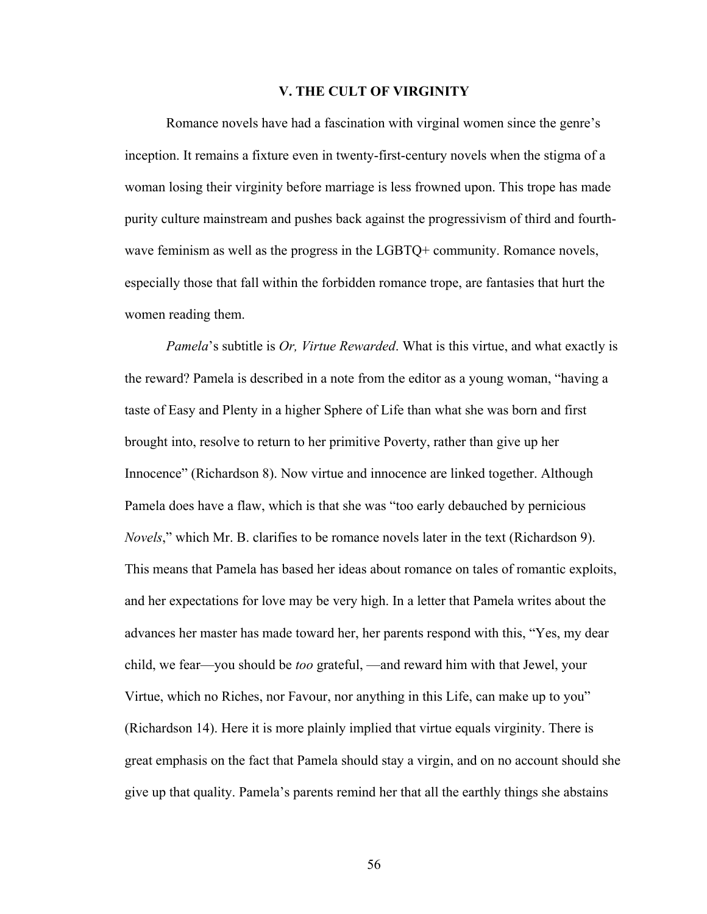## V. THE CULT OF VIRGINITY

Romance novels have had a fascination with virginal women since the genre's inception. It remains a fixture even in twenty-first-century novels when the stigma of a woman losing their virginity before marriage is less frowned upon. This trope has made purity culture mainstream and pushes back against the progressivism of third and fourth-wave feminism as well as the progress in the LGBTQ+ community. Romance novels, especially those that fall within the forbidden romance trope, are fantasies that hurt the women reading them.

*Pamela*'s subtitle is *Or, Virtue Rewarded*. What is this virtue, and what exactly is the reward? Pamela is described in a note from the editor as a young woman, "having a taste of Easy and Plenty in a higher Sphere of Life than what she was born and first brought into, resolve to return to her primitive Poverty, rather than give up her Innocence" (Richardson 8). Now virtue and innocence are linked together. Although Pamela does have a flaw, which is that she was "too early debauched by pernicious *Novels*," which Mr. B. clarifies to be romance novels later in the text (Richardson 9). This means that Pamela has based her ideas about romance on tales of romantic exploits, and her expectations for love may be very high. In a letter that Pamela writes about the advances her master has made toward her, her parents respond with this, "Yes, my dear child, we fear—you should be *too* grateful, —and reward him with that Jewel, your Virtue, which no Riches, nor Favour, nor anything in this Life, can make up to you" (Richardson 14). Here it is more plainly implied that virtue equals virginity. There is great emphasis on the fact that Pamela should stay a virgin, and on no account should she give up that quality. Pamela's parents remind her that all the earthly things she abstains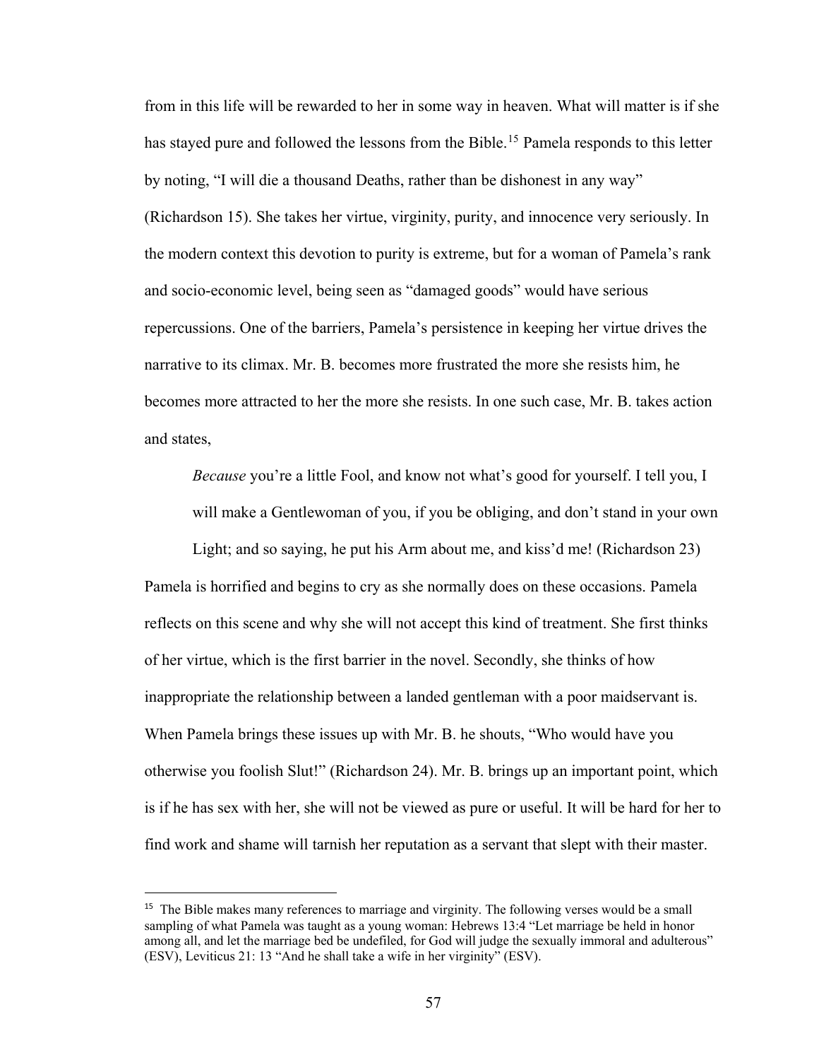from in this life will be rewarded to her in some way in heaven. What will matter is if she has stayed pure and followed the lessons from the Bible.[15] Pamela responds to this letter by noting, "I will die a thousand Deaths, rather than be dishonest in any way" (Richardson 15). She takes her virtue, virginity, purity, and innocence very seriously. In the modern context this devotion to purity is extreme, but for a woman of Pamela's rank and socio-economic level, being seen as "damaged goods" would have serious repercussions. One of the barriers, Pamela's persistence in keeping her virtue drives the narrative to its climax. Mr. B. becomes more frustrated the more she resists him, he becomes more attracted to her the more she resists. In one such case, Mr. B. takes action and states,

> *Because* you're a little Fool, and know not what's good for yourself. I tell you, I will make a Gentlewoman of you, if you be obliging, and don't stand in your own Light; and so saying, he put his Arm about me, and kiss'd me! (Richardson 23)

Pamela is horrified and begins to cry as she normally does on these occasions. Pamela reflects on this scene and why she will not accept this kind of treatment. She first thinks of her virtue, which is the first barrier in the novel. Secondly, she thinks of how inappropriate the relationship between a landed gentleman with a poor maidservant is. When Pamela brings these issues up with Mr. B. he shouts, "Who would have you otherwise you foolish Slut!" (Richardson 24). Mr. B. brings up an important point, which is if he has sex with her, she will not be viewed as pure or useful. It will be hard for her to find work and shame will tarnish her reputation as a servant that slept with their master.

---

[15] The Bible makes many references to marriage and virginity. The following verses would be a small sampling of what Pamela was taught as a young woman: Hebrews 13:4 "Let marriage be held in honor among all, and let the marriage bed be undefiled, for God will judge the sexually immoral and adulterous" (ESV), Leviticus 21: 13 "And he shall take a wife in her virginity" (ESV).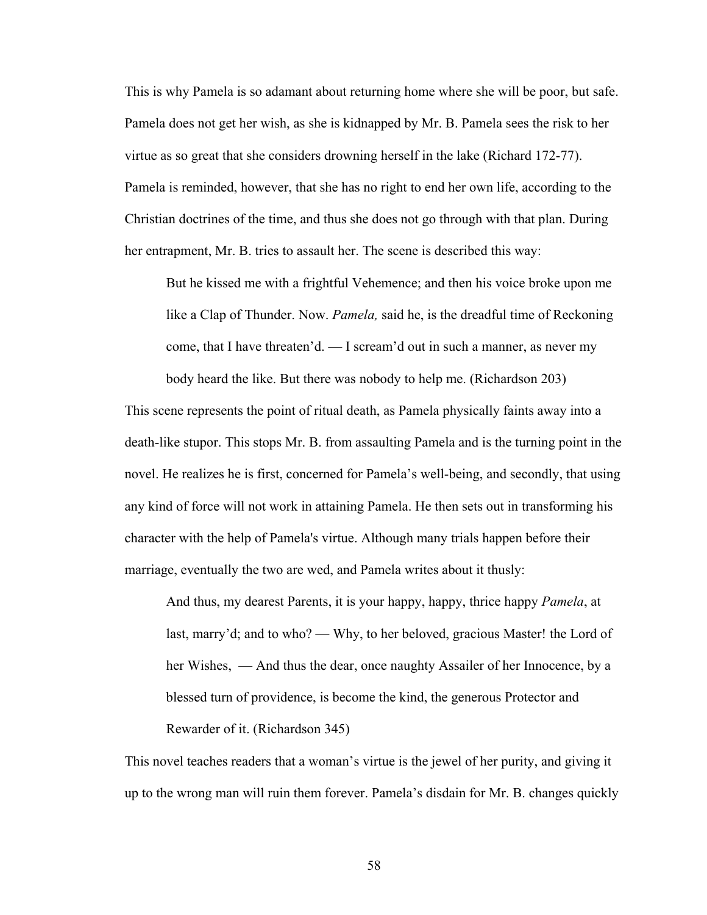This is why Pamela is so adamant about returning home where she will be poor, but safe. Pamela does not get her wish, as she is kidnapped by Mr. B. Pamela sees the risk to her virtue as so great that she considers drowning herself in the lake (Richard 172-77). Pamela is reminded, however, that she has no right to end her own life, according to the Christian doctrines of the time, and thus she does not go through with that plan. During her entrapment, Mr. B. tries to assault her. The scene is described this way:

> But he kissed me with a frightful Vehemence; and then his voice broke upon me like a Clap of Thunder. Now. *Pamela,* said he, is the dreadful time of Reckoning come, that I have threaten'd. — I scream'd out in such a manner, as never my body heard the like. But there was nobody to help me. (Richardson 203)

This scene represents the point of ritual death, as Pamela physically faints away into a death-like stupor. This stops Mr. B. from assaulting Pamela and is the turning point in the novel. He realizes he is first, concerned for Pamela's well-being, and secondly, that using any kind of force will not work in attaining Pamela. He then sets out in transforming his character with the help of Pamela's virtue. Although many trials happen before their marriage, eventually the two are wed, and Pamela writes about it thusly:

> And thus, my dearest Parents, it is your happy, happy, thrice happy *Pamela*, at last, marry'd; and to who? — Why, to her beloved, gracious Master! the Lord of her Wishes, — And thus the dear, once naughty Assailer of her Innocence, by a blessed turn of providence, is become the kind, the generous Protector and Rewarder of it. (Richardson 345)

This novel teaches readers that a woman's virtue is the jewel of her purity, and giving it up to the wrong man will ruin them forever. Pamela's disdain for Mr. B. changes quickly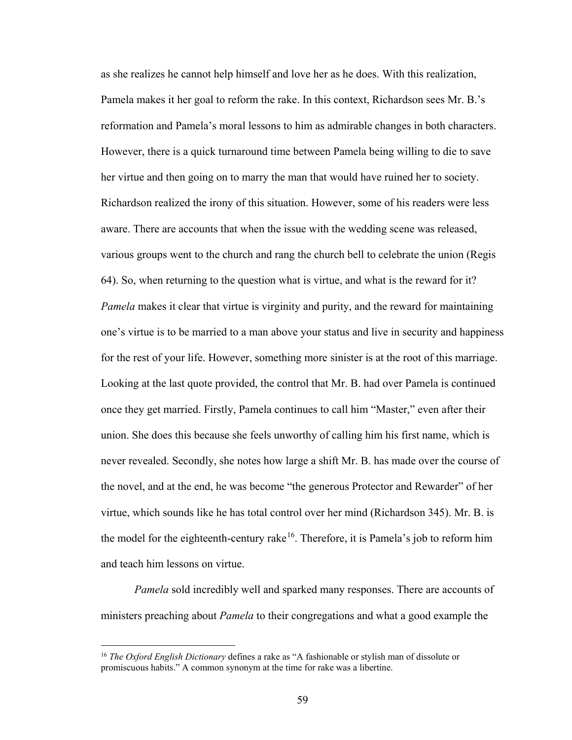as she realizes he cannot help himself and love her as he does. With this realization, Pamela makes it her goal to reform the rake. In this context, Richardson sees Mr. B.'s reformation and Pamela's moral lessons to him as admirable changes in both characters. However, there is a quick turnaround time between Pamela being willing to die to save her virtue and then going on to marry the man that would have ruined her to society. Richardson realized the irony of this situation. However, some of his readers were less aware. There are accounts that when the issue with the wedding scene was released, various groups went to the church and rang the church bell to celebrate the union (Regis 64). So, when returning to the question what is virtue, and what is the reward for it? *Pamela* makes it clear that virtue is virginity and purity, and the reward for maintaining one's virtue is to be married to a man above your status and live in security and happiness for the rest of your life. However, something more sinister is at the root of this marriage. Looking at the last quote provided, the control that Mr. B. had over Pamela is continued once they get married. Firstly, Pamela continues to call him "Master," even after their union. She does this because she feels unworthy of calling him his first name, which is never revealed. Secondly, she notes how large a shift Mr. B. has made over the course of the novel, and at the end, he was become "the generous Protector and Rewarder" of her virtue, which sounds like he has total control over her mind (Richardson 345). Mr. B. is the model for the eighteenth-century rake[16]. Therefore, it is Pamela's job to reform him and teach him lessons on virtue.

*Pamela* sold incredibly well and sparked many responses. There are accounts of ministers preaching about *Pamela* to their congregations and what a good example the

---

[16] *The Oxford English Dictionary* defines a rake as "A fashionable or stylish man of dissolute or promiscuous habits." A common synonym at the time for rake was a libertine.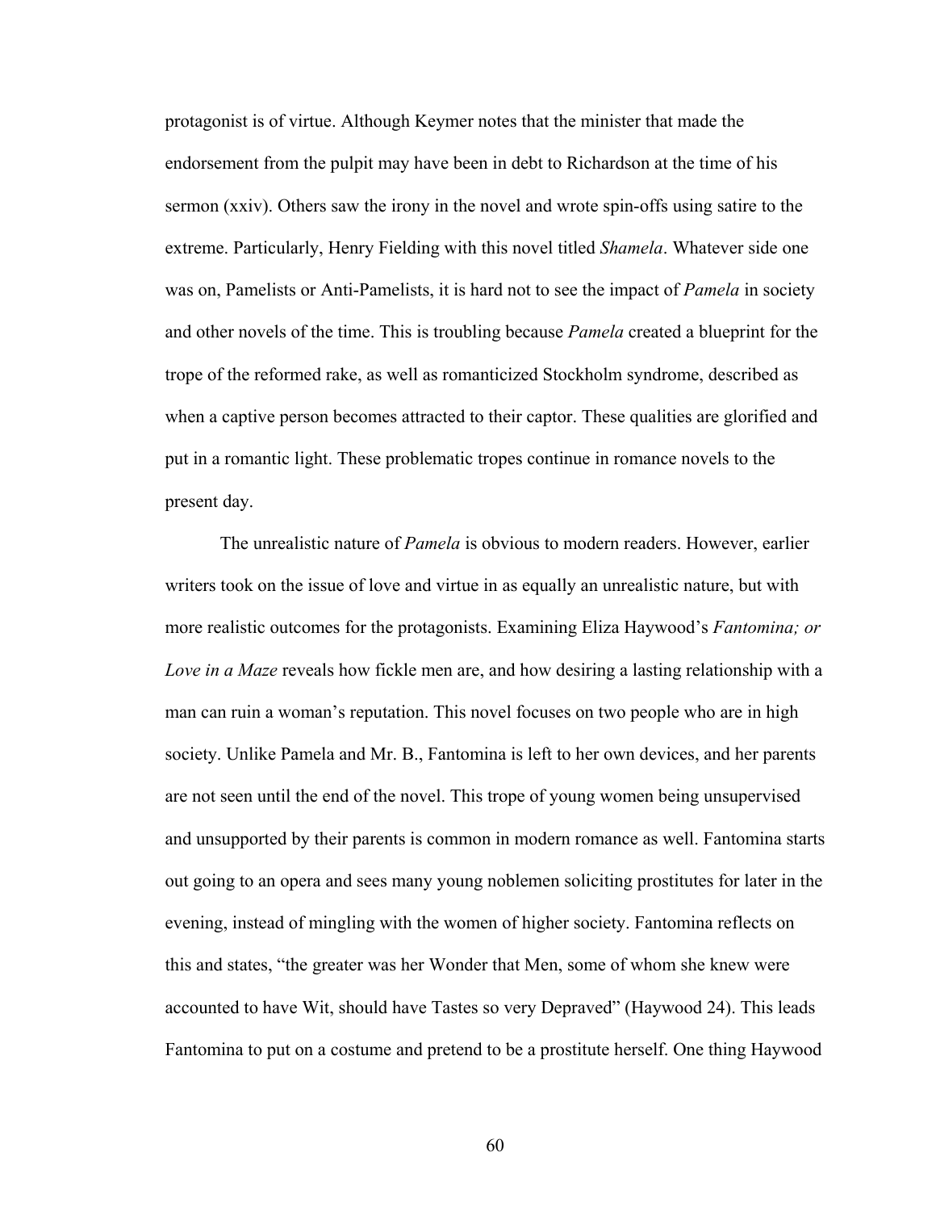protagonist is of virtue. Although Keymer notes that the minister that made the endorsement from the pulpit may have been in debt to Richardson at the time of his sermon (xxiv). Others saw the irony in the novel and wrote spin-offs using satire to the extreme. Particularly, Henry Fielding with this novel titled *Shamela*. Whatever side one was on, Pamelists or Anti-Pamelists, it is hard not to see the impact of *Pamela* in society and other novels of the time. This is troubling because *Pamela* created a blueprint for the trope of the reformed rake, as well as romanticized Stockholm syndrome, described as when a captive person becomes attracted to their captor. These qualities are glorified and put in a romantic light. These problematic tropes continue in romance novels to the present day.

The unrealistic nature of *Pamela* is obvious to modern readers. However, earlier writers took on the issue of love and virtue in as equally an unrealistic nature, but with more realistic outcomes for the protagonists. Examining Eliza Haywood's *Fantomina; or Love in a Maze* reveals how fickle men are, and how desiring a lasting relationship with a man can ruin a woman's reputation. This novel focuses on two people who are in high society. Unlike Pamela and Mr. B., Fantomina is left to her own devices, and her parents are not seen until the end of the novel. This trope of young women being unsupervised and unsupported by their parents is common in modern romance as well. Fantomina starts out going to an opera and sees many young noblemen soliciting prostitutes for later in the evening, instead of mingling with the women of higher society. Fantomina reflects on this and states, "the greater was her Wonder that Men, some of whom she knew were accounted to have Wit, should have Tastes so very Depraved" (Haywood 24). This leads Fantomina to put on a costume and pretend to be a prostitute herself. One thing Haywood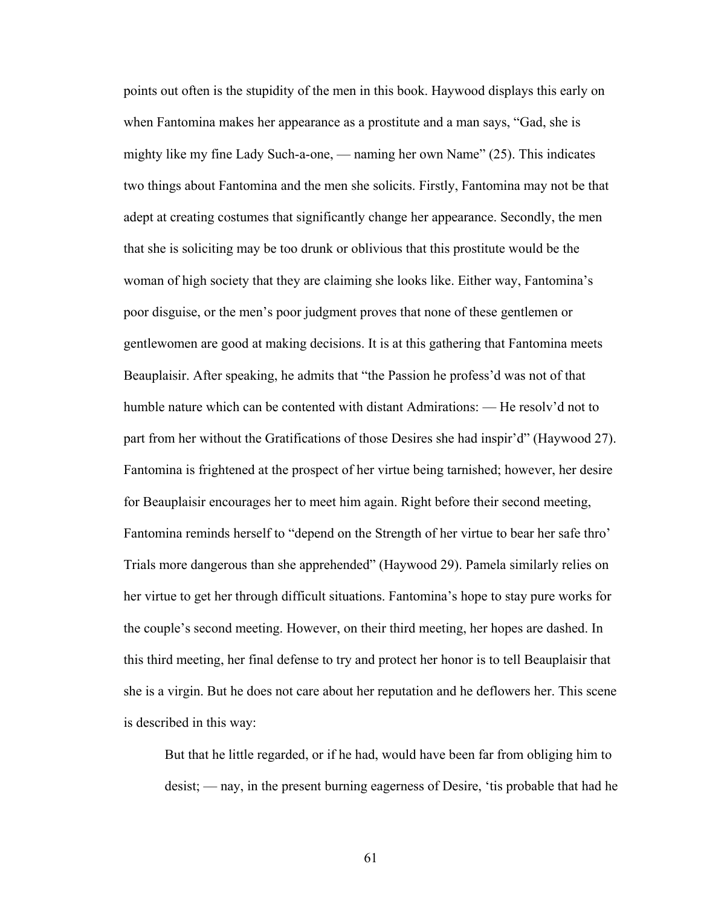points out often is the stupidity of the men in this book. Haywood displays this early on when Fantomina makes her appearance as a prostitute and a man says, "Gad, she is mighty like my fine Lady Such-a-one, — naming her own Name" (25). This indicates two things about Fantomina and the men she solicits. Firstly, Fantomina may not be that adept at creating costumes that significantly change her appearance. Secondly, the men that she is soliciting may be too drunk or oblivious that this prostitute would be the woman of high society that they are claiming she looks like. Either way, Fantomina's poor disguise, or the men's poor judgment proves that none of these gentlemen or gentlewomen are good at making decisions. It is at this gathering that Fantomina meets Beauplaisir. After speaking, he admits that "the Passion he profess'd was not of that humble nature which can be contented with distant Admirations: — He resolv'd not to part from her without the Gratifications of those Desires she had inspir'd" (Haywood 27). Fantomina is frightened at the prospect of her virtue being tarnished; however, her desire for Beauplaisir encourages her to meet him again. Right before their second meeting, Fantomina reminds herself to "depend on the Strength of her virtue to bear her safe thro' Trials more dangerous than she apprehended" (Haywood 29). Pamela similarly relies on her virtue to get her through difficult situations. Fantomina's hope to stay pure works for the couple's second meeting. However, on their third meeting, her hopes are dashed. In this third meeting, her final defense to try and protect her honor is to tell Beauplaisir that she is a virgin. But he does not care about her reputation and he deflowers her. This scene is described in this way:

> But that he little regarded, or if he had, would have been far from obliging him to desist; — nay, in the present burning eagerness of Desire, 'tis probable that had he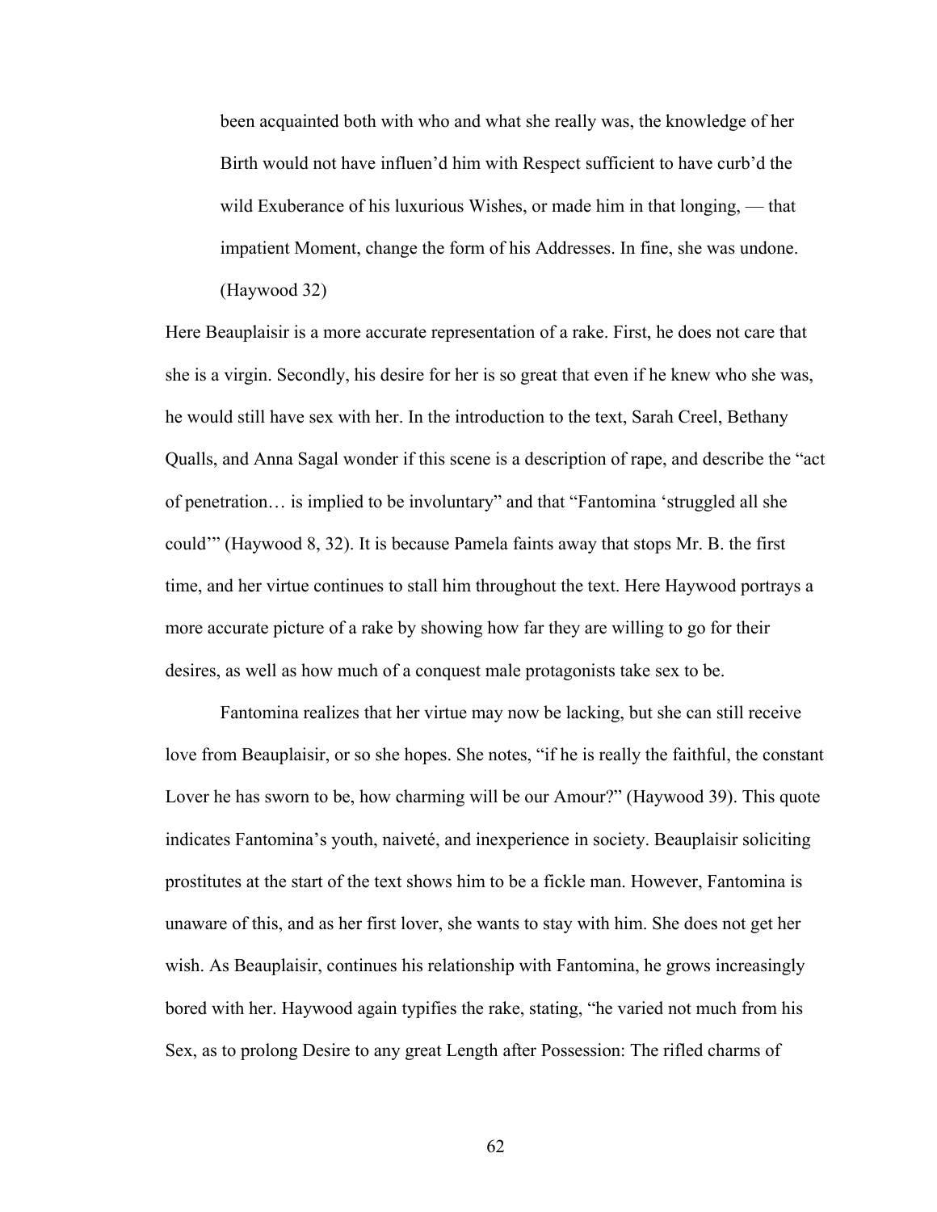> been acquainted both with who and what she really was, the knowledge of her Birth would not have influen'd him with Respect sufficient to have curb'd the wild Exuberance of his luxurious Wishes, or made him in that longing, — that impatient Moment, change the form of his Addresses. In fine, she was undone. (Haywood 32)

Here Beauplaisir is a more accurate representation of a rake. First, he does not care that she is a virgin. Secondly, his desire for her is so great that even if he knew who she was, he would still have sex with her. In the introduction to the text, Sarah Creel, Bethany Qualls, and Anna Sagal wonder if this scene is a description of rape, and describe the "act of penetration… is implied to be involuntary" and that "Fantomina 'struggled all she could'" (Haywood 8, 32). It is because Pamela faints away that stops Mr. B. the first time, and her virtue continues to stall him throughout the text. Here Haywood portrays a more accurate picture of a rake by showing how far they are willing to go for their desires, as well as how much of a conquest male protagonists take sex to be.

Fantomina realizes that her virtue may now be lacking, but she can still receive love from Beauplaisir, or so she hopes. She notes, "if he is really the faithful, the constant Lover he has sworn to be, how charming will be our Amour?" (Haywood 39). This quote indicates Fantomina's youth, naiveté, and inexperience in society. Beauplaisir soliciting prostitutes at the start of the text shows him to be a fickle man. However, Fantomina is unaware of this, and as her first lover, she wants to stay with him. She does not get her wish. As Beauplaisir, continues his relationship with Fantomina, he grows increasingly bored with her. Haywood again typifies the rake, stating, "he varied not much from his Sex, as to prolong Desire to any great Length after Possession: The rifled charms of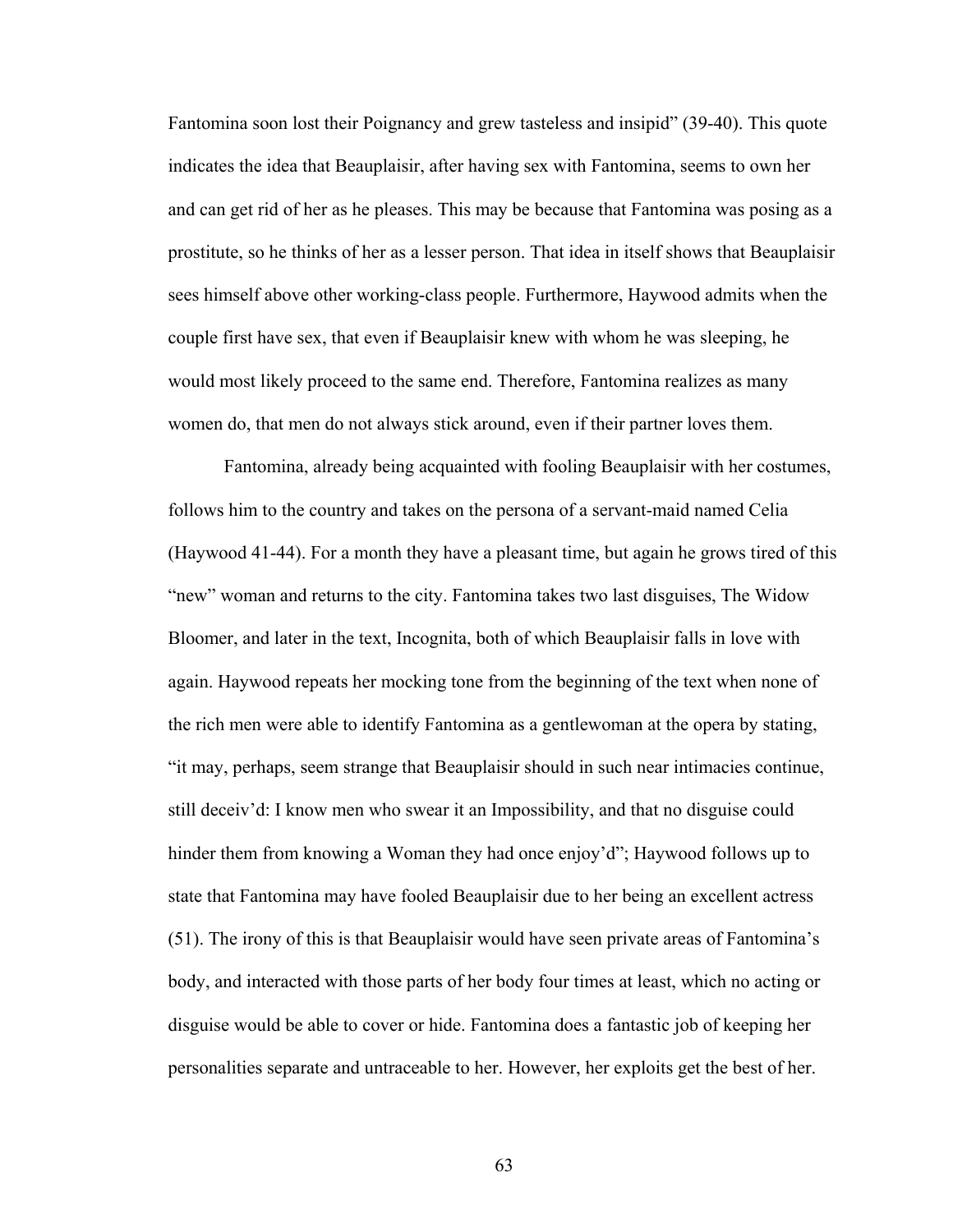Fantomina soon lost their Poignancy and grew tasteless and insipid" (39-40). This quote indicates the idea that Beauplaisir, after having sex with Fantomina, seems to own her and can get rid of her as he pleases. This may be because that Fantomina was posing as a prostitute, so he thinks of her as a lesser person. That idea in itself shows that Beauplaisir sees himself above other working-class people. Furthermore, Haywood admits when the couple first have sex, that even if Beauplaisir knew with whom he was sleeping, he would most likely proceed to the same end. Therefore, Fantomina realizes as many women do, that men do not always stick around, even if their partner loves them.

Fantomina, already being acquainted with fooling Beauplaisir with her costumes, follows him to the country and takes on the persona of a servant-maid named Celia (Haywood 41-44). For a month they have a pleasant time, but again he grows tired of this "new" woman and returns to the city. Fantomina takes two last disguises, The Widow Bloomer, and later in the text, Incognita, both of which Beauplaisir falls in love with again. Haywood repeats her mocking tone from the beginning of the text when none of the rich men were able to identify Fantomina as a gentlewoman at the opera by stating, "it may, perhaps, seem strange that Beauplaisir should in such near intimacies continue, still deceiv'd: I know men who swear it an Impossibility, and that no disguise could hinder them from knowing a Woman they had once enjoy'd"; Haywood follows up to state that Fantomina may have fooled Beauplaisir due to her being an excellent actress (51). The irony of this is that Beauplaisir would have seen private areas of Fantomina's body, and interacted with those parts of her body four times at least, which no acting or disguise would be able to cover or hide. Fantomina does a fantastic job of keeping her personalities separate and untraceable to her. However, her exploits get the best of her.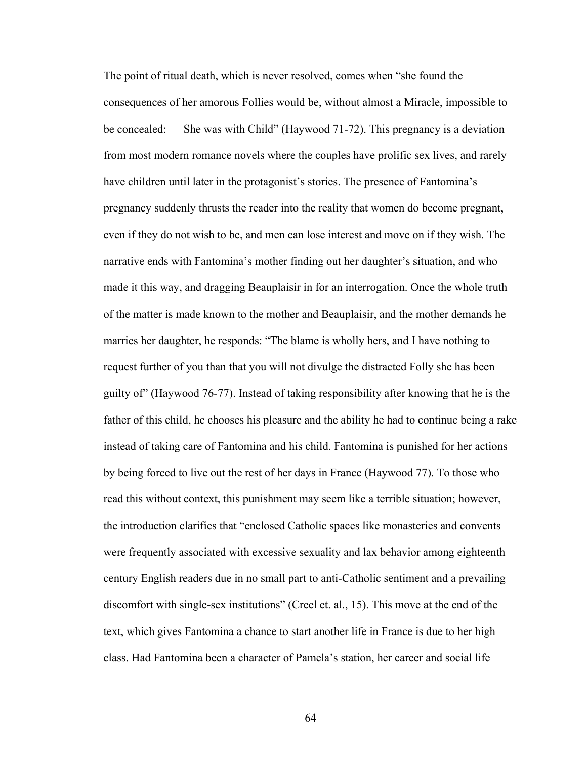The point of ritual death, which is never resolved, comes when "she found the consequences of her amorous Follies would be, without almost a Miracle, impossible to be concealed: — She was with Child" (Haywood 71-72). This pregnancy is a deviation from most modern romance novels where the couples have prolific sex lives, and rarely have children until later in the protagonist's stories. The presence of Fantomina's pregnancy suddenly thrusts the reader into the reality that women do become pregnant, even if they do not wish to be, and men can lose interest and move on if they wish. The narrative ends with Fantomina's mother finding out her daughter's situation, and who made it this way, and dragging Beauplaisir in for an interrogation. Once the whole truth of the matter is made known to the mother and Beauplaisir, and the mother demands he marries her daughter, he responds: "The blame is wholly hers, and I have nothing to request further of you than that you will not divulge the distracted Folly she has been guilty of" (Haywood 76-77). Instead of taking responsibility after knowing that he is the father of this child, he chooses his pleasure and the ability he had to continue being a rake instead of taking care of Fantomina and his child. Fantomina is punished for her actions by being forced to live out the rest of her days in France (Haywood 77). To those who read this without context, this punishment may seem like a terrible situation; however, the introduction clarifies that "enclosed Catholic spaces like monasteries and convents were frequently associated with excessive sexuality and lax behavior among eighteenth century English readers due in no small part to anti-Catholic sentiment and a prevailing discomfort with single-sex institutions" (Creel et. al., 15). This move at the end of the text, which gives Fantomina a chance to start another life in France is due to her high class. Had Fantomina been a character of Pamela's station, her career and social life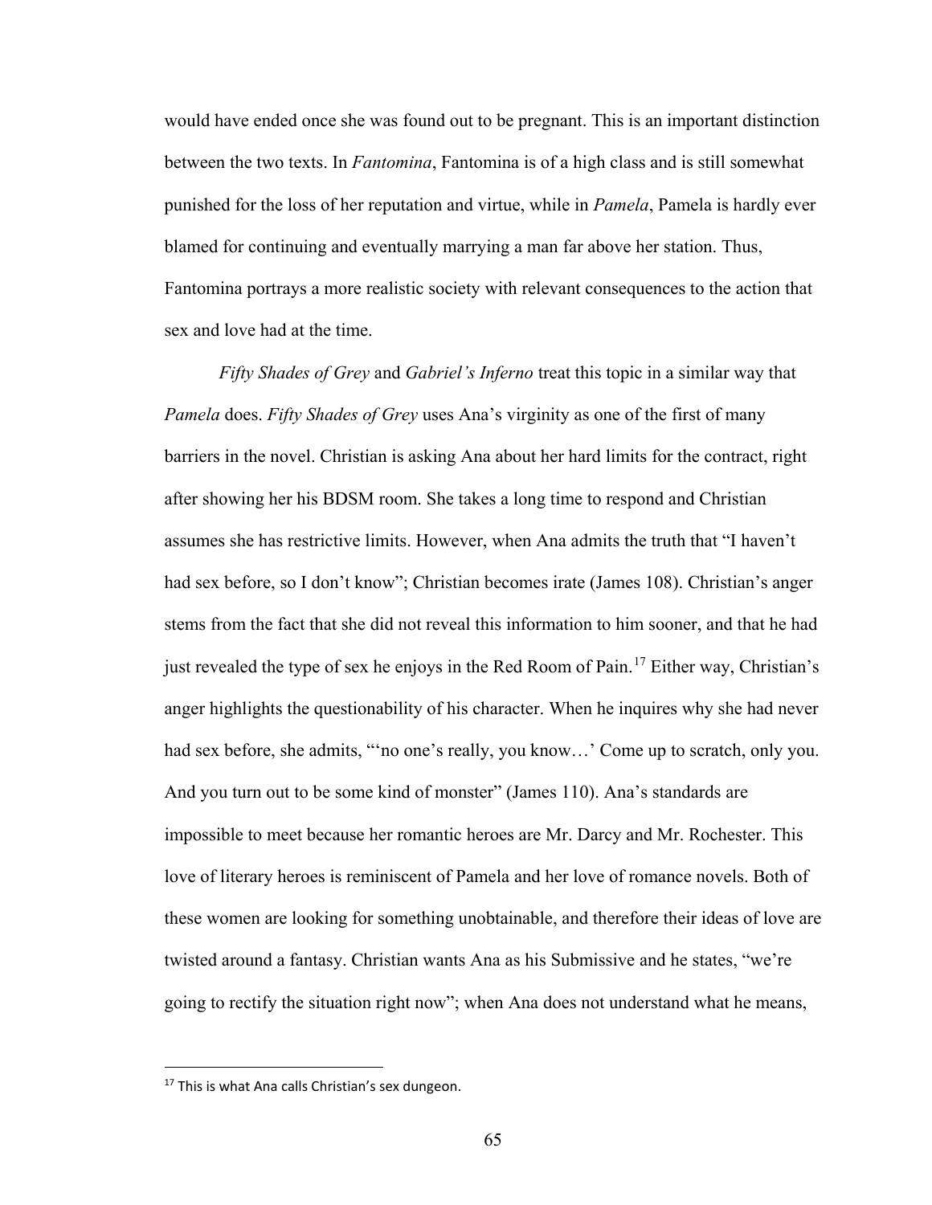would have ended once she was found out to be pregnant. This is an important distinction between the two texts. In *Fantomina*, Fantomina is of a high class and is still somewhat punished for the loss of her reputation and virtue, while in *Pamela*, Pamela is hardly ever blamed for continuing and eventually marrying a man far above her station. Thus, Fantomina portrays a more realistic society with relevant consequences to the action that sex and love had at the time.

*Fifty Shades of Grey* and *Gabriel's Inferno* treat this topic in a similar way that *Pamela* does. *Fifty Shades of Grey* uses Ana's virginity as one of the first of many barriers in the novel. Christian is asking Ana about her hard limits for the contract, right after showing her his BDSM room. She takes a long time to respond and Christian assumes she has restrictive limits. However, when Ana admits the truth that "I haven't had sex before, so I don't know"; Christian becomes irate (James 108). Christian's anger stems from the fact that she did not reveal this information to him sooner, and that he had just revealed the type of sex he enjoys in the Red Room of Pain.[17] Either way, Christian's anger highlights the questionability of his character. When he inquires why she had never had sex before, she admits, "'no one's really, you know…' Come up to scratch, only you. And you turn out to be some kind of monster" (James 110). Ana's standards are impossible to meet because her romantic heroes are Mr. Darcy and Mr. Rochester. This love of literary heroes is reminiscent of Pamela and her love of romance novels. Both of these women are looking for something unobtainable, and therefore their ideas of love are twisted around a fantasy. Christian wants Ana as his Submissive and he states, "we're going to rectify the situation right now"; when Ana does not understand what he means,

---

[17] This is what Ana calls Christian's sex dungeon.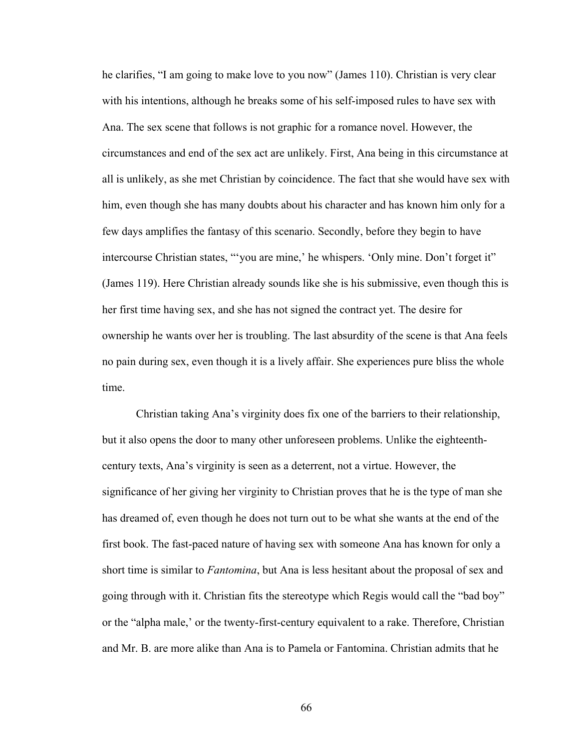he clarifies, "I am going to make love to you now" (James 110). Christian is very clear with his intentions, although he breaks some of his self-imposed rules to have sex with Ana. The sex scene that follows is not graphic for a romance novel. However, the circumstances and end of the sex act are unlikely. First, Ana being in this circumstance at all is unlikely, as she met Christian by coincidence. The fact that she would have sex with him, even though she has many doubts about his character and has known him only for a few days amplifies the fantasy of this scenario. Secondly, before they begin to have intercourse Christian states, "'you are mine,' he whispers. 'Only mine. Don't forget it" (James 119). Here Christian already sounds like she is his submissive, even though this is her first time having sex, and she has not signed the contract yet. The desire for ownership he wants over her is troubling. The last absurdity of the scene is that Ana feels no pain during sex, even though it is a lively affair. She experiences pure bliss the whole time.

Christian taking Ana's virginity does fix one of the barriers to their relationship, but it also opens the door to many other unforeseen problems. Unlike the eighteenth-century texts, Ana's virginity is seen as a deterrent, not a virtue. However, the significance of her giving her virginity to Christian proves that he is the type of man she has dreamed of, even though he does not turn out to be what she wants at the end of the first book. The fast-paced nature of having sex with someone Ana has known for only a short time is similar to *Fantomina*, but Ana is less hesitant about the proposal of sex and going through with it. Christian fits the stereotype which Regis would call the "bad boy" or the "alpha male,' or the twenty-first-century equivalent to a rake. Therefore, Christian and Mr. B. are more alike than Ana is to Pamela or Fantomina. Christian admits that he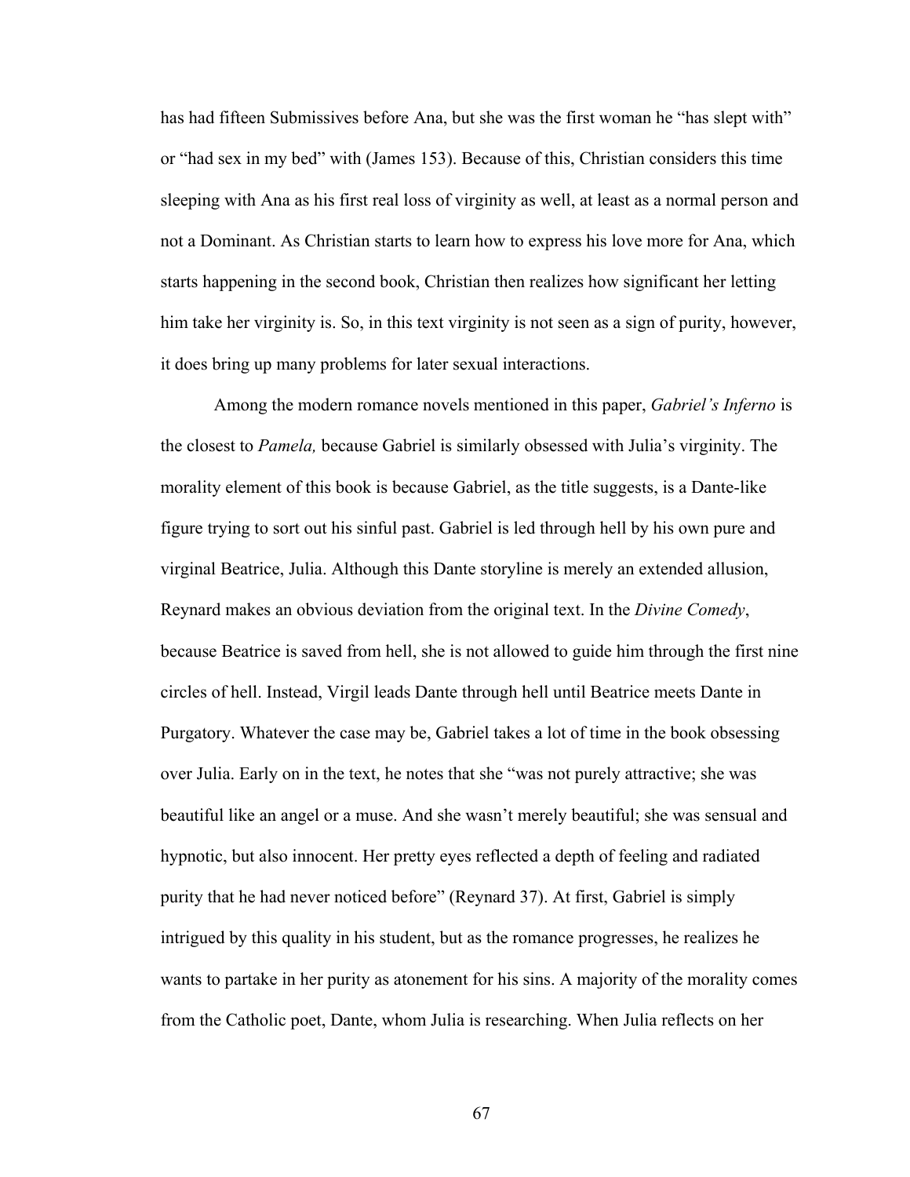has had fifteen Submissives before Ana, but she was the first woman he "has slept with" or "had sex in my bed" with (James 153). Because of this, Christian considers this time sleeping with Ana as his first real loss of virginity as well, at least as a normal person and not a Dominant. As Christian starts to learn how to express his love more for Ana, which starts happening in the second book, Christian then realizes how significant her letting him take her virginity is. So, in this text virginity is not seen as a sign of purity, however, it does bring up many problems for later sexual interactions.

Among the modern romance novels mentioned in this paper, *Gabriel's Inferno* is the closest to *Pamela,* because Gabriel is similarly obsessed with Julia's virginity. The morality element of this book is because Gabriel, as the title suggests, is a Dante-like figure trying to sort out his sinful past. Gabriel is led through hell by his own pure and virginal Beatrice, Julia. Although this Dante storyline is merely an extended allusion, Reynard makes an obvious deviation from the original text. In the *Divine Comedy*, because Beatrice is saved from hell, she is not allowed to guide him through the first nine circles of hell. Instead, Virgil leads Dante through hell until Beatrice meets Dante in Purgatory. Whatever the case may be, Gabriel takes a lot of time in the book obsessing over Julia. Early on in the text, he notes that she "was not purely attractive; she was beautiful like an angel or a muse. And she wasn't merely beautiful; she was sensual and hypnotic, but also innocent. Her pretty eyes reflected a depth of feeling and radiated purity that he had never noticed before" (Reynard 37). At first, Gabriel is simply intrigued by this quality in his student, but as the romance progresses, he realizes he wants to partake in her purity as atonement for his sins. A majority of the morality comes from the Catholic poet, Dante, whom Julia is researching. When Julia reflects on her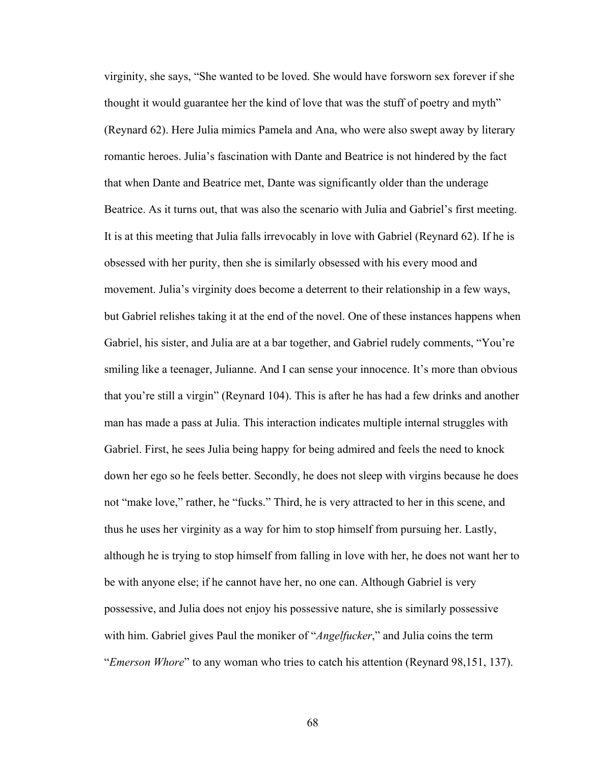virginity, she says, "She wanted to be loved. She would have forsworn sex forever if she thought it would guarantee her the kind of love that was the stuff of poetry and myth" (Reynard 62). Here Julia mimics Pamela and Ana, who were also swept away by literary romantic heroes. Julia's fascination with Dante and Beatrice is not hindered by the fact that when Dante and Beatrice met, Dante was significantly older than the underage Beatrice. As it turns out, that was also the scenario with Julia and Gabriel's first meeting. It is at this meeting that Julia falls irrevocably in love with Gabriel (Reynard 62). If he is obsessed with her purity, then she is similarly obsessed with his every mood and movement. Julia's virginity does become a deterrent to their relationship in a few ways, but Gabriel relishes taking it at the end of the novel. One of these instances happens when Gabriel, his sister, and Julia are at a bar together, and Gabriel rudely comments, "You're smiling like a teenager, Julianne. And I can sense your innocence. It's more than obvious that you're still a virgin" (Reynard 104). This is after he has had a few drinks and another man has made a pass at Julia. This interaction indicates multiple internal struggles with Gabriel. First, he sees Julia being happy for being admired and feels the need to knock down her ego so he feels better. Secondly, he does not sleep with virgins because he does not "make love," rather, he "fucks." Third, he is very attracted to her in this scene, and thus he uses her virginity as a way for him to stop himself from pursuing her. Lastly, although he is trying to stop himself from falling in love with her, he does not want her to be with anyone else; if he cannot have her, no one can. Although Gabriel is very possessive, and Julia does not enjoy his possessive nature, she is similarly possessive with him. Gabriel gives Paul the moniker of "*Angelfucker*," and Julia coins the term "*Emerson Whore*" to any woman who tries to catch his attention (Reynard 98,151, 137).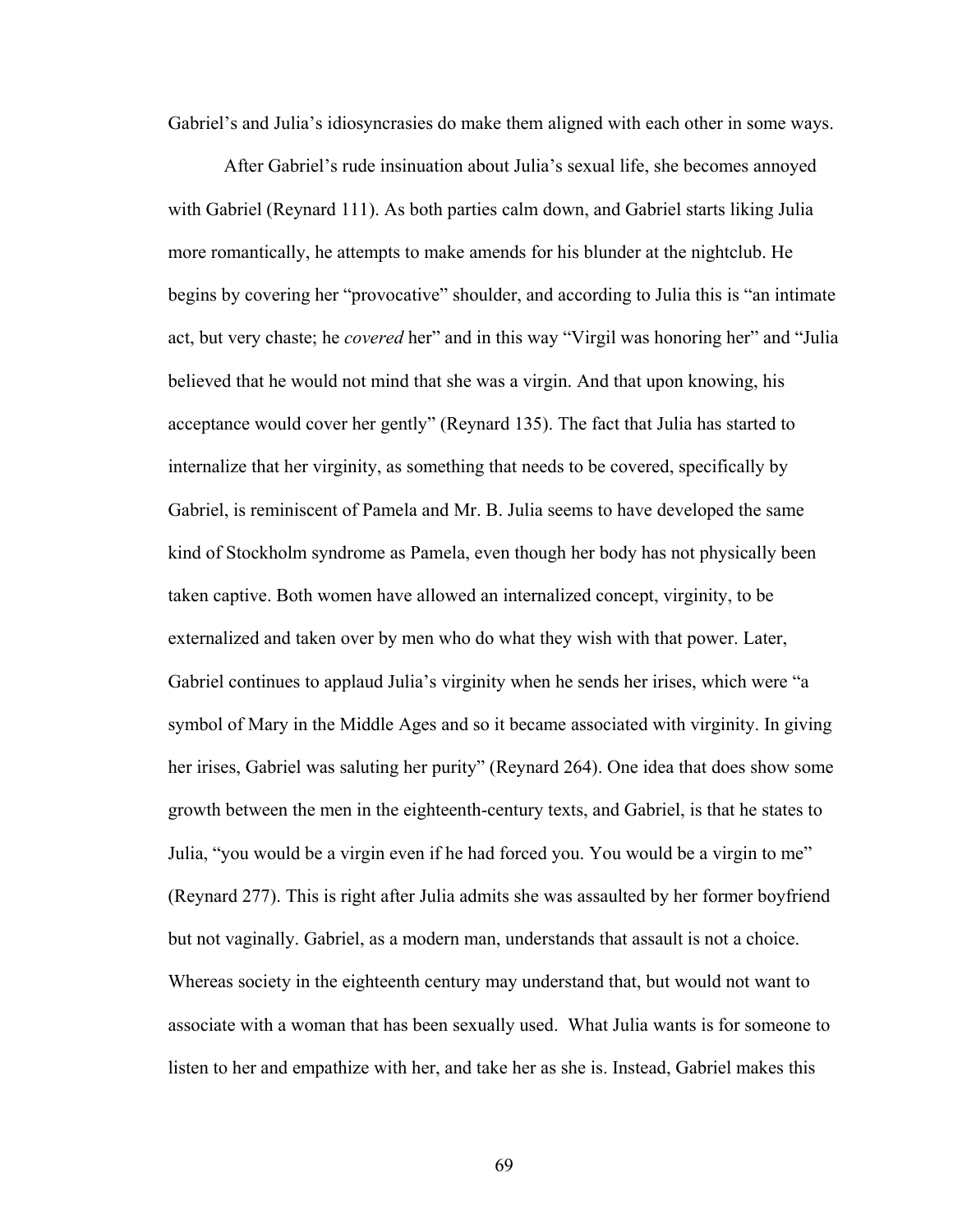Gabriel's and Julia's idiosyncrasies do make them aligned with each other in some ways.

After Gabriel's rude insinuation about Julia's sexual life, she becomes annoyed with Gabriel (Reynard 111). As both parties calm down, and Gabriel starts liking Julia more romantically, he attempts to make amends for his blunder at the nightclub. He begins by covering her "provocative" shoulder, and according to Julia this is "an intimate act, but very chaste; he *covered* her" and in this way "Virgil was honoring her" and "Julia believed that he would not mind that she was a virgin. And that upon knowing, his acceptance would cover her gently" (Reynard 135). The fact that Julia has started to internalize that her virginity, as something that needs to be covered, specifically by Gabriel, is reminiscent of Pamela and Mr. B. Julia seems to have developed the same kind of Stockholm syndrome as Pamela, even though her body has not physically been taken captive. Both women have allowed an internalized concept, virginity, to be externalized and taken over by men who do what they wish with that power. Later, Gabriel continues to applaud Julia's virginity when he sends her irises, which were "a symbol of Mary in the Middle Ages and so it became associated with virginity. In giving her irises, Gabriel was saluting her purity" (Reynard 264). One idea that does show some growth between the men in the eighteenth-century texts, and Gabriel, is that he states to Julia, "you would be a virgin even if he had forced you. You would be a virgin to me" (Reynard 277). This is right after Julia admits she was assaulted by her former boyfriend but not vaginally. Gabriel, as a modern man, understands that assault is not a choice. Whereas society in the eighteenth century may understand that, but would not want to associate with a woman that has been sexually used. What Julia wants is for someone to listen to her and empathize with her, and take her as she is. Instead, Gabriel makes this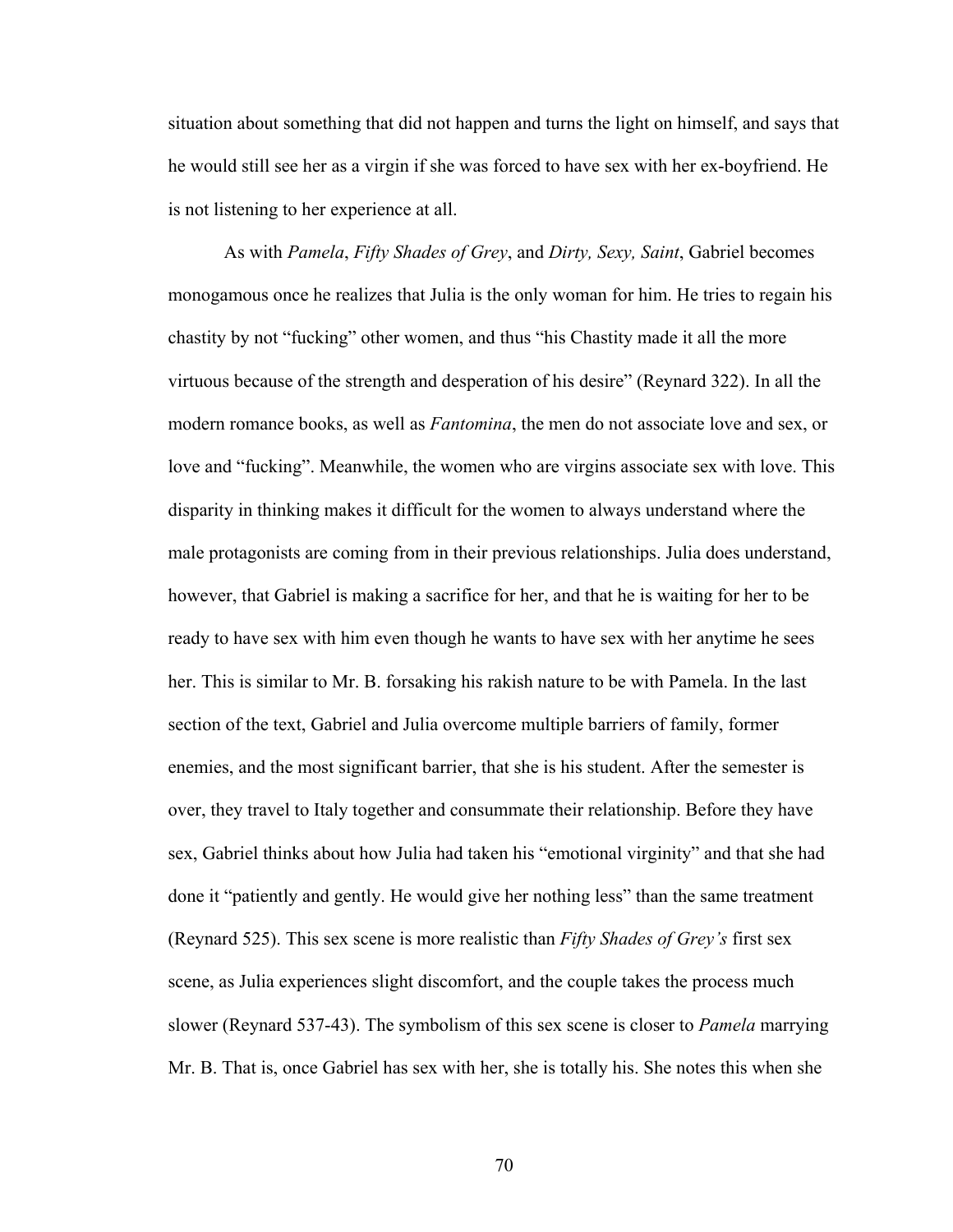situation about something that did not happen and turns the light on himself, and says that he would still see her as a virgin if she was forced to have sex with her ex-boyfriend. He is not listening to her experience at all.

As with *Pamela*, *Fifty Shades of Grey*, and *Dirty, Sexy, Saint*, Gabriel becomes monogamous once he realizes that Julia is the only woman for him. He tries to regain his chastity by not "fucking" other women, and thus "his Chastity made it all the more virtuous because of the strength and desperation of his desire" (Reynard 322). In all the modern romance books, as well as *Fantomina*, the men do not associate love and sex, or love and "fucking". Meanwhile, the women who are virgins associate sex with love. This disparity in thinking makes it difficult for the women to always understand where the male protagonists are coming from in their previous relationships. Julia does understand, however, that Gabriel is making a sacrifice for her, and that he is waiting for her to be ready to have sex with him even though he wants to have sex with her anytime he sees her. This is similar to Mr. B. forsaking his rakish nature to be with Pamela. In the last section of the text, Gabriel and Julia overcome multiple barriers of family, former enemies, and the most significant barrier, that she is his student. After the semester is over, they travel to Italy together and consummate their relationship. Before they have sex, Gabriel thinks about how Julia had taken his "emotional virginity" and that she had done it "patiently and gently. He would give her nothing less" than the same treatment (Reynard 525). This sex scene is more realistic than *Fifty Shades of Grey's* first sex scene, as Julia experiences slight discomfort, and the couple takes the process much slower (Reynard 537-43). The symbolism of this sex scene is closer to *Pamela* marrying Mr. B. That is, once Gabriel has sex with her, she is totally his. She notes this when she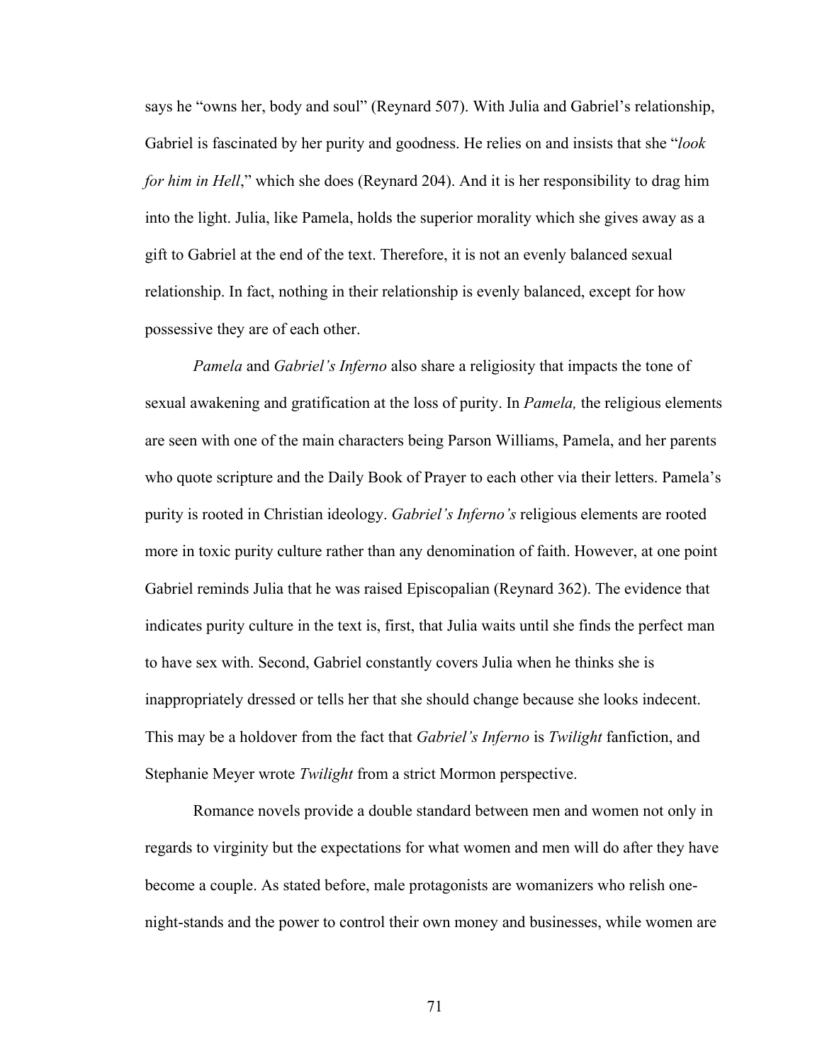says he "owns her, body and soul" (Reynard 507). With Julia and Gabriel's relationship, Gabriel is fascinated by her purity and goodness. He relies on and insists that she "*look for him in Hell*," which she does (Reynard 204). And it is her responsibility to drag him into the light. Julia, like Pamela, holds the superior morality which she gives away as a gift to Gabriel at the end of the text. Therefore, it is not an evenly balanced sexual relationship. In fact, nothing in their relationship is evenly balanced, except for how possessive they are of each other.

*Pamela* and *Gabriel's Inferno* also share a religiosity that impacts the tone of sexual awakening and gratification at the loss of purity. In *Pamela,* the religious elements are seen with one of the main characters being Parson Williams, Pamela, and her parents who quote scripture and the Daily Book of Prayer to each other via their letters. Pamela's purity is rooted in Christian ideology. *Gabriel's Inferno's* religious elements are rooted more in toxic purity culture rather than any denomination of faith. However, at one point Gabriel reminds Julia that he was raised Episcopalian (Reynard 362). The evidence that indicates purity culture in the text is, first, that Julia waits until she finds the perfect man to have sex with. Second, Gabriel constantly covers Julia when he thinks she is inappropriately dressed or tells her that she should change because she looks indecent. This may be a holdover from the fact that *Gabriel's Inferno* is *Twilight* fanfiction, and Stephanie Meyer wrote *Twilight* from a strict Mormon perspective.

Romance novels provide a double standard between men and women not only in regards to virginity but the expectations for what women and men will do after they have become a couple. As stated before, male protagonists are womanizers who relish one-night-stands and the power to control their own money and businesses, while women are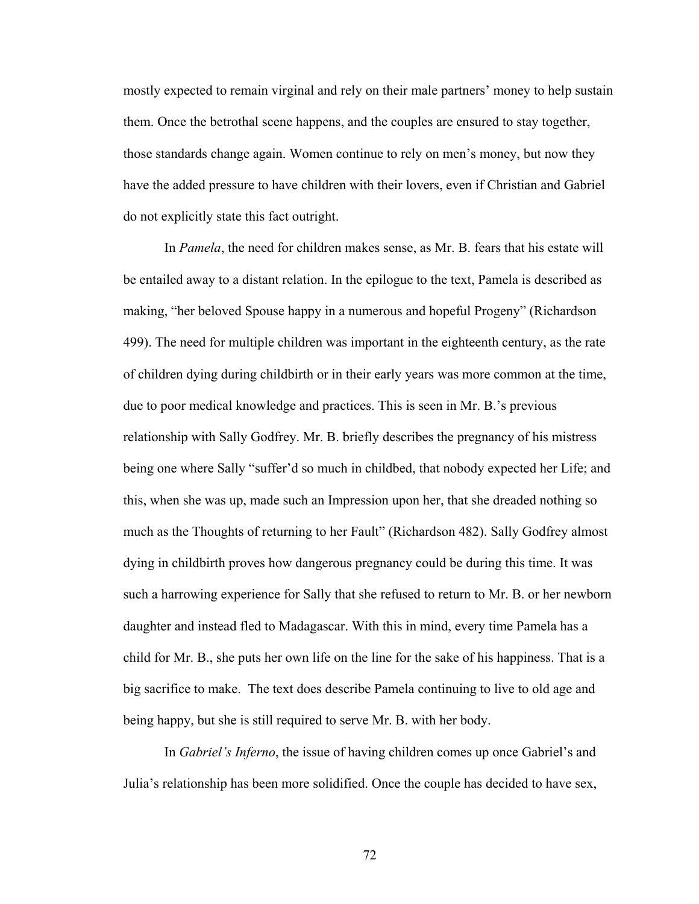mostly expected to remain virginal and rely on their male partners' money to help sustain them. Once the betrothal scene happens, and the couples are ensured to stay together, those standards change again. Women continue to rely on men's money, but now they have the added pressure to have children with their lovers, even if Christian and Gabriel do not explicitly state this fact outright.

In *Pamela*, the need for children makes sense, as Mr. B. fears that his estate will be entailed away to a distant relation. In the epilogue to the text, Pamela is described as making, "her beloved Spouse happy in a numerous and hopeful Progeny" (Richardson 499). The need for multiple children was important in the eighteenth century, as the rate of children dying during childbirth or in their early years was more common at the time, due to poor medical knowledge and practices. This is seen in Mr. B.'s previous relationship with Sally Godfrey. Mr. B. briefly describes the pregnancy of his mistress being one where Sally "suffer'd so much in childbed, that nobody expected her Life; and this, when she was up, made such an Impression upon her, that she dreaded nothing so much as the Thoughts of returning to her Fault" (Richardson 482). Sally Godfrey almost dying in childbirth proves how dangerous pregnancy could be during this time. It was such a harrowing experience for Sally that she refused to return to Mr. B. or her newborn daughter and instead fled to Madagascar. With this in mind, every time Pamela has a child for Mr. B., she puts her own life on the line for the sake of his happiness. That is a big sacrifice to make. The text does describe Pamela continuing to live to old age and being happy, but she is still required to serve Mr. B. with her body.

In *Gabriel's Inferno*, the issue of having children comes up once Gabriel's and Julia's relationship has been more solidified. Once the couple has decided to have sex,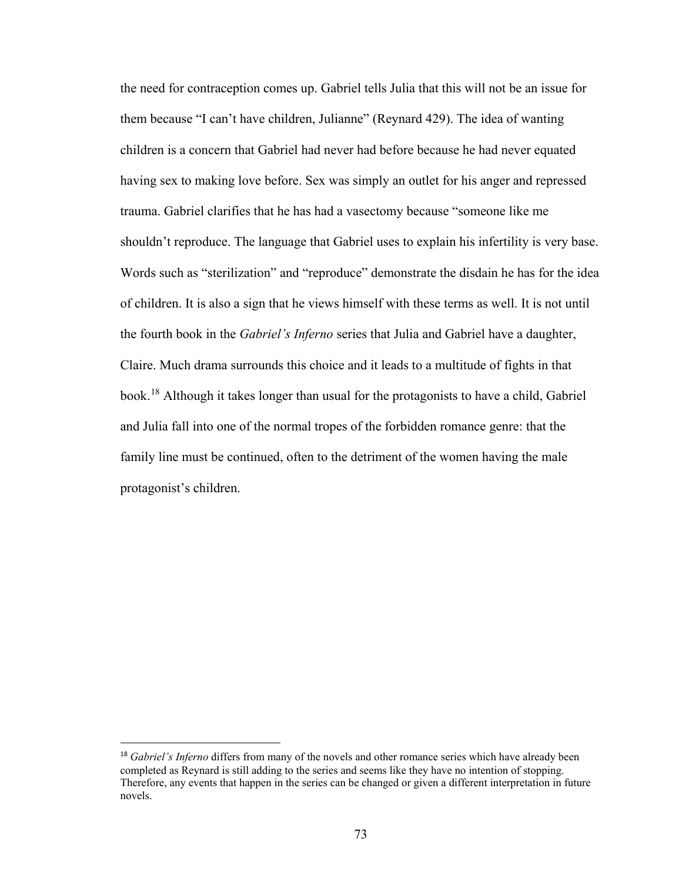the need for contraception comes up. Gabriel tells Julia that this will not be an issue for them because "I can't have children, Julianne" (Reynard 429). The idea of wanting children is a concern that Gabriel had never had before because he had never equated having sex to making love before. Sex was simply an outlet for his anger and repressed trauma. Gabriel clarifies that he has had a vasectomy because "someone like me shouldn't reproduce. The language that Gabriel uses to explain his infertility is very base. Words such as "sterilization" and "reproduce" demonstrate the disdain he has for the idea of children. It is also a sign that he views himself with these terms as well. It is not until the fourth book in the *Gabriel's Inferno* series that Julia and Gabriel have a daughter, Claire. Much drama surrounds this choice and it leads to a multitude of fights in that book.[18] Although it takes longer than usual for the protagonists to have a child, Gabriel and Julia fall into one of the normal tropes of the forbidden romance genre: that the family line must be continued, often to the detriment of the women having the male protagonist's children.

[18] *Gabriel's Inferno* differs from many of the novels and other romance series which have already been completed as Reynard is still adding to the series and seems like they have no intention of stopping. Therefore, any events that happen in the series can be changed or given a different interpretation in future novels.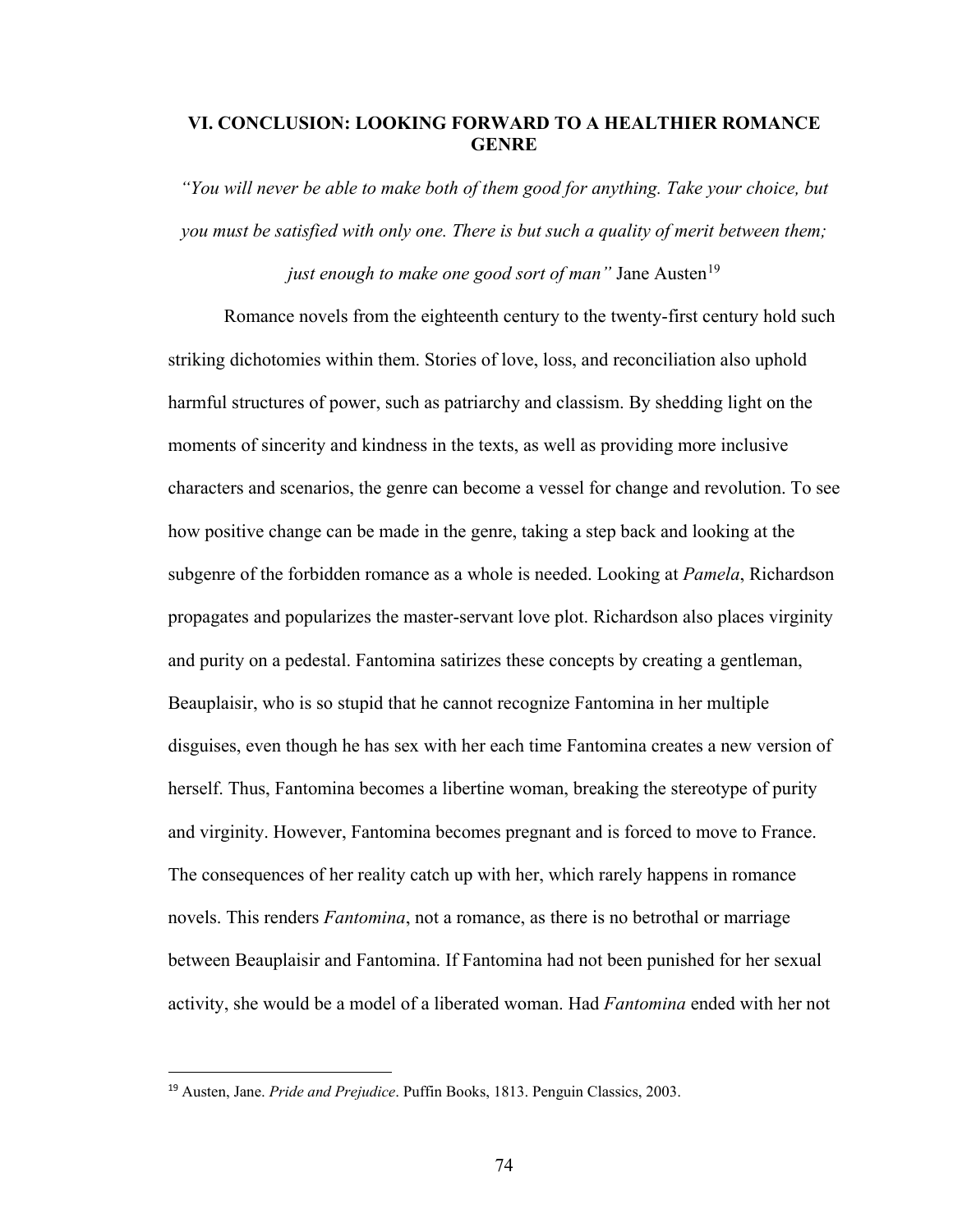## VI. CONCLUSION: LOOKING FORWARD TO A HEALTHIER ROMANCE GENRE

*"You will never be able to make both of them good for anything. Take your choice, but you must be satisfied with only one. There is but such a quality of merit between them; just enough to make one good sort of man"* Jane Austen[19]

Romance novels from the eighteenth century to the twenty-first century hold such striking dichotomies within them. Stories of love, loss, and reconciliation also uphold harmful structures of power, such as patriarchy and classism. By shedding light on the moments of sincerity and kindness in the texts, as well as providing more inclusive characters and scenarios, the genre can become a vessel for change and revolution. To see how positive change can be made in the genre, taking a step back and looking at the subgenre of the forbidden romance as a whole is needed. Looking at *Pamela*, Richardson propagates and popularizes the master-servant love plot. Richardson also places virginity and purity on a pedestal. Fantomina satirizes these concepts by creating a gentleman, Beauplaisir, who is so stupid that he cannot recognize Fantomina in her multiple disguises, even though he has sex with her each time Fantomina creates a new version of herself. Thus, Fantomina becomes a libertine woman, breaking the stereotype of purity and virginity. However, Fantomina becomes pregnant and is forced to move to France. The consequences of her reality catch up with her, which rarely happens in romance novels. This renders *Fantomina*, not a romance, as there is no betrothal or marriage between Beauplaisir and Fantomina. If Fantomina had not been punished for her sexual activity, she would be a model of a liberated woman. Had *Fantomina* ended with her not

[19] Austen, Jane. *Pride and Prejudice*. Puffin Books, 1813. Penguin Classics, 2003.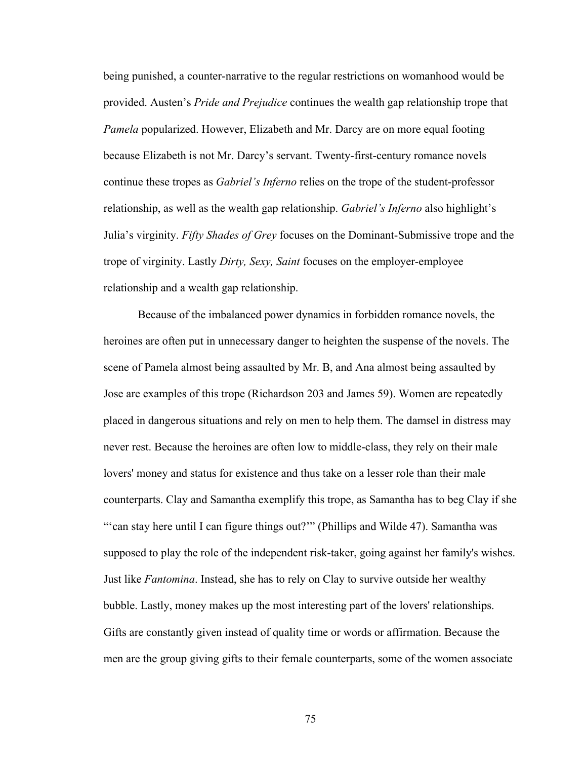being punished, a counter-narrative to the regular restrictions on womanhood would be provided. Austen's *Pride and Prejudice* continues the wealth gap relationship trope that *Pamela* popularized. However, Elizabeth and Mr. Darcy are on more equal footing because Elizabeth is not Mr. Darcy's servant. Twenty-first-century romance novels continue these tropes as *Gabriel's Inferno* relies on the trope of the student-professor relationship, as well as the wealth gap relationship. *Gabriel's Inferno* also highlight's Julia's virginity. *Fifty Shades of Grey* focuses on the Dominant-Submissive trope and the trope of virginity. Lastly *Dirty, Sexy, Saint* focuses on the employer-employee relationship and a wealth gap relationship.

Because of the imbalanced power dynamics in forbidden romance novels, the heroines are often put in unnecessary danger to heighten the suspense of the novels. The scene of Pamela almost being assaulted by Mr. B, and Ana almost being assaulted by Jose are examples of this trope (Richardson 203 and James 59). Women are repeatedly placed in dangerous situations and rely on men to help them. The damsel in distress may never rest. Because the heroines are often low to middle-class, they rely on their male lovers' money and status for existence and thus take on a lesser role than their male counterparts. Clay and Samantha exemplify this trope, as Samantha has to beg Clay if she "'can stay here until I can figure things out?'" (Phillips and Wilde 47). Samantha was supposed to play the role of the independent risk-taker, going against her family's wishes. Just like *Fantomina*. Instead, she has to rely on Clay to survive outside her wealthy bubble. Lastly, money makes up the most interesting part of the lovers' relationships. Gifts are constantly given instead of quality time or words or affirmation. Because the men are the group giving gifts to their female counterparts, some of the women associate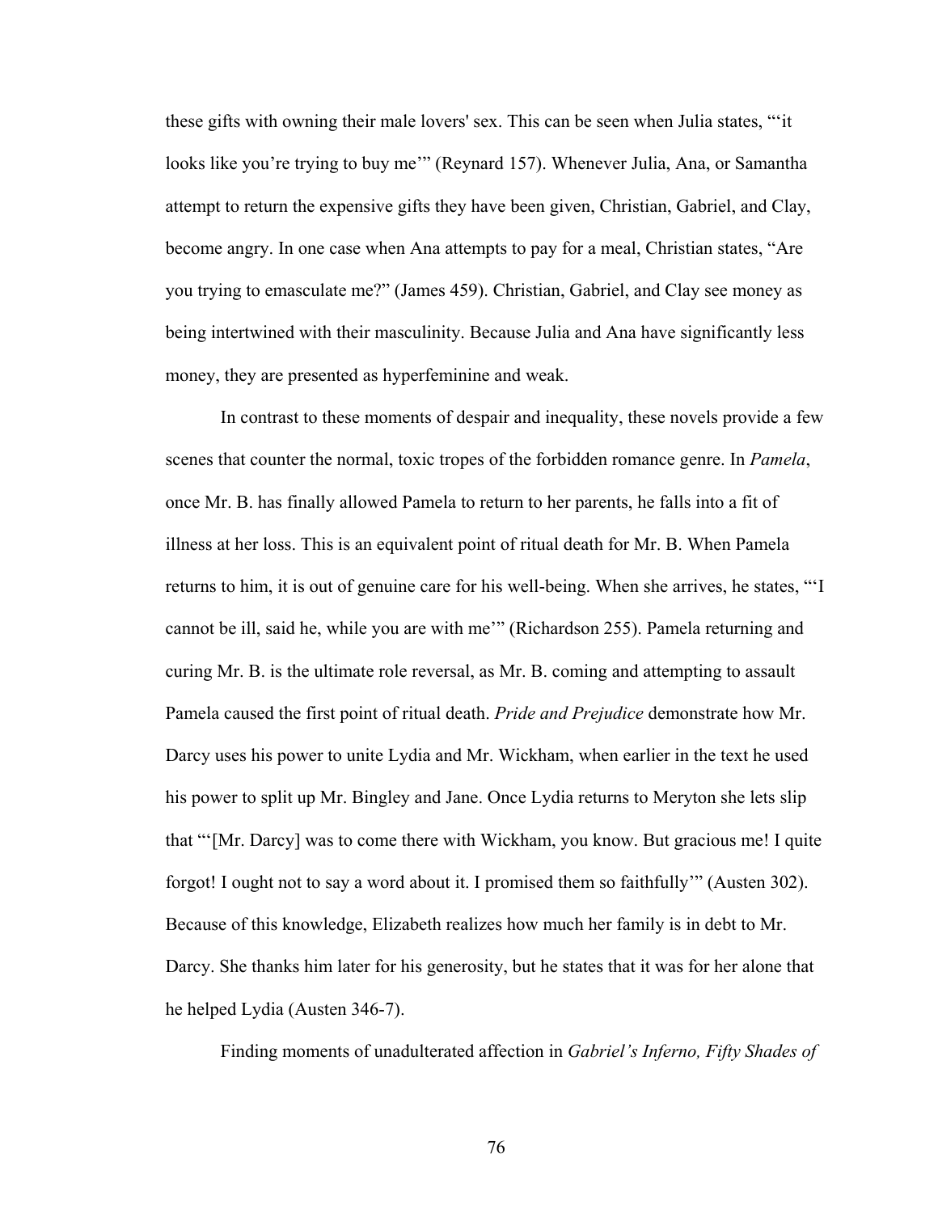these gifts with owning their male lovers' sex. This can be seen when Julia states, "'it looks like you're trying to buy me'" (Reynard 157). Whenever Julia, Ana, or Samantha attempt to return the expensive gifts they have been given, Christian, Gabriel, and Clay, become angry. In one case when Ana attempts to pay for a meal, Christian states, "Are you trying to emasculate me?" (James 459). Christian, Gabriel, and Clay see money as being intertwined with their masculinity. Because Julia and Ana have significantly less money, they are presented as hyperfeminine and weak.

In contrast to these moments of despair and inequality, these novels provide a few scenes that counter the normal, toxic tropes of the forbidden romance genre. In *Pamela*, once Mr. B. has finally allowed Pamela to return to her parents, he falls into a fit of illness at her loss. This is an equivalent point of ritual death for Mr. B. When Pamela returns to him, it is out of genuine care for his well-being. When she arrives, he states, "'I cannot be ill, said he, while you are with me'" (Richardson 255). Pamela returning and curing Mr. B. is the ultimate role reversal, as Mr. B. coming and attempting to assault Pamela caused the first point of ritual death. *Pride and Prejudice* demonstrate how Mr. Darcy uses his power to unite Lydia and Mr. Wickham, when earlier in the text he used his power to split up Mr. Bingley and Jane. Once Lydia returns to Meryton she lets slip that "'[Mr. Darcy] was to come there with Wickham, you know. But gracious me! I quite forgot! I ought not to say a word about it. I promised them so faithfully'" (Austen 302). Because of this knowledge, Elizabeth realizes how much her family is in debt to Mr. Darcy. She thanks him later for his generosity, but he states that it was for her alone that he helped Lydia (Austen 346-7).

Finding moments of unadulterated affection in *Gabriel's Inferno, Fifty Shades of*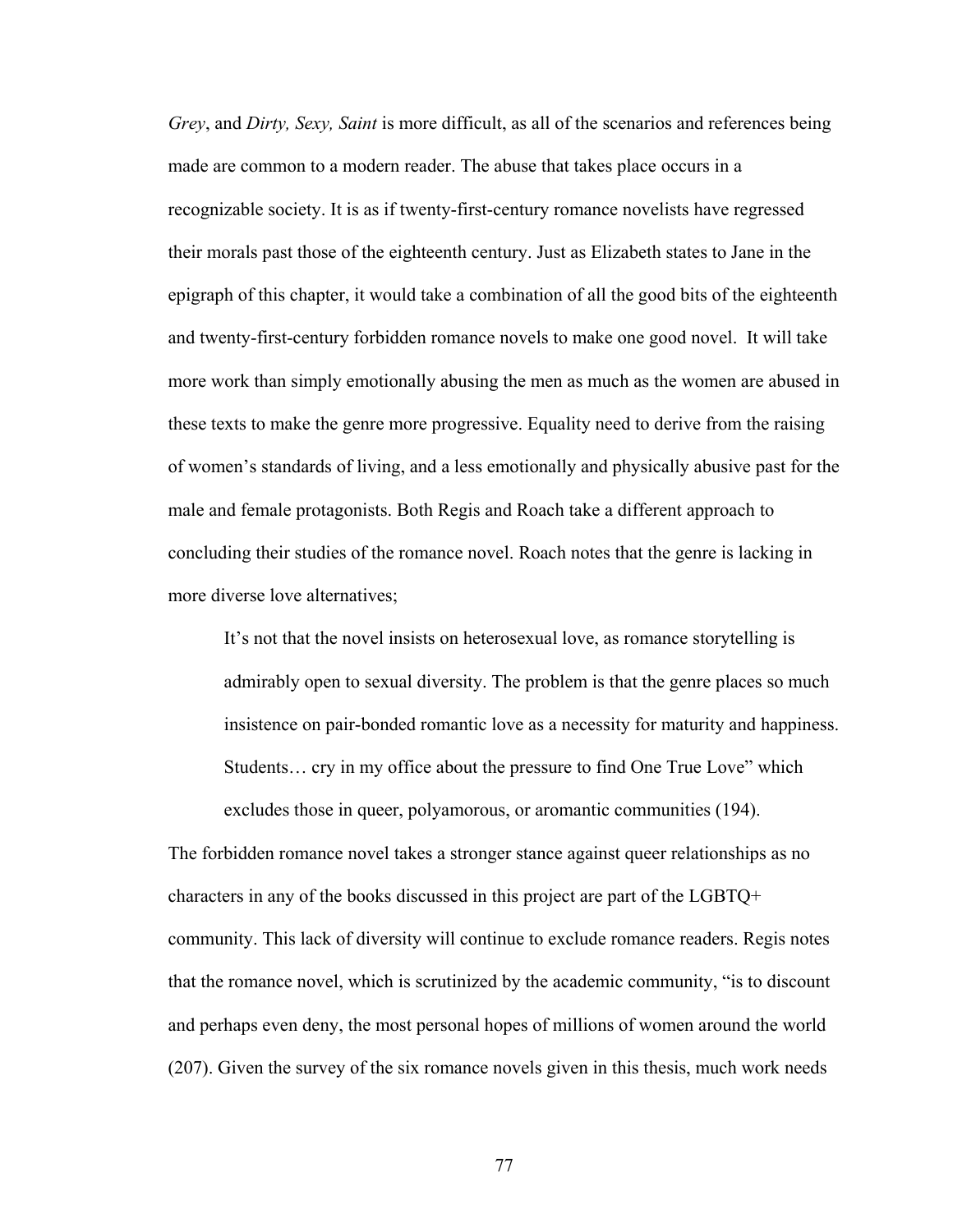*Grey*, and *Dirty, Sexy, Saint* is more difficult, as all of the scenarios and references being made are common to a modern reader. The abuse that takes place occurs in a recognizable society. It is as if twenty-first-century romance novelists have regressed their morals past those of the eighteenth century. Just as Elizabeth states to Jane in the epigraph of this chapter, it would take a combination of all the good bits of the eighteenth and twenty-first-century forbidden romance novels to make one good novel.  It will take more work than simply emotionally abusing the men as much as the women are abused in these texts to make the genre more progressive. Equality need to derive from the raising of women's standards of living, and a less emotionally and physically abusive past for the male and female protagonists. Both Regis and Roach take a different approach to concluding their studies of the romance novel. Roach notes that the genre is lacking in more diverse love alternatives;

> It's not that the novel insists on heterosexual love, as romance storytelling is admirably open to sexual diversity. The problem is that the genre places so much insistence on pair-bonded romantic love as a necessity for maturity and happiness. Students… cry in my office about the pressure to find One True Love" which excludes those in queer, polyamorous, or aromantic communities (194).

The forbidden romance novel takes a stronger stance against queer relationships as no characters in any of the books discussed in this project are part of the LGBTQ+ community. This lack of diversity will continue to exclude romance readers. Regis notes that the romance novel, which is scrutinized by the academic community, "is to discount and perhaps even deny, the most personal hopes of millions of women around the world (207). Given the survey of the six romance novels given in this thesis, much work needs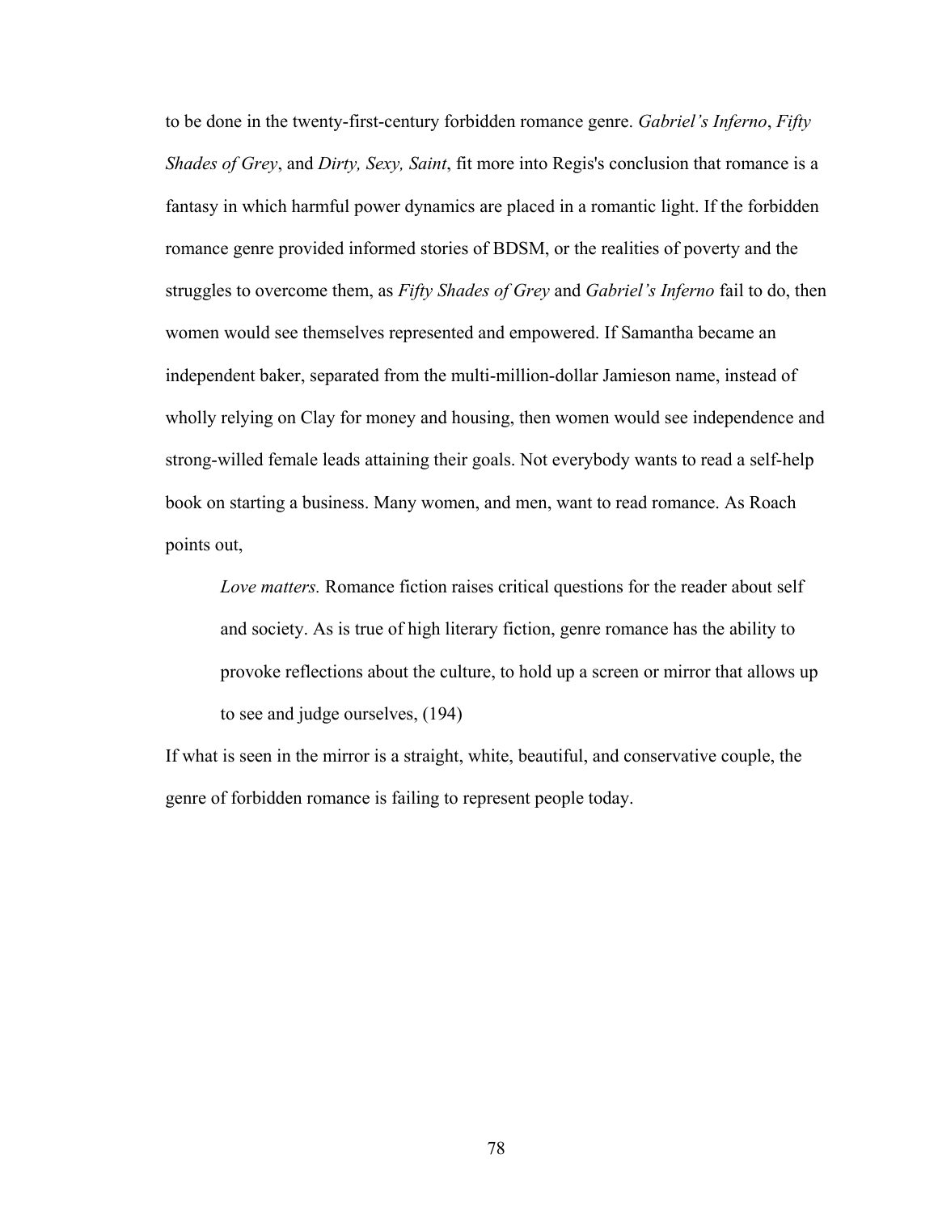to be done in the twenty-first-century forbidden romance genre. *Gabriel's Inferno*, *Fifty Shades of Grey*, and *Dirty, Sexy, Saint*, fit more into Regis's conclusion that romance is a fantasy in which harmful power dynamics are placed in a romantic light. If the forbidden romance genre provided informed stories of BDSM, or the realities of poverty and the struggles to overcome them, as *Fifty Shades of Grey* and *Gabriel's Inferno* fail to do, then women would see themselves represented and empowered. If Samantha became an independent baker, separated from the multi-million-dollar Jamieson name, instead of wholly relying on Clay for money and housing, then women would see independence and strong-willed female leads attaining their goals. Not everybody wants to read a self-help book on starting a business. Many women, and men, want to read romance. As Roach points out,

> *Love matters.* Romance fiction raises critical questions for the reader about self and society. As is true of high literary fiction, genre romance has the ability to provoke reflections about the culture, to hold up a screen or mirror that allows up to see and judge ourselves, (194)

If what is seen in the mirror is a straight, white, beautiful, and conservative couple, the genre of forbidden romance is failing to represent people today.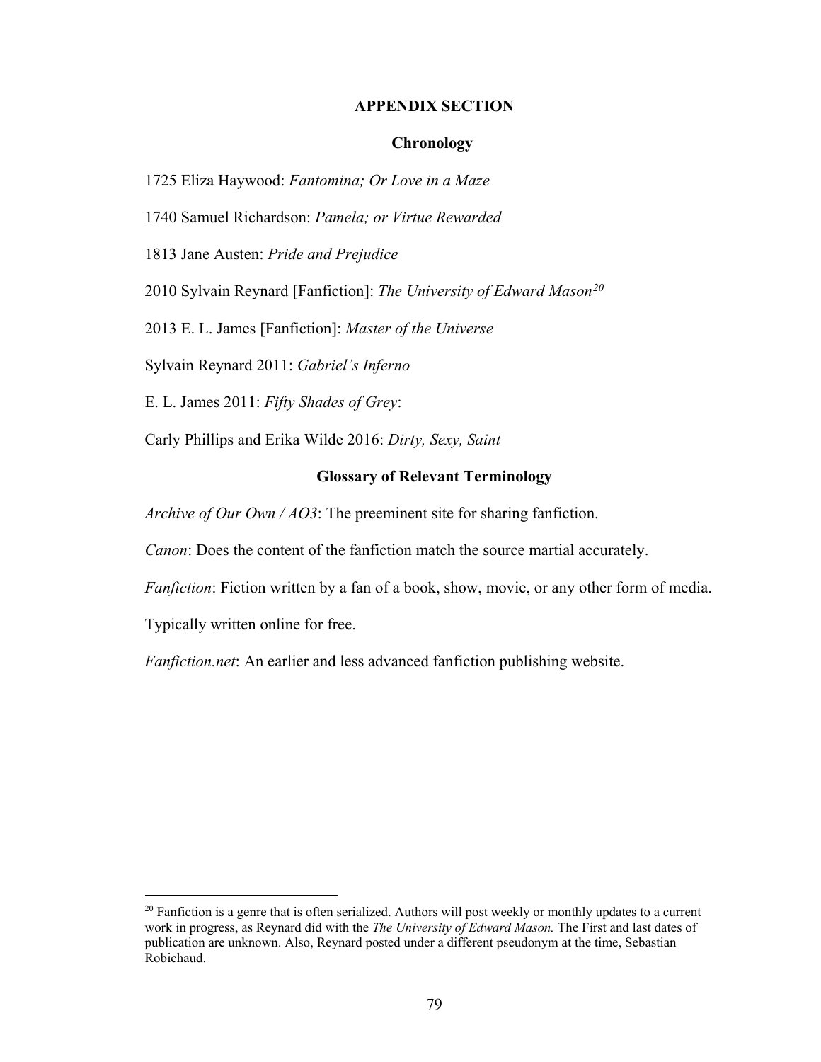## APPENDIX SECTION

### Chronology

1725 Eliza Haywood: *Fantomina; Or Love in a Maze*

1740 Samuel Richardson: *Pamela; or Virtue Rewarded*

1813 Jane Austen: *Pride and Prejudice*

2010 Sylvain Reynard [Fanfiction]: *The University of Edward Mason*[20]

2013 E. L. James [Fanfiction]: *Master of the Universe*

Sylvain Reynard 2011: *Gabriel's Inferno*

E. L. James 2011: *Fifty Shades of Grey*:

Carly Phillips and Erika Wilde 2016: *Dirty, Sexy, Saint*

### Glossary of Relevant Terminology

*Archive of Our Own / AO3*: The preeminent site for sharing fanfiction.

*Canon*: Does the content of the fanfiction match the source martial accurately.

*Fanfiction*: Fiction written by a fan of a book, show, movie, or any other form of media. Typically written online for free.

*Fanfiction.net*: An earlier and less advanced fanfiction publishing website.

---

[20] Fanfiction is a genre that is often serialized. Authors will post weekly or monthly updates to a current work in progress, as Reynard did with the *The University of Edward Mason.* The First and last dates of publication are unknown. Also, Reynard posted under a different pseudonym at the time, Sebastian Robichaud.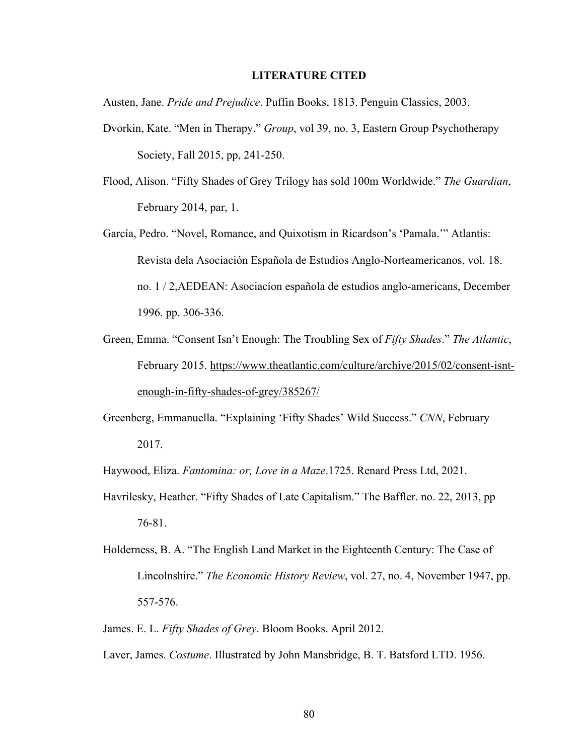**LITERATURE CITED**

Austen, Jane. *Pride and Prejudice*. Puffin Books, 1813. Penguin Classics, 2003.

Dvorkin, Kate. "Men in Therapy." *Group*, vol 39, no. 3, Eastern Group Psychotherapy Society, Fall 2015, pp, 241-250.

Flood, Alison. "Fifty Shades of Grey Trilogy has sold 100m Worldwide." *The Guardian*, February 2014, par, 1.

García, Pedro. "Novel, Romance, and Quixotism in Ricardson's 'Pamala.'" Atlantis: Revista dela Asociación Española de Estudios Anglo-Norteamericanos, vol. 18. no. 1 / 2,AEDEAN: Asociacíon española de estudios anglo-americans, December 1996. pp. 306-336.

Green, Emma. "Consent Isn't Enough: The Troubling Sex of *Fifty Shades*." *The Atlantic*, February 2015. https://www.theatlantic.com/culture/archive/2015/02/consent-isnt-enough-in-fifty-shades-of-grey/385267/

Greenberg, Emmanuella. "Explaining 'Fifty Shades' Wild Success." *CNN*, February 2017.

Haywood, Eliza. *Fantomina: or, Love in a Maze*.1725. Renard Press Ltd, 2021.

Havrilesky, Heather. "Fifty Shades of Late Capitalism." The Baffler. no. 22, 2013, pp 76-81.

Holderness, B. A. "The English Land Market in the Eighteenth Century: The Case of Lincolnshire." *The Economic History Review*, vol. 27, no. 4, November 1947, pp. 557-576.

James. E. L. *Fifty Shades of Grey*. Bloom Books. April 2012.

Laver, James. *Costume*. Illustrated by John Mansbridge, B. T. Batsford LTD. 1956.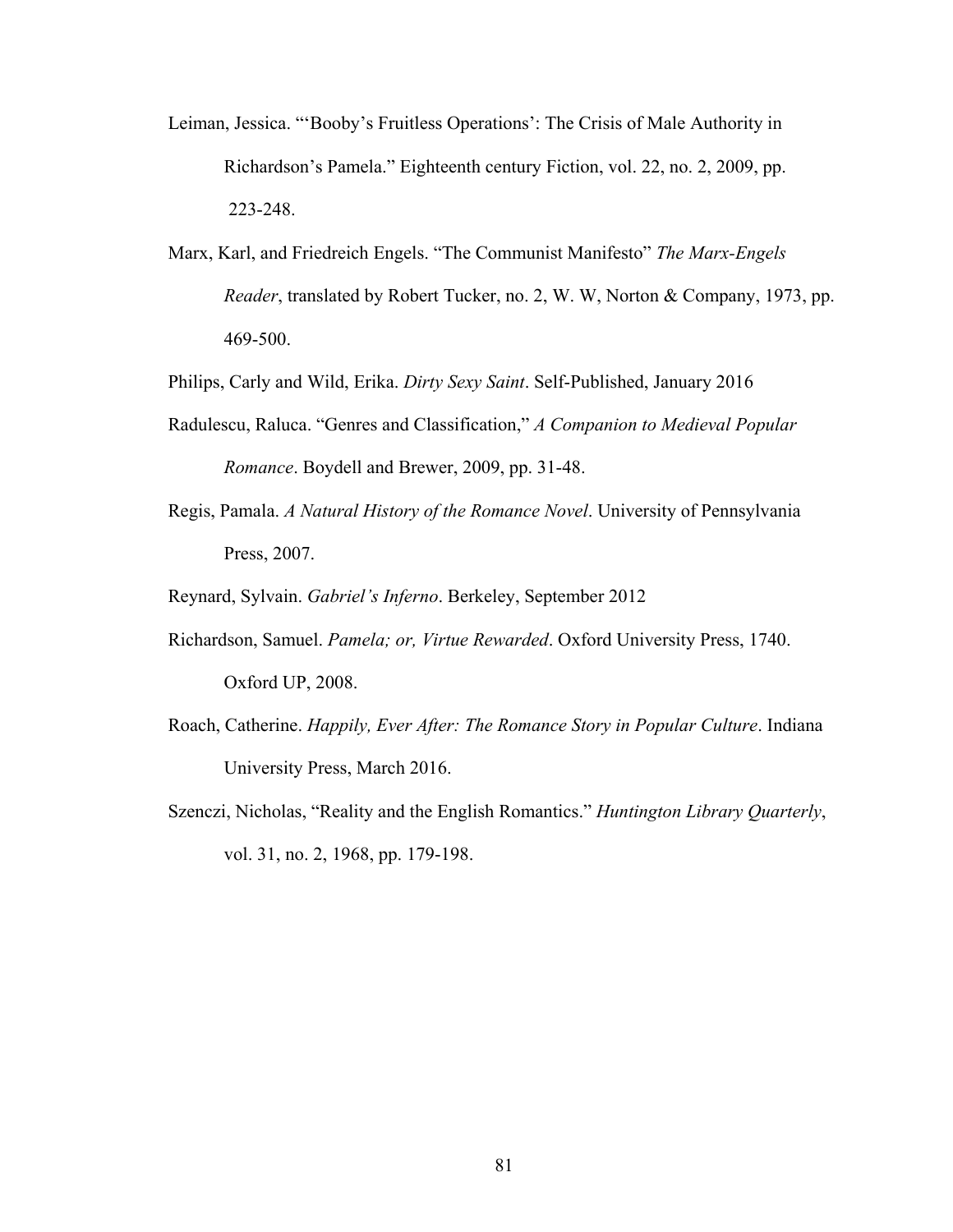Leiman, Jessica. "'Booby's Fruitless Operations': The Crisis of Male Authority in Richardson's Pamela." Eighteenth century Fiction, vol. 22, no. 2, 2009, pp. 223-248.

Marx, Karl, and Friedreich Engels. "The Communist Manifesto" *The Marx-Engels Reader*, translated by Robert Tucker, no. 2, W. W, Norton & Company, 1973, pp. 469-500.

Philips, Carly and Wild, Erika. *Dirty Sexy Saint*. Self-Published, January 2016

Radulescu, Raluca. "Genres and Classification," *A Companion to Medieval Popular Romance*. Boydell and Brewer, 2009, pp. 31-48.

Regis, Pamala. *A Natural History of the Romance Novel*. University of Pennsylvania Press, 2007.

Reynard, Sylvain. *Gabriel's Inferno*. Berkeley, September 2012

Richardson, Samuel. *Pamela; or, Virtue Rewarded*. Oxford University Press, 1740. Oxford UP, 2008.

Roach, Catherine. *Happily, Ever After: The Romance Story in Popular Culture*. Indiana University Press, March 2016.

Szenczi, Nicholas, "Reality and the English Romantics." *Huntington Library Quarterly*, vol. 31, no. 2, 1968, pp. 179-198.